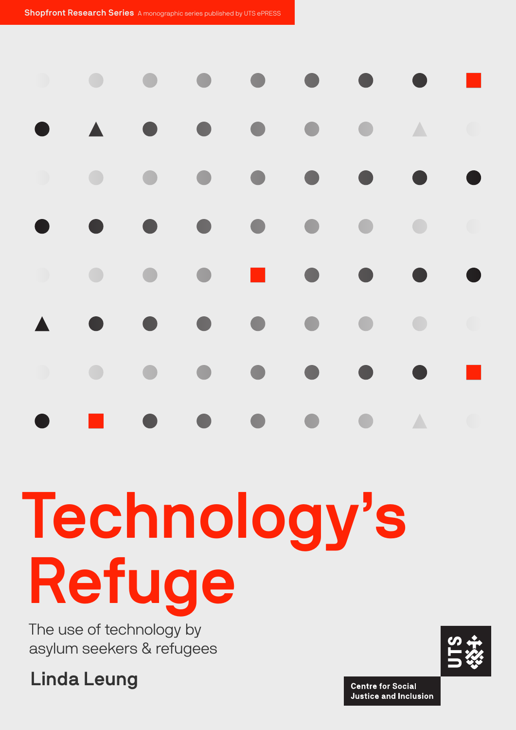Shopfront Research Series A monographic series published by UTS ePRESS

# Technology's Refuge

## The use of technology by asylum seekers & refugees

**Linda Leung**

UTS

Centre for Social Justice and Inclusion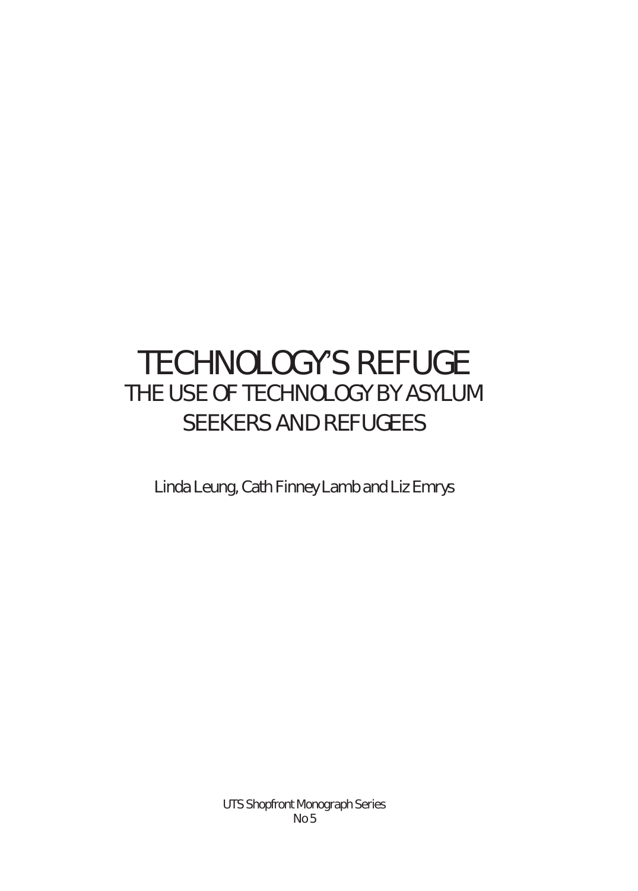# TECHNOLOGY'S REFUGE

## THE USE OF TECHNOLOGY BY ASYLUM SEEKERS AND REFUGEES

Linda Leung, Cath Finney Lamb and Liz Emrys

UTS Shopfront Monograph Series
No 5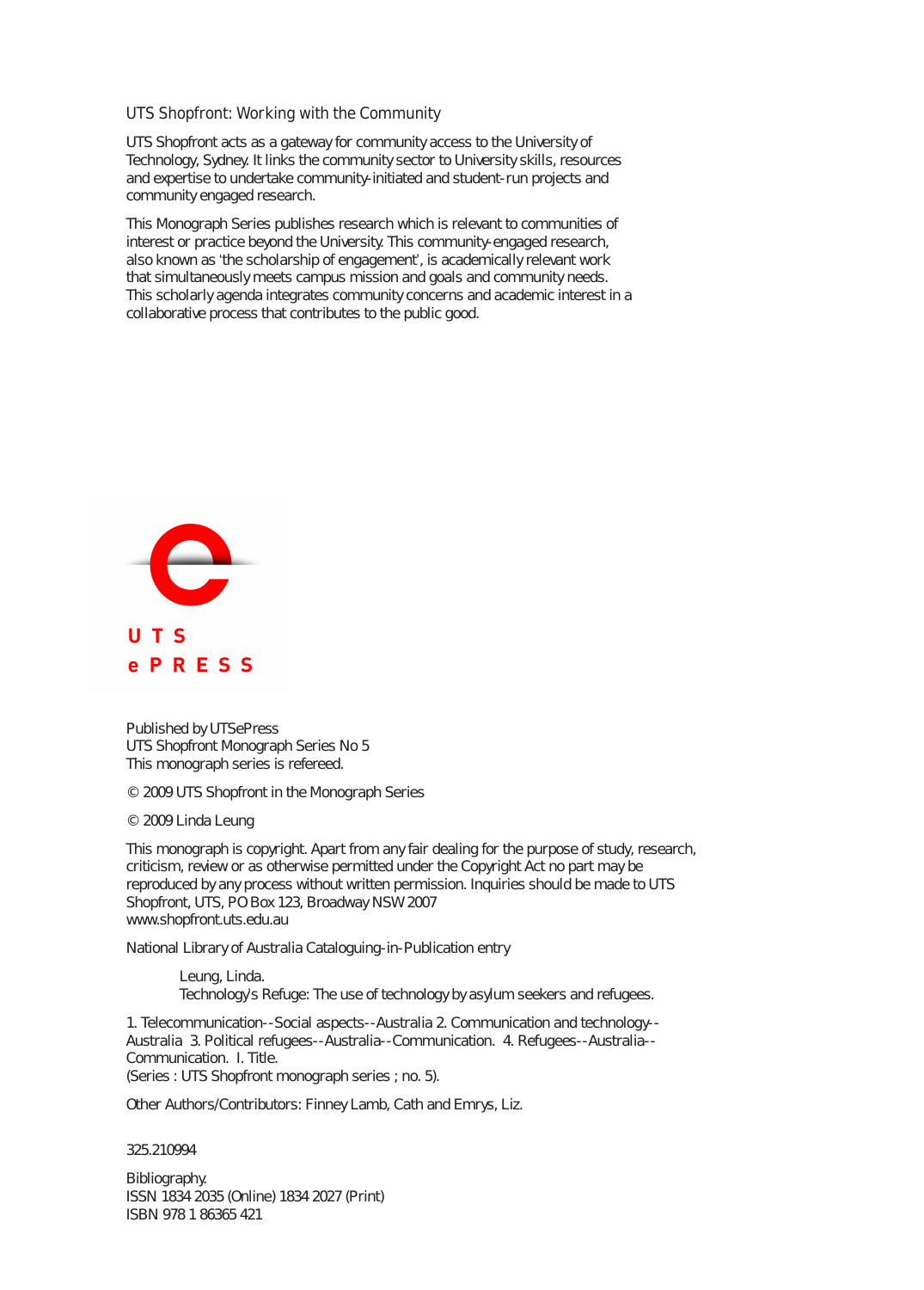## UTS Shopfront: Working with the Community

UTS Shopfront acts as a gateway for community access to the University of Technology, Sydney. It links the community sector to University skills, resources and expertise to undertake community-initiated and student-run projects and community engaged research.

This Monograph Series publishes research which is relevant to communities of interest or practice beyond the University. This community-engaged research, also known as 'the scholarship of engagement', is academically relevant work that simultaneously meets campus mission and goals and community needs. This scholarly agenda integrates community concerns and academic interest in a collaborative process that contributes to the public good.

UTS
ePRESS

Published by UTSePress
UTS Shopfront Monograph Series No 5
This monograph series is refereed.

© 2009 UTS Shopfront in the Monograph Series

© 2009 Linda Leung

This monograph is copyright. Apart from any fair dealing for the purpose of study, research, criticism, review or as otherwise permitted under the Copyright Act no part may be reproduced by any process without written permission. Inquiries should be made to UTS Shopfront, UTS, PO Box 123, Broadway NSW 2007
www.shopfront.uts.edu.au

National Library of Australia Cataloguing-in-Publication entry

> Leung, Linda.
> Technology's Refuge: The use of technology by asylum seekers and refugees.

1. Telecommunication--Social aspects--Australia 2. Communication and technology--Australia 3. Political refugees--Australia--Communication. 4. Refugees--Australia--Communication. I. Title.
(Series : UTS Shopfront monograph series ; no. 5).

Other Authors/Contributors: Finney Lamb, Cath and Emrys, Liz.

325.210994

Bibliography.
ISSN 1834 2035 (Online) 1834 2027 (Print)
ISBN 978 1 86365 421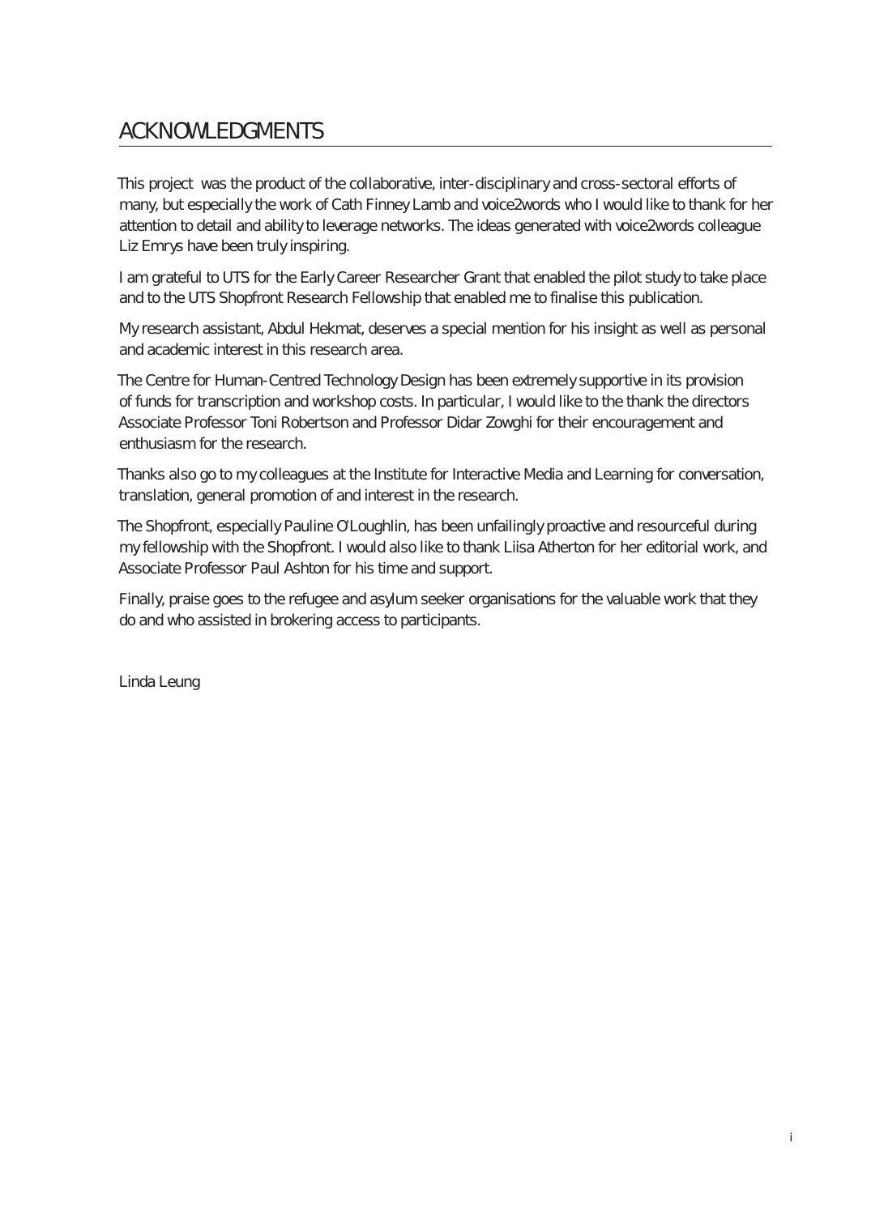# ACKNOWLEDGMENTS

This project was the product of the collaborative, inter-disciplinary and cross-sectoral efforts of many, but especially the work of Cath Finney Lamb and voice2words who I would like to thank for her attention to detail and ability to leverage networks. The ideas generated with voice2words colleague Liz Emrys have been truly inspiring.

I am grateful to UTS for the Early Career Researcher Grant that enabled the pilot study to take place and to the UTS Shopfront Research Fellowship that enabled me to finalise this publication.

My research assistant, Abdul Hekmat, deserves a special mention for his insight as well as personal and academic interest in this research area.

The Centre for Human-Centred Technology Design has been extremely supportive in its provision of funds for transcription and workshop costs. In particular, I would like to the thank the directors Associate Professor Toni Robertson and Professor Didar Zowghi for their encouragement and enthusiasm for the research.

Thanks also go to my colleagues at the Institute for Interactive Media and Learning for conversation, translation, general promotion of and interest in the research.

The Shopfront, especially Pauline O'Loughlin, has been unfailingly proactive and resourceful during my fellowship with the Shopfront. I would also like to thank Liisa Atherton for her editorial work, and Associate Professor Paul Ashton for his time and support.

Finally, praise goes to the refugee and asylum seeker organisations for the valuable work that they do and who assisted in brokering access to participants.

Linda Leung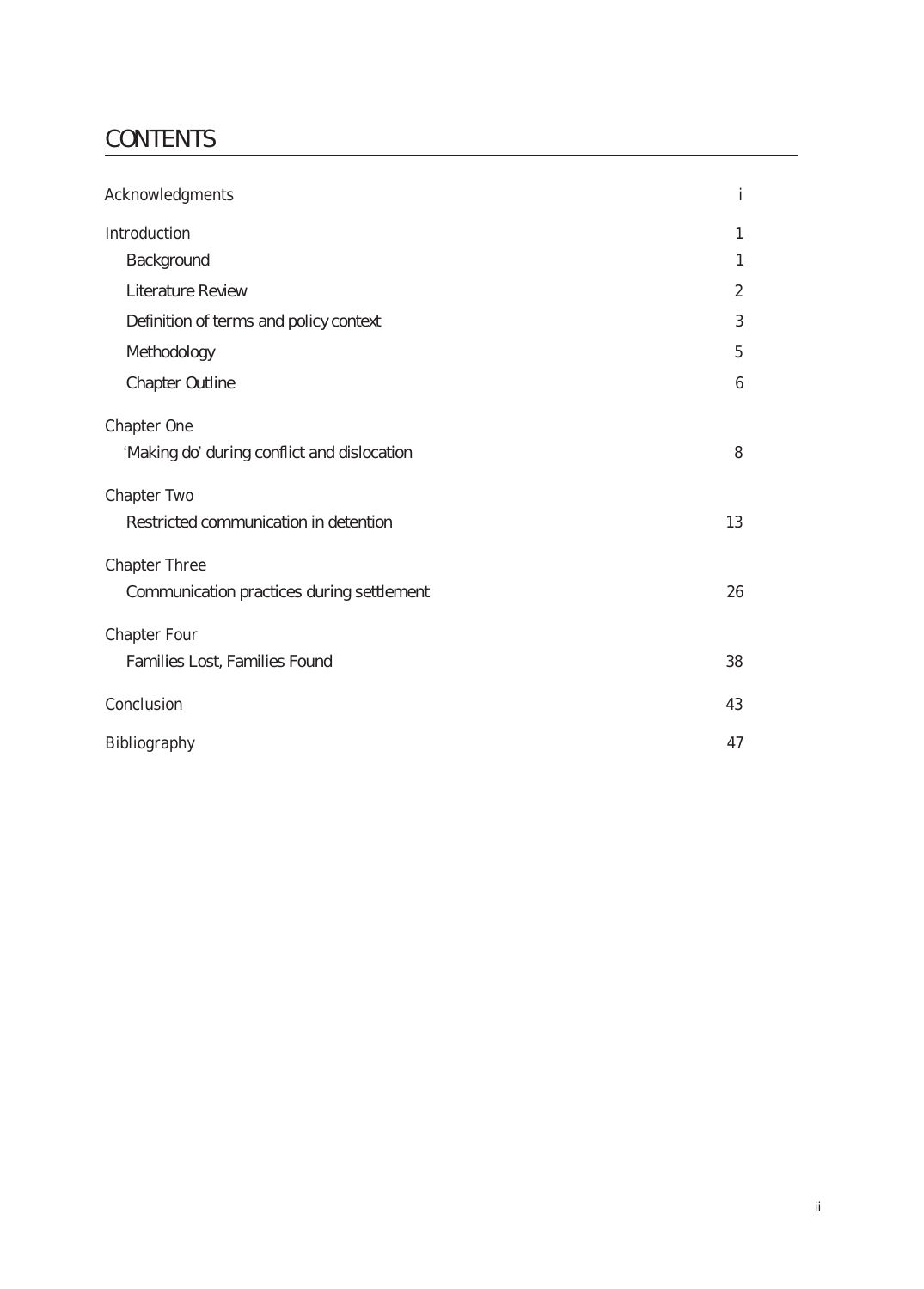# CONTENTS

| | |
|---|---|
| Acknowledgments | i |
| Introduction | 1 |
| Background | 1 |
| Literature Review | 2 |
| Definition of terms and policy context | 3 |
| Methodology | 5 |
| Chapter Outline | 6 |
| Chapter One | |
| 'Making do' during conflict and dislocation | 8 |
| Chapter Two | |
| Restricted communication in detention | 13 |
| Chapter Three | |
| Communication practices during settlement | 26 |
| Chapter Four | |
| Families Lost, Families Found | 38 |
| Conclusion | 43 |
| Bibliography | 47 |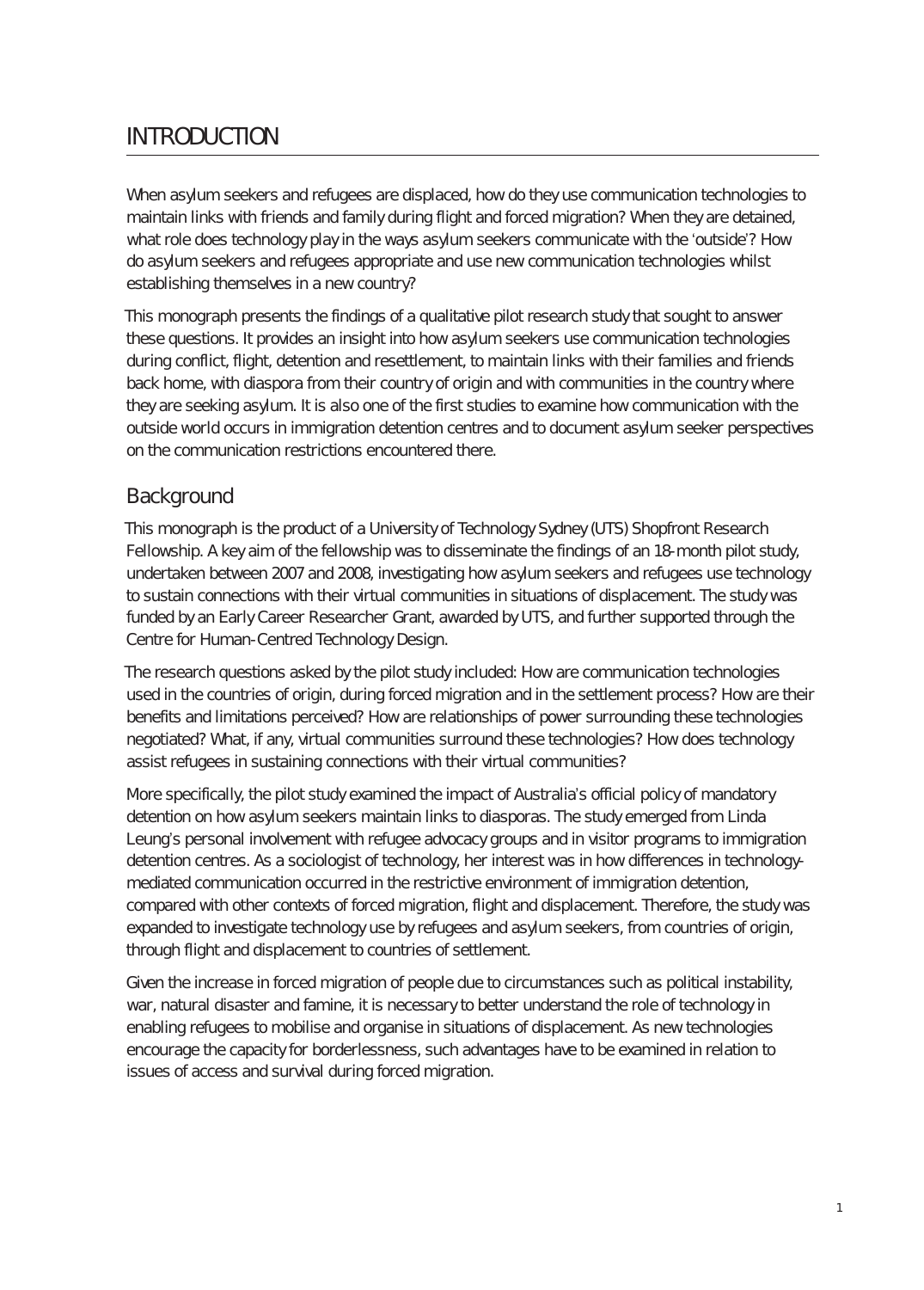# INTRODUCTION

When asylum seekers and refugees are displaced, how do they use communication technologies to maintain links with friends and family during flight and forced migration? When they are detained, what role does technology play in the ways asylum seekers communicate with the 'outside'? How do asylum seekers and refugees appropriate and use new communication technologies whilst establishing themselves in a new country?

This monograph presents the findings of a qualitative pilot research study that sought to answer these questions. It provides an insight into how asylum seekers use communication technologies during conflict, flight, detention and resettlement, to maintain links with their families and friends back home, with diaspora from their country of origin and with communities in the country where they are seeking asylum. It is also one of the first studies to examine how communication with the outside world occurs in immigration detention centres and to document asylum seeker perspectives on the communication restrictions encountered there.

## Background

This monograph is the product of a University of Technology Sydney (UTS) Shopfront Research Fellowship. A key aim of the fellowship was to disseminate the findings of an 18-month pilot study, undertaken between 2007 and 2008, investigating how asylum seekers and refugees use technology to sustain connections with their virtual communities in situations of displacement. The study was funded by an Early Career Researcher Grant, awarded by UTS, and further supported through the Centre for Human-Centred Technology Design.

The research questions asked by the pilot study included: How are communication technologies used in the countries of origin, during forced migration and in the settlement process? How are their benefits and limitations perceived? How are relationships of power surrounding these technologies negotiated? What, if any, virtual communities surround these technologies? How does technology assist refugees in sustaining connections with their virtual communities?

More specifically, the pilot study examined the impact of Australia's official policy of mandatory detention on how asylum seekers maintain links to diasporas. The study emerged from Linda Leung's personal involvement with refugee advocacy groups and in visitor programs to immigration detention centres. As a sociologist of technology, her interest was in how differences in technology-mediated communication occurred in the restrictive environment of immigration detention, compared with other contexts of forced migration, flight and displacement. Therefore, the study was expanded to investigate technology use by refugees and asylum seekers, from countries of origin, through flight and displacement to countries of settlement.

Given the increase in forced migration of people due to circumstances such as political instability, war, natural disaster and famine, it is necessary to better understand the role of technology in enabling refugees to mobilise and organise in situations of displacement. As new technologies encourage the capacity for borderlessness, such advantages have to be examined in relation to issues of access and survival during forced migration.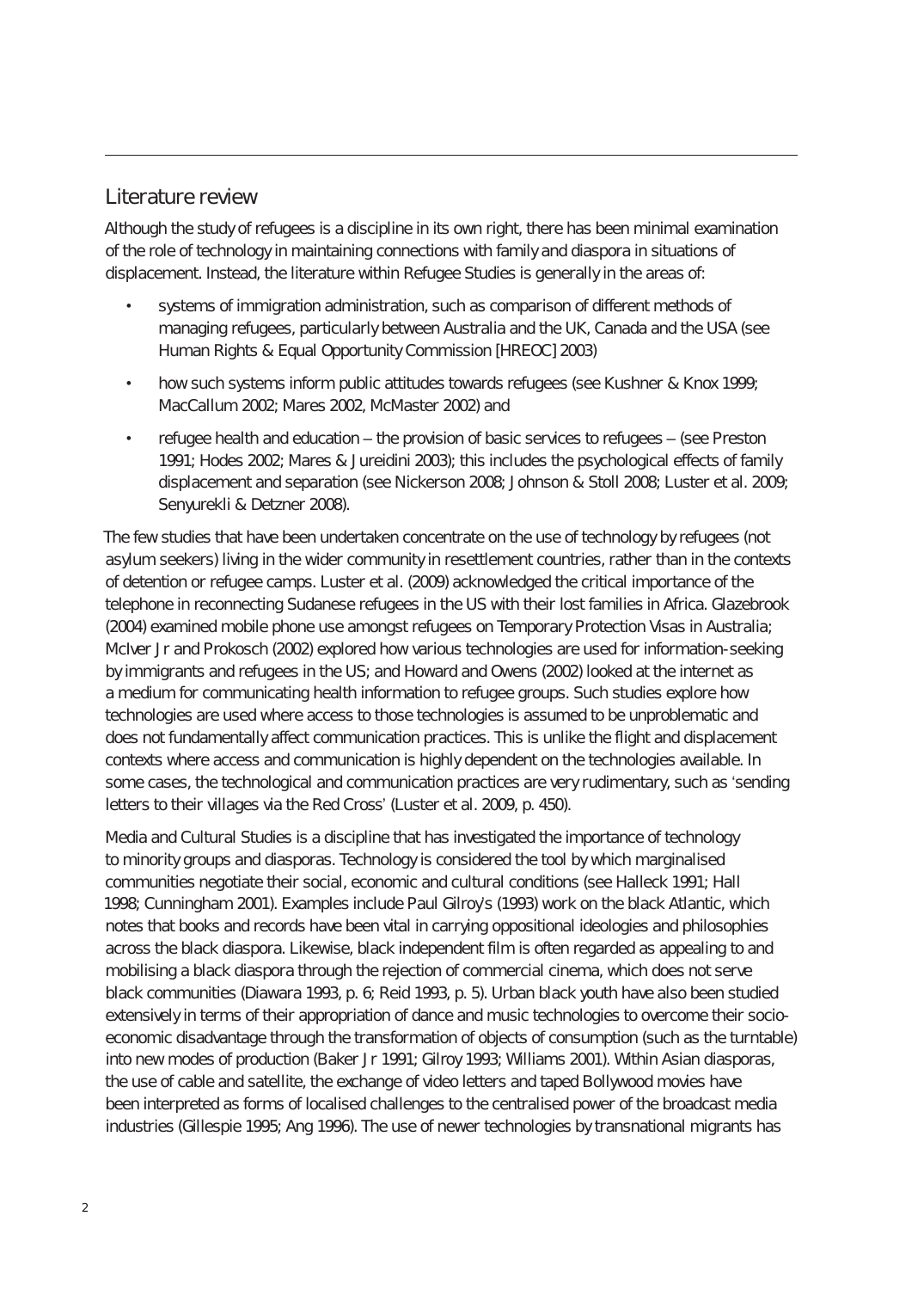## Literature review

Although the study of refugees is a discipline in its own right, there has been minimal examination of the role of technology in maintaining connections with family and diaspora in situations of displacement. Instead, the literature within Refugee Studies is generally in the areas of:

- systems of immigration administration, such as comparison of different methods of managing refugees, particularly between Australia and the UK, Canada and the USA (see Human Rights & Equal Opportunity Commission [HREOC] 2003)
- how such systems inform public attitudes towards refugees (see Kushner & Knox 1999; MacCallum 2002; Mares 2002, McMaster 2002) and
- refugee health and education – the provision of basic services to refugees – (see Preston 1991; Hodes 2002; Mares & Jureidini 2003); this includes the psychological effects of family displacement and separation (see Nickerson 2008; Johnson & Stoll 2008; Luster et al. 2009; Senyurekli & Detzner 2008).

The few studies that have been undertaken concentrate on the use of technology by refugees (not asylum seekers) living in the wider community in resettlement countries, rather than in the contexts of detention or refugee camps. Luster et al. (2009) acknowledged the critical importance of the telephone in reconnecting Sudanese refugees in the US with their lost families in Africa. Glazebrook (2004) examined mobile phone use amongst refugees on Temporary Protection Visas in Australia; McIver Jr and Prokosch (2002) explored how various technologies are used for information-seeking by immigrants and refugees in the US; and Howard and Owens (2002) looked at the internet as a medium for communicating health information to refugee groups. Such studies explore how technologies are used where access to those technologies is assumed to be unproblematic and does not fundamentally affect communication practices. This is unlike the flight and displacement contexts where access and communication is highly dependent on the technologies available. In some cases, the technological and communication practices are very rudimentary, such as 'sending letters to their villages via the Red Cross' (Luster et al. 2009, p. 450).

Media and Cultural Studies is a discipline that has investigated the importance of technology to minority groups and diasporas. Technology is considered the tool by which marginalised communities negotiate their social, economic and cultural conditions (see Halleck 1991; Hall 1998; Cunningham 2001). Examples include Paul Gilroy's (1993) work on the black Atlantic, which notes that books and records have been vital in carrying oppositional ideologies and philosophies across the black diaspora. Likewise, black independent film is often regarded as appealing to and mobilising a black diaspora through the rejection of commercial cinema, which does not serve black communities (Diawara 1993, p. 6; Reid 1993, p. 5). Urban black youth have also been studied extensively in terms of their appropriation of dance and music technologies to overcome their socio-economic disadvantage through the transformation of objects of consumption (such as the turntable) into new modes of production (Baker Jr 1991; Gilroy 1993; Williams 2001). Within Asian diasporas, the use of cable and satellite, the exchange of video letters and taped Bollywood movies have been interpreted as forms of localised challenges to the centralised power of the broadcast media industries (Gillespie 1995; Ang 1996). The use of newer technologies by transnational migrants has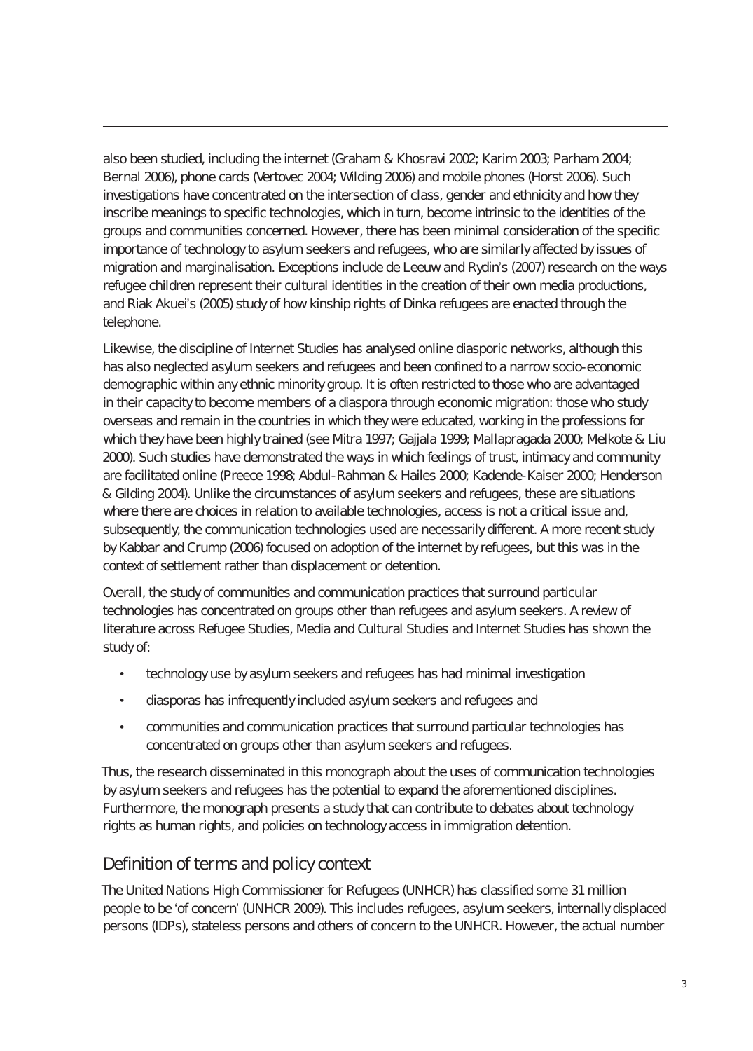also been studied, including the internet (Graham & Khosravi 2002; Karim 2003; Parham 2004; Bernal 2006), phone cards (Vertovec 2004; Wilding 2006) and mobile phones (Horst 2006). Such investigations have concentrated on the intersection of class, gender and ethnicity and how they inscribe meanings to specific technologies, which in turn, become intrinsic to the identities of the groups and communities concerned. However, there has been minimal consideration of the specific importance of technology to asylum seekers and refugees, who are similarly affected by issues of migration and marginalisation. Exceptions include de Leeuw and Rydin's (2007) research on the ways refugee children represent their cultural identities in the creation of their own media productions, and Riak Akuei's (2005) study of how kinship rights of Dinka refugees are enacted through the telephone.

Likewise, the discipline of Internet Studies has analysed online diasporic networks, although this has also neglected asylum seekers and refugees and been confined to a narrow socio-economic demographic within any ethnic minority group. It is often restricted to those who are advantaged in their capacity to become members of a diaspora through economic migration: those who study overseas and remain in the countries in which they were educated, working in the professions for which they have been highly trained (see Mitra 1997; Gajjala 1999; Mallapragada 2000; Melkote & Liu 2000). Such studies have demonstrated the ways in which feelings of trust, intimacy and community are facilitated online (Preece 1998; Abdul-Rahman & Hailes 2000; Kadende-Kaiser 2000; Henderson & Gilding 2004). Unlike the circumstances of asylum seekers and refugees, these are situations where there are choices in relation to available technologies, access is not a critical issue and, subsequently, the communication technologies used are necessarily different. A more recent study by Kabbar and Crump (2006) focused on adoption of the internet by refugees, but this was in the context of settlement rather than displacement or detention.

Overall, the study of communities and communication practices that surround particular technologies has concentrated on groups other than refugees and asylum seekers. A review of literature across Refugee Studies, Media and Cultural Studies and Internet Studies has shown the study of:

- technology use by asylum seekers and refugees has had minimal investigation
- diasporas has infrequently included asylum seekers and refugees and
- communities and communication practices that surround particular technologies has concentrated on groups other than asylum seekers and refugees.

Thus, the research disseminated in this monograph about the uses of communication technologies by asylum seekers and refugees has the potential to expand the aforementioned disciplines. Furthermore, the monograph presents a study that can contribute to debates about technology rights as human rights, and policies on technology access in immigration detention.

## Definition of terms and policy context

The United Nations High Commissioner for Refugees (UNHCR) has classified some 31 million people to be 'of concern' (UNHCR 2009). This includes refugees, asylum seekers, internally displaced persons (IDPs), stateless persons and others of concern to the UNHCR. However, the actual number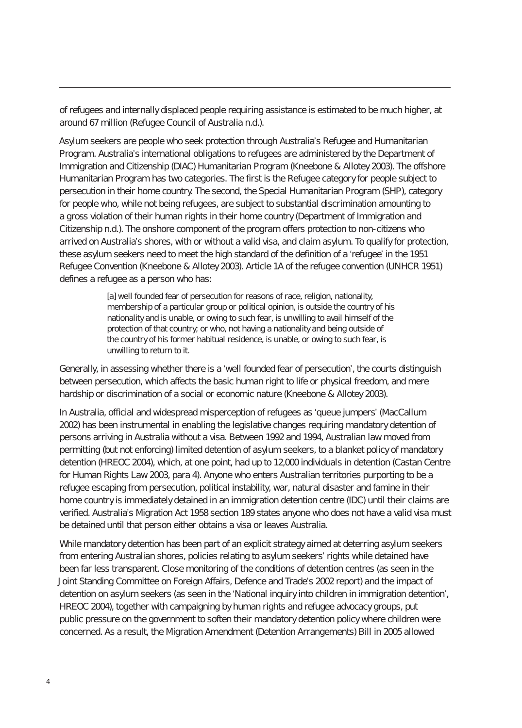of refugees and internally displaced people requiring assistance is estimated to be much higher, at around 67 million (Refugee Council of Australia n.d.).

Asylum seekers are people who seek protection through Australia's Refugee and Humanitarian Program. Australia's international obligations to refugees are administered by the Department of Immigration and Citizenship (DIAC) Humanitarian Program (Kneebone & Allotey 2003). The offshore Humanitarian Program has two categories. The first is the Refugee category for people subject to persecution in their home country. The second, the Special Humanitarian Program (SHP), category for people who, while not being refugees, are subject to substantial discrimination amounting to a gross violation of their human rights in their home country (Department of Immigration and Citizenship n.d.). The onshore component of the program offers protection to non-citizens who arrived on Australia's shores, with or without a valid visa, and claim asylum. To qualify for protection, these asylum seekers need to meet the high standard of the definition of a 'refugee' in the 1951 Refugee Convention (Kneebone & Allotey 2003). Article 1A of the refugee convention (UNHCR 1951) defines a refugee as a person who has:

> [a] well founded fear of persecution for reasons of race, religion, nationality, membership of a particular group or political opinion, is outside the country of his nationality and is unable, or owing to such fear, is unwilling to avail himself of the protection of that country; or who, not having a nationality and being outside of the country of his former habitual residence, is unable, or owing to such fear, is unwilling to return to it.

Generally, in assessing whether there is a 'well founded fear of persecution', the courts distinguish between persecution, which affects the basic human right to life or physical freedom, and mere hardship or discrimination of a social or economic nature (Kneebone & Allotey 2003).

In Australia, official and widespread misperception of refugees as 'queue jumpers' (MacCallum 2002) has been instrumental in enabling the legislative changes requiring mandatory detention of persons arriving in Australia without a visa. Between 1992 and 1994, Australian law moved from permitting (but not enforcing) limited detention of asylum seekers, to a blanket policy of mandatory detention (HREOC 2004), which, at one point, had up to 12,000 individuals in detention (Castan Centre for Human Rights Law 2003, para 4). Anyone who enters Australian territories purporting to be a refugee escaping from persecution, political instability, war, natural disaster and famine in their home country is immediately detained in an immigration detention centre (IDC) until their claims are verified. Australia's Migration Act 1958 section 189 states anyone who does not have a valid visa must be detained until that person either obtains a visa or leaves Australia.

While mandatory detention has been part of an explicit strategy aimed at deterring asylum seekers from entering Australian shores, policies relating to asylum seekers' rights while detained have been far less transparent. Close monitoring of the conditions of detention centres (as seen in the Joint Standing Committee on Foreign Affairs, Defence and Trade's 2002 report) and the impact of detention on asylum seekers (as seen in the 'National inquiry into children in immigration detention', HREOC 2004), together with campaigning by human rights and refugee advocacy groups, put public pressure on the government to soften their mandatory detention policy where children were concerned. As a result, the Migration Amendment (Detention Arrangements) Bill in 2005 allowed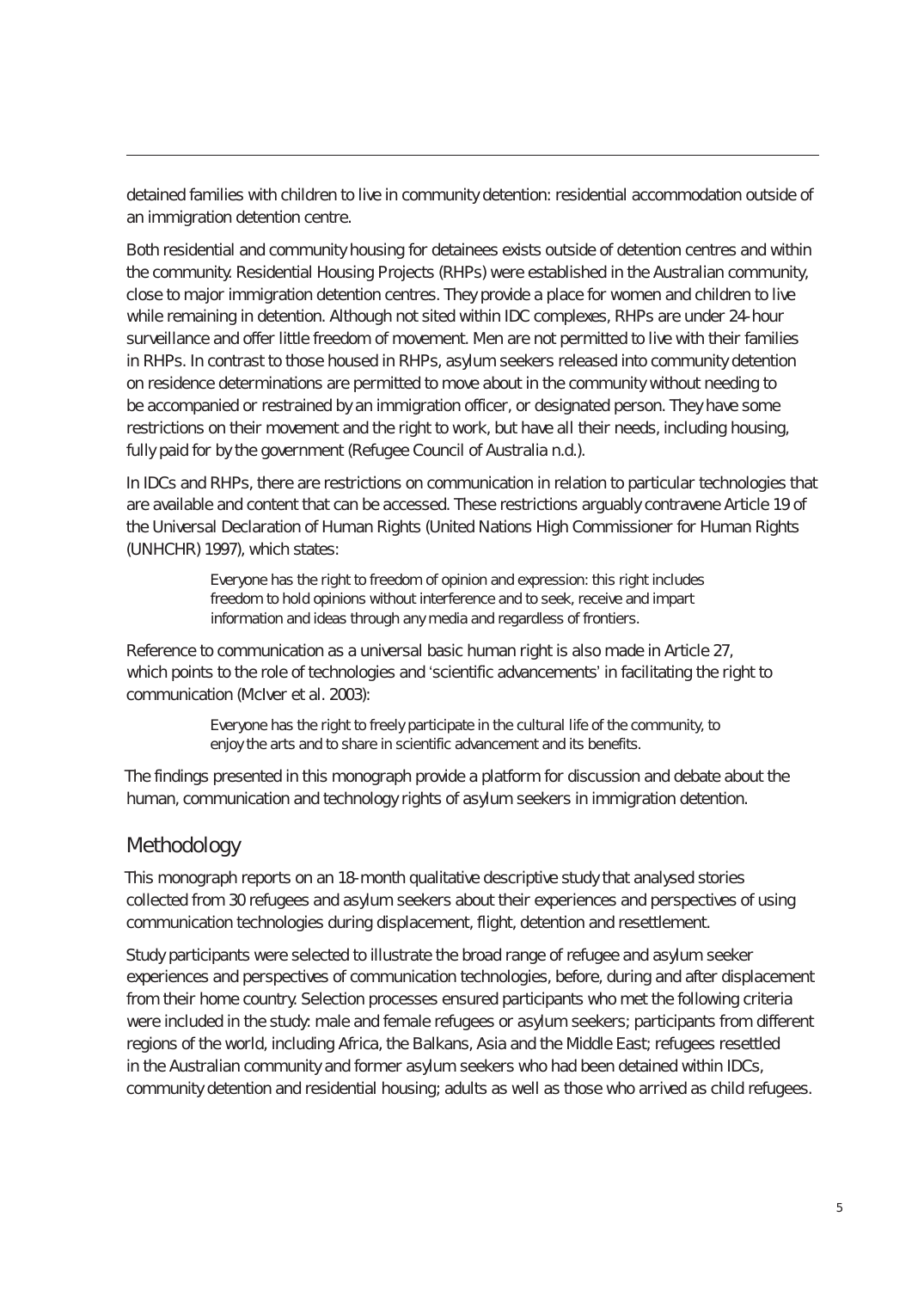detained families with children to live in community detention: residential accommodation outside of an immigration detention centre.

Both residential and community housing for detainees exists outside of detention centres and within the community. Residential Housing Projects (RHPs) were established in the Australian community, close to major immigration detention centres. They provide a place for women and children to live while remaining in detention. Although not sited within IDC complexes, RHPs are under 24-hour surveillance and offer little freedom of movement. Men are not permitted to live with their families in RHPs. In contrast to those housed in RHPs, asylum seekers released into community detention on residence determinations are permitted to move about in the community without needing to be accompanied or restrained by an immigration officer, or designated person. They have some restrictions on their movement and the right to work, but have all their needs, including housing, fully paid for by the government (Refugee Council of Australia n.d.).

In IDCs and RHPs, there are restrictions on communication in relation to particular technologies that are available and content that can be accessed. These restrictions arguably contravene Article 19 of the Universal Declaration of Human Rights (United Nations High Commissioner for Human Rights (UNHCHR) 1997), which states:

> Everyone has the right to freedom of opinion and expression: this right includes freedom to hold opinions without interference and to seek, receive and impart information and ideas through any media and regardless of frontiers.

Reference to communication as a universal basic human right is also made in Article 27, which points to the role of technologies and 'scientific advancements' in facilitating the right to communication (McIver et al. 2003):

> Everyone has the right to freely participate in the cultural life of the community, to enjoy the arts and to share in scientific advancement and its benefits.

The findings presented in this monograph provide a platform for discussion and debate about the human, communication and technology rights of asylum seekers in immigration detention.

## Methodology

This monograph reports on an 18-month qualitative descriptive study that analysed stories collected from 30 refugees and asylum seekers about their experiences and perspectives of using communication technologies during displacement, flight, detention and resettlement.

Study participants were selected to illustrate the broad range of refugee and asylum seeker experiences and perspectives of communication technologies, before, during and after displacement from their home country. Selection processes ensured participants who met the following criteria were included in the study: male and female refugees or asylum seekers; participants from different regions of the world, including Africa, the Balkans, Asia and the Middle East; refugees resettled in the Australian community and former asylum seekers who had been detained within IDCs, community detention and residential housing; adults as well as those who arrived as child refugees.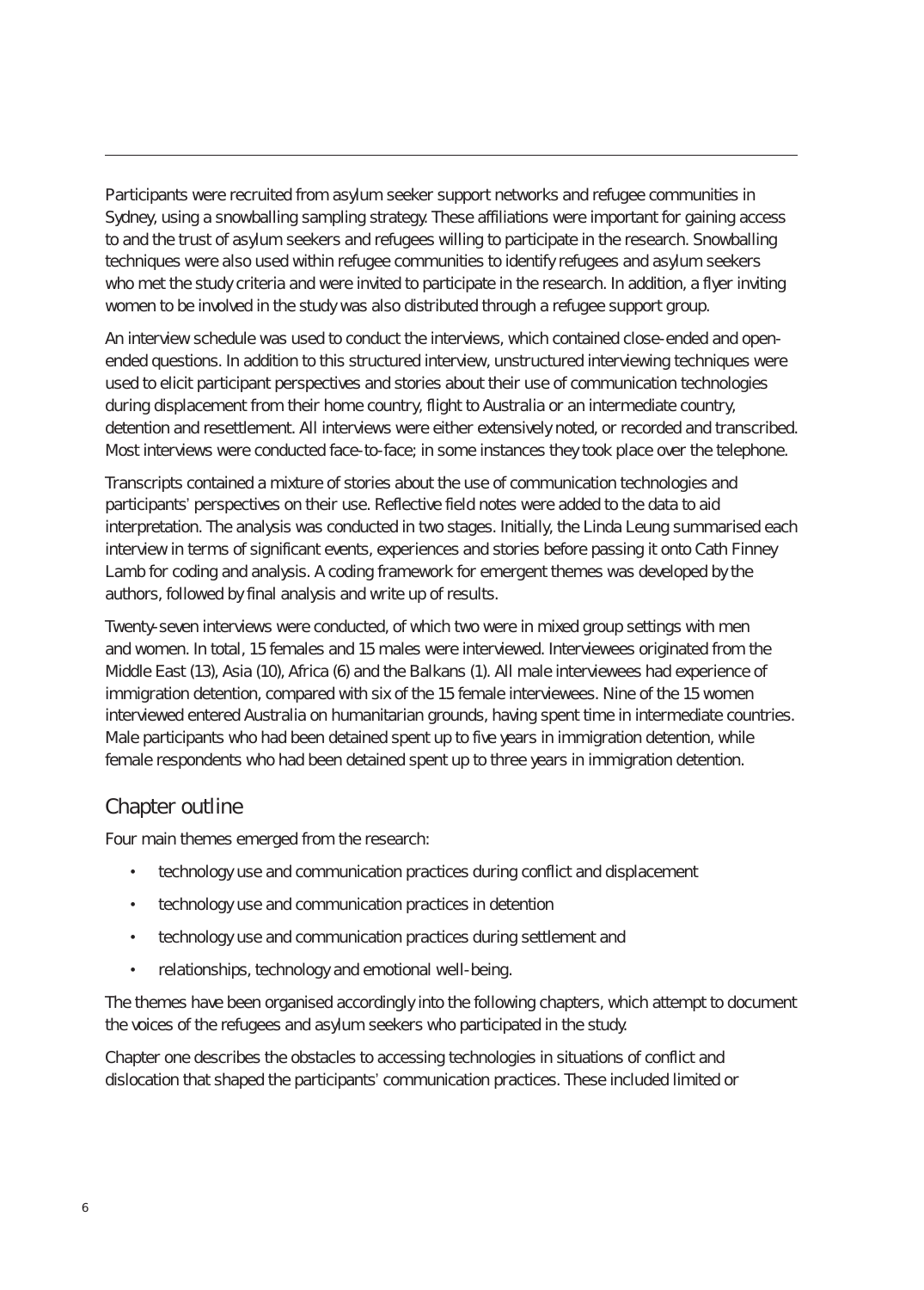Participants were recruited from asylum seeker support networks and refugee communities in Sydney, using a snowballing sampling strategy. These affiliations were important for gaining access to and the trust of asylum seekers and refugees willing to participate in the research. Snowballing techniques were also used within refugee communities to identify refugees and asylum seekers who met the study criteria and were invited to participate in the research. In addition, a flyer inviting women to be involved in the study was also distributed through a refugee support group.

An interview schedule was used to conduct the interviews, which contained close-ended and open-ended questions. In addition to this structured interview, unstructured interviewing techniques were used to elicit participant perspectives and stories about their use of communication technologies during displacement from their home country, flight to Australia or an intermediate country, detention and resettlement. All interviews were either extensively noted, or recorded and transcribed. Most interviews were conducted face-to-face; in some instances they took place over the telephone.

Transcripts contained a mixture of stories about the use of communication technologies and participants' perspectives on their use. Reflective field notes were added to the data to aid interpretation. The analysis was conducted in two stages. Initially, the Linda Leung summarised each interview in terms of significant events, experiences and stories before passing it onto Cath Finney Lamb for coding and analysis. A coding framework for emergent themes was developed by the authors, followed by final analysis and write up of results.

Twenty-seven interviews were conducted, of which two were in mixed group settings with men and women. In total, 15 females and 15 males were interviewed. Interviewees originated from the Middle East (13), Asia (10), Africa (6) and the Balkans (1). All male interviewees had experience of immigration detention, compared with six of the 15 female interviewees. Nine of the 15 women interviewed entered Australia on humanitarian grounds, having spent time in intermediate countries. Male participants who had been detained spent up to five years in immigration detention, while female respondents who had been detained spent up to three years in immigration detention.

## Chapter outline

Four main themes emerged from the research:

- technology use and communication practices during conflict and displacement
- technology use and communication practices in detention
- technology use and communication practices during settlement and
- relationships, technology and emotional well-being.

The themes have been organised accordingly into the following chapters, which attempt to document the voices of the refugees and asylum seekers who participated in the study.

Chapter one describes the obstacles to accessing technologies in situations of conflict and dislocation that shaped the participants' communication practices. These included limited or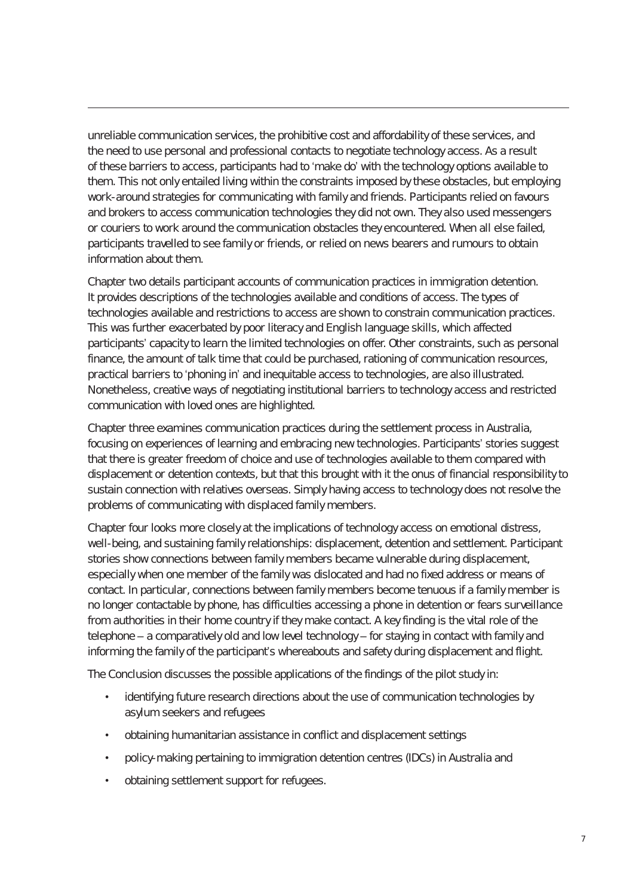unreliable communication services, the prohibitive cost and affordability of these services, and the need to use personal and professional contacts to negotiate technology access. As a result of these barriers to access, participants had to 'make do' with the technology options available to them. This not only entailed living within the constraints imposed by these obstacles, but employing work-around strategies for communicating with family and friends. Participants relied on favours and brokers to access communication technologies they did not own. They also used messengers or couriers to work around the communication obstacles they encountered. When all else failed, participants travelled to see family or friends, or relied on news bearers and rumours to obtain information about them.

Chapter two details participant accounts of communication practices in immigration detention. It provides descriptions of the technologies available and conditions of access. The types of technologies available and restrictions to access are shown to constrain communication practices. This was further exacerbated by poor literacy and English language skills, which affected participants' capacity to learn the limited technologies on offer. Other constraints, such as personal finance, the amount of talk time that could be purchased, rationing of communication resources, practical barriers to 'phoning in' and inequitable access to technologies, are also illustrated. Nonetheless, creative ways of negotiating institutional barriers to technology access and restricted communication with loved ones are highlighted.

Chapter three examines communication practices during the settlement process in Australia, focusing on experiences of learning and embracing new technologies. Participants' stories suggest that there is greater freedom of choice and use of technologies available to them compared with displacement or detention contexts, but that this brought with it the onus of financial responsibility to sustain connection with relatives overseas. Simply having access to technology does not resolve the problems of communicating with displaced family members.

Chapter four looks more closely at the implications of technology access on emotional distress, well-being, and sustaining family relationships: displacement, detention and settlement. Participant stories show connections between family members became vulnerable during displacement, especially when one member of the family was dislocated and had no fixed address or means of contact. In particular, connections between family members become tenuous if a family member is no longer contactable by phone, has difficulties accessing a phone in detention or fears surveillance from authorities in their home country if they make contact. A key finding is the vital role of the telephone – a comparatively old and low level technology – for staying in contact with family and informing the family of the participant's whereabouts and safety during displacement and flight.

The Conclusion discusses the possible applications of the findings of the pilot study in:

- identifying future research directions about the use of communication technologies by asylum seekers and refugees
- obtaining humanitarian assistance in conflict and displacement settings
- policy-making pertaining to immigration detention centres (IDCs) in Australia and
- obtaining settlement support for refugees.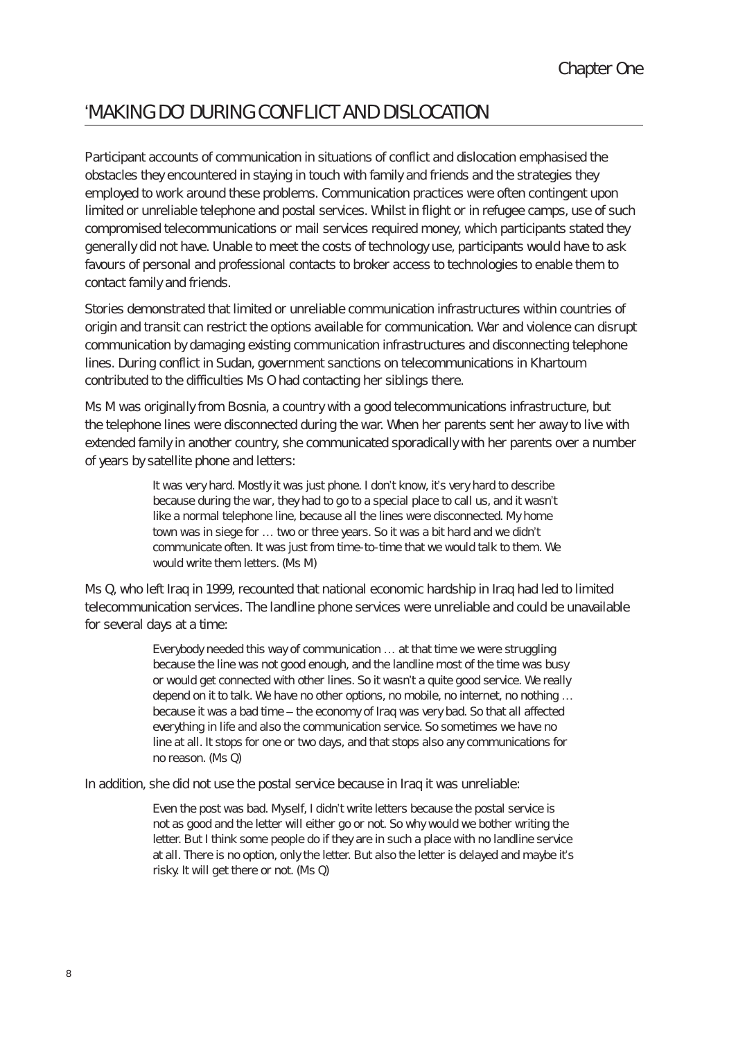## 'MAKING DO' DURING CONFLICT AND DISLOCATION

Participant accounts of communication in situations of conflict and dislocation emphasised the obstacles they encountered in staying in touch with family and friends and the strategies they employed to work around these problems. Communication practices were often contingent upon limited or unreliable telephone and postal services. Whilst in flight or in refugee camps, use of such compromised telecommunications or mail services required money, which participants stated they generally did not have. Unable to meet the costs of technology use, participants would have to ask favours of personal and professional contacts to broker access to technologies to enable them to contact family and friends.

Stories demonstrated that limited or unreliable communication infrastructures within countries of origin and transit can restrict the options available for communication. War and violence can disrupt communication by damaging existing communication infrastructures and disconnecting telephone lines. During conflict in Sudan, government sanctions on telecommunications in Khartoum contributed to the difficulties Ms O had contacting her siblings there.

Ms M was originally from Bosnia, a country with a good telecommunications infrastructure, but the telephone lines were disconnected during the war. When her parents sent her away to live with extended family in another country, she communicated sporadically with her parents over a number of years by satellite phone and letters:

> It was very hard. Mostly it was just phone. I don't know, it's very hard to describe because during the war, they had to go to a special place to call us, and it wasn't like a normal telephone line, because all the lines were disconnected. My home town was in siege for … two or three years. So it was a bit hard and we didn't communicate often. It was just from time-to-time that we would talk to them. We would write them letters. (Ms M)

Ms Q, who left Iraq in 1999, recounted that national economic hardship in Iraq had led to limited telecommunication services. The landline phone services were unreliable and could be unavailable for several days at a time:

> Everybody needed this way of communication … at that time we were struggling because the line was not good enough, and the landline most of the time was busy or would get connected with other lines. So it wasn't a quite good service. We really depend on it to talk. We have no other options, no mobile, no internet, no nothing … because it was a bad time – the economy of Iraq was very bad. So that all affected everything in life and also the communication service. So sometimes we have no line at all. It stops for one or two days, and that stops also any communications for no reason. (Ms Q)

In addition, she did not use the postal service because in Iraq it was unreliable:

> Even the post was bad. Myself, I didn't write letters because the postal service is not as good and the letter will either go or not. So why would we bother writing the letter. But I think some people do if they are in such a place with no landline service at all. There is no option, only the letter. But also the letter is delayed and maybe it's risky. It will get there or not. (Ms Q)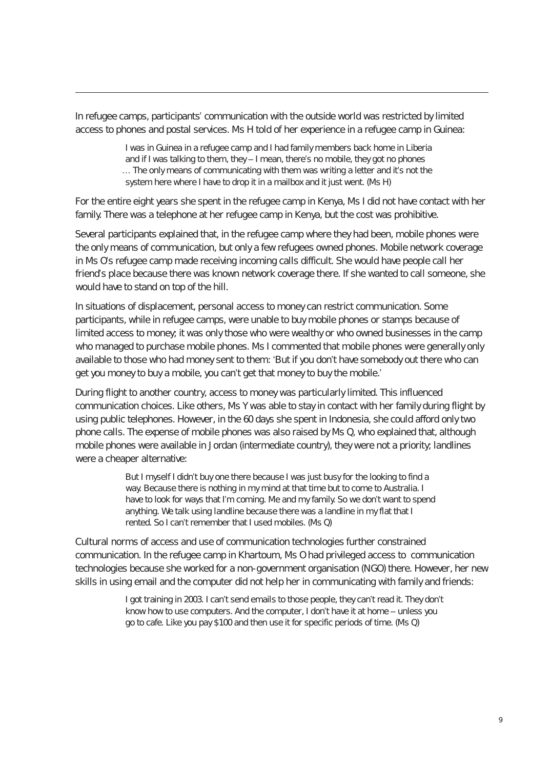In refugee camps, participants' communication with the outside world was restricted by limited access to phones and postal services. Ms H told of her experience in a refugee camp in Guinea:

> I was in Guinea in a refugee camp and I had family members back home in Liberia and if I was talking to them, they – I mean, there's no mobile, they got no phones … The only means of communicating with them was writing a letter and it's not the system here where I have to drop it in a mailbox and it just went. (Ms H)

For the entire eight years she spent in the refugee camp in Kenya, Ms I did not have contact with her family. There was a telephone at her refugee camp in Kenya, but the cost was prohibitive.

Several participants explained that, in the refugee camp where they had been, mobile phones were the only means of communication, but only a few refugees owned phones. Mobile network coverage in Ms O's refugee camp made receiving incoming calls difficult. She would have people call her friend's place because there was known network coverage there. If she wanted to call someone, she would have to stand on top of the hill.

In situations of displacement, personal access to money can restrict communication. Some participants, while in refugee camps, were unable to buy mobile phones or stamps because of limited access to money; it was only those who were wealthy or who owned businesses in the camp who managed to purchase mobile phones. Ms I commented that mobile phones were generally only available to those who had money sent to them: 'But if you don't have somebody out there who can get you money to buy a mobile, you can't get that money to buy the mobile.'

During flight to another country, access to money was particularly limited. This influenced communication choices. Like others, Ms Y was able to stay in contact with her family during flight by using public telephones. However, in the 60 days she spent in Indonesia, she could afford only two phone calls. The expense of mobile phones was also raised by Ms Q, who explained that, although mobile phones were available in Jordan (intermediate country), they were not a priority; landlines were a cheaper alternative:

> But I myself I didn't buy one there because I was just busy for the looking to find a way. Because there is nothing in my mind at that time but to come to Australia. I have to look for ways that I'm coming. Me and my family. So we don't want to spend anything. We talk using landline because there was a landline in my flat that I rented. So I can't remember that I used mobiles. (Ms Q)

Cultural norms of access and use of communication technologies further constrained communication. In the refugee camp in Khartoum, Ms O had privileged access to communication technologies because she worked for a non-government organisation (NGO) there. However, her new skills in using email and the computer did not help her in communicating with family and friends:

> I got training in 2003. I can't send emails to those people, they can't read it. They don't know how to use computers. And the computer, I don't have it at home – unless you go to cafe. Like you pay $100 and then use it for specific periods of time. (Ms Q)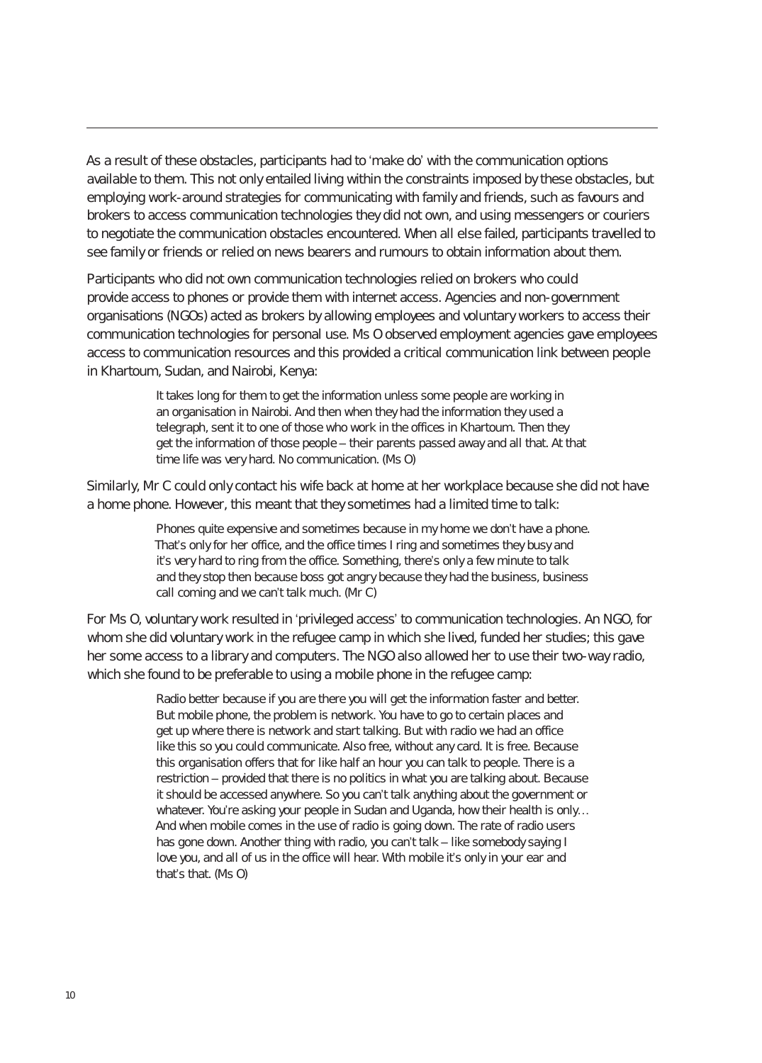As a result of these obstacles, participants had to 'make do' with the communication options available to them. This not only entailed living within the constraints imposed by these obstacles, but employing work-around strategies for communicating with family and friends, such as favours and brokers to access communication technologies they did not own, and using messengers or couriers to negotiate the communication obstacles encountered. When all else failed, participants travelled to see family or friends or relied on news bearers and rumours to obtain information about them.

Participants who did not own communication technologies relied on brokers who could provide access to phones or provide them with internet access. Agencies and non-government organisations (NGOs) acted as brokers by allowing employees and voluntary workers to access their communication technologies for personal use. Ms O observed employment agencies gave employees access to communication resources and this provided a critical communication link between people in Khartoum, Sudan, and Nairobi, Kenya:

> It takes long for them to get the information unless some people are working in an organisation in Nairobi. And then when they had the information they used a telegraph, sent it to one of those who work in the offices in Khartoum. Then they get the information of those people – their parents passed away and all that. At that time life was very hard. No communication. (Ms O)

Similarly, Mr C could only contact his wife back at home at her workplace because she did not have a home phone. However, this meant that they sometimes had a limited time to talk:

> Phones quite expensive and sometimes because in my home we don't have a phone. That's only for her office, and the office times I ring and sometimes they busy and it's very hard to ring from the office. Something, there's only a few minute to talk and they stop then because boss got angry because they had the business, business call coming and we can't talk much. (Mr C)

For Ms O, voluntary work resulted in 'privileged access' to communication technologies. An NGO, for whom she did voluntary work in the refugee camp in which she lived, funded her studies; this gave her some access to a library and computers. The NGO also allowed her to use their two-way radio, which she found to be preferable to using a mobile phone in the refugee camp:

> Radio better because if you are there you will get the information faster and better. But mobile phone, the problem is network. You have to go to certain places and get up where there is network and start talking. But with radio we had an office like this so you could communicate. Also free, without any card. It is free. Because this organisation offers that for like half an hour you can talk to people. There is a restriction – provided that there is no politics in what you are talking about. Because it should be accessed anywhere. So you can't talk anything about the government or whatever. You're asking your people in Sudan and Uganda, how their health is only… And when mobile comes in the use of radio is going down. The rate of radio users has gone down. Another thing with radio, you can't talk – like somebody saying I love you, and all of us in the office will hear. With mobile it's only in your ear and that's that. (Ms O)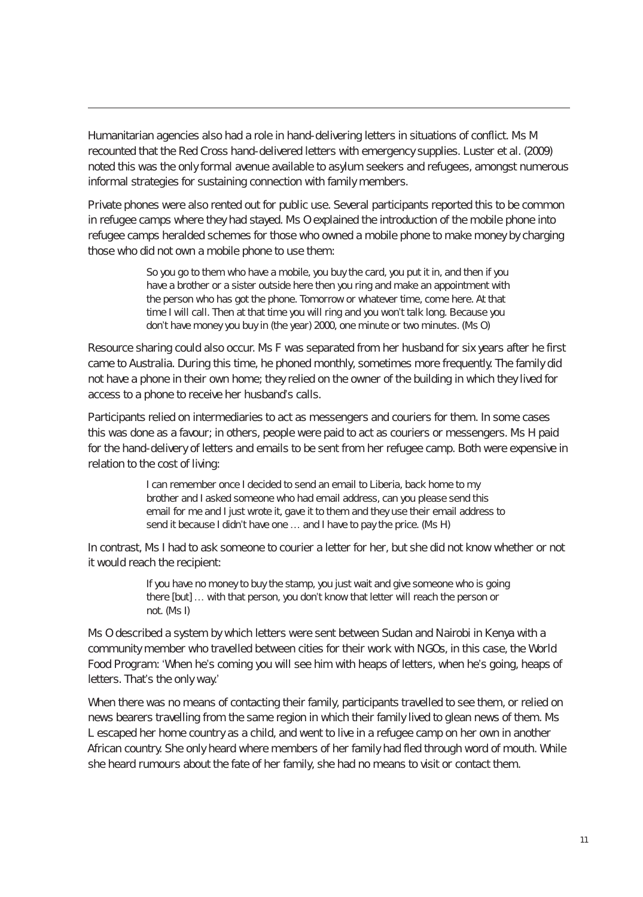Humanitarian agencies also had a role in hand-delivering letters in situations of conflict. Ms M recounted that the Red Cross hand-delivered letters with emergency supplies. Luster et al. (2009) noted this was the only formal avenue available to asylum seekers and refugees, amongst numerous informal strategies for sustaining connection with family members.

Private phones were also rented out for public use. Several participants reported this to be common in refugee camps where they had stayed. Ms O explained the introduction of the mobile phone into refugee camps heralded schemes for those who owned a mobile phone to make money by charging those who did not own a mobile phone to use them:

> So you go to them who have a mobile, you buy the card, you put it in, and then if you have a brother or a sister outside here then you ring and make an appointment with the person who has got the phone. Tomorrow or whatever time, come here. At that time I will call. Then at that time you will ring and you won't talk long. Because you don't have money you buy in (the year) 2000, one minute or two minutes. (Ms O)

Resource sharing could also occur. Ms F was separated from her husband for six years after he first came to Australia. During this time, he phoned monthly, sometimes more frequently. The family did not have a phone in their own home; they relied on the owner of the building in which they lived for access to a phone to receive her husband's calls.

Participants relied on intermediaries to act as messengers and couriers for them. In some cases this was done as a favour; in others, people were paid to act as couriers or messengers. Ms H paid for the hand-delivery of letters and emails to be sent from her refugee camp. Both were expensive in relation to the cost of living:

> I can remember once I decided to send an email to Liberia, back home to my brother and I asked someone who had email address, can you please send this email for me and I just wrote it, gave it to them and they use their email address to send it because I didn't have one … and I have to pay the price. (Ms H)

In contrast, Ms I had to ask someone to courier a letter for her, but she did not know whether or not it would reach the recipient:

> If you have no money to buy the stamp, you just wait and give someone who is going there [but] … with that person, you don't know that letter will reach the person or not. (Ms I)

Ms O described a system by which letters were sent between Sudan and Nairobi in Kenya with a community member who travelled between cities for their work with NGOs, in this case, the World Food Program: 'When he's coming you will see him with heaps of letters, when he's going, heaps of letters. That's the only way.'

When there was no means of contacting their family, participants travelled to see them, or relied on news bearers travelling from the same region in which their family lived to glean news of them. Ms L escaped her home country as a child, and went to live in a refugee camp on her own in another African country. She only heard where members of her family had fled through word of mouth. While she heard rumours about the fate of her family, she had no means to visit or contact them.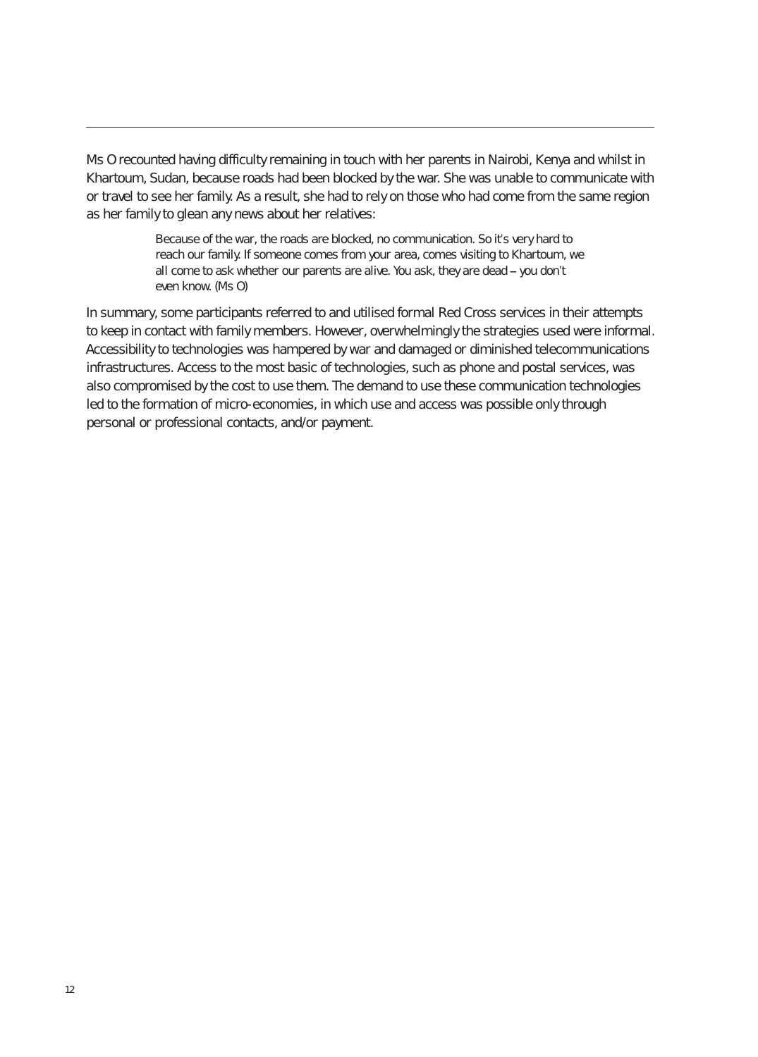Ms O recounted having difficulty remaining in touch with her parents in Nairobi, Kenya and whilst in Khartoum, Sudan, because roads had been blocked by the war. She was unable to communicate with or travel to see her family. As a result, she had to rely on those who had come from the same region as her family to glean any news about her relatives:

> Because of the war, the roads are blocked, no communication. So it's very hard to reach our family. If someone comes from your area, comes visiting to Khartoum, we all come to ask whether our parents are alive. You ask, they are dead – you don't even know. (Ms O)

In summary, some participants referred to and utilised formal Red Cross services in their attempts to keep in contact with family members. However, overwhelmingly the strategies used were informal. Accessibility to technologies was hampered by war and damaged or diminished telecommunications infrastructures. Access to the most basic of technologies, such as phone and postal services, was also compromised by the cost to use them. The demand to use these communication technologies led to the formation of micro-economies, in which use and access was possible only through personal or professional contacts, and/or payment.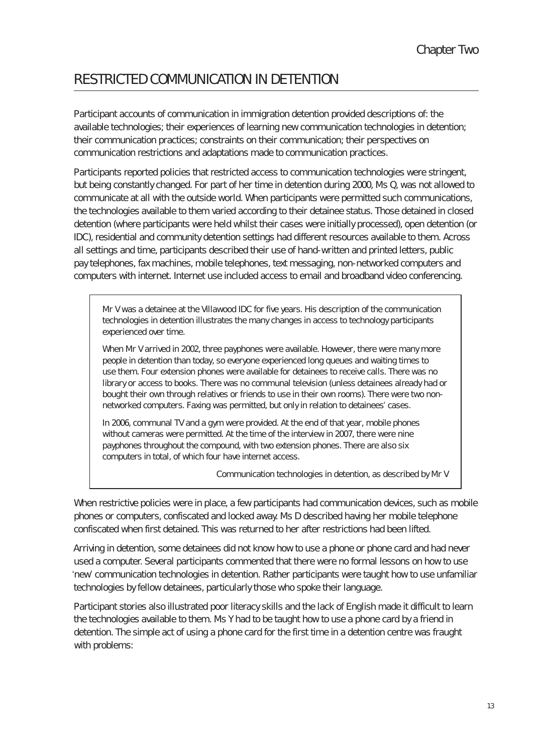Chapter Two

# RESTRICTED COMMUNICATION IN DETENTION

Participant accounts of communication in immigration detention provided descriptions of: the available technologies; their experiences of learning new communication technologies in detention; their communication practices; constraints on their communication; their perspectives on communication restrictions and adaptations made to communication practices.

Participants reported policies that restricted access to communication technologies were stringent, but being constantly changed. For part of her time in detention during 2000, Ms Q, was not allowed to communicate at all with the outside world. When participants were permitted such communications, the technologies available to them varied according to their detainee status. Those detained in closed detention (where participants were held whilst their cases were initially processed), open detention (or IDC), residential and community detention settings had different resources available to them. Across all settings and time, participants described their use of hand-written and printed letters, public pay telephones, fax machines, mobile telephones, text messaging, non-networked computers and computers with internet. Internet use included access to email and broadband video conferencing.

> Mr V was a detainee at the Villawood IDC for five years. His description of the communication technologies in detention illustrates the many changes in access to technology participants experienced over time.
>
> When Mr V arrived in 2002, three payphones were available. However, there were many more people in detention than today, so everyone experienced long queues and waiting times to use them. Four extension phones were available for detainees to receive calls. There was no library or access to books. There was no communal television (unless detainees already had or bought their own through relatives or friends to use in their own rooms). There were two non-networked computers. Faxing was permitted, but only in relation to detainees' cases.
>
> In 2006, communal TV and a gym were provided. At the end of that year, mobile phones without cameras were permitted. At the time of the interview in 2007, there were nine payphones throughout the compound, with two extension phones. There are also six computers in total, of which four have internet access.
>
> Communication technologies in detention, as described by Mr V

When restrictive policies were in place, a few participants had communication devices, such as mobile phones or computers, confiscated and locked away. Ms D described having her mobile telephone confiscated when first detained. This was returned to her after restrictions had been lifted.

Arriving in detention, some detainees did not know how to use a phone or phone card and had never used a computer. Several participants commented that there were no formal lessons on how to use 'new' communication technologies in detention. Rather participants were taught how to use unfamiliar technologies by fellow detainees, particularly those who spoke their language.

Participant stories also illustrated poor literacy skills and the lack of English made it difficult to learn the technologies available to them. Ms Y had to be taught how to use a phone card by a friend in detention. The simple act of using a phone card for the first time in a detention centre was fraught with problems: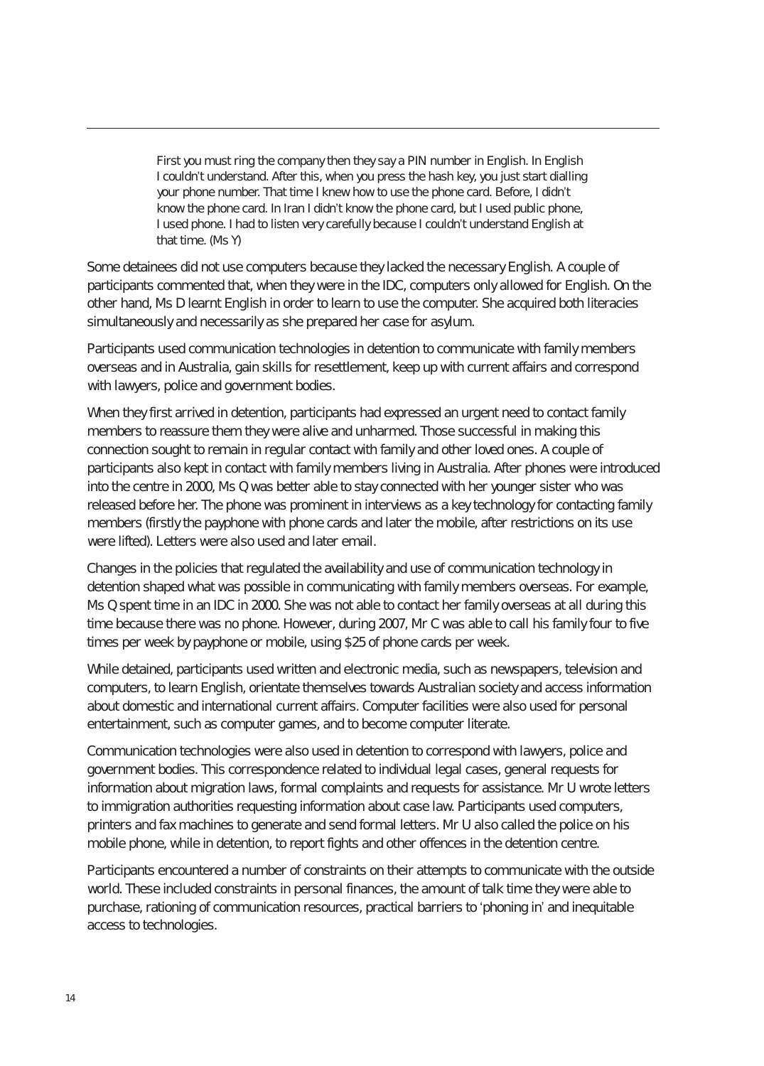> First you must ring the company then they say a PIN number in English. In English I couldn't understand. After this, when you press the hash key, you just start dialling your phone number. That time I knew how to use the phone card. Before, I didn't know the phone card. In Iran I didn't know the phone card, but I used public phone, I used phone. I had to listen very carefully because I couldn't understand English at that time. (Ms Y)

Some detainees did not use computers because they lacked the necessary English. A couple of participants commented that, when they were in the IDC, computers only allowed for English. On the other hand, Ms D learnt English in order to learn to use the computer. She acquired both literacies simultaneously and necessarily as she prepared her case for asylum.

Participants used communication technologies in detention to communicate with family members overseas and in Australia, gain skills for resettlement, keep up with current affairs and correspond with lawyers, police and government bodies.

When they first arrived in detention, participants had expressed an urgent need to contact family members to reassure them they were alive and unharmed. Those successful in making this connection sought to remain in regular contact with family and other loved ones. A couple of participants also kept in contact with family members living in Australia. After phones were introduced into the centre in 2000, Ms Q was better able to stay connected with her younger sister who was released before her. The phone was prominent in interviews as a key technology for contacting family members (firstly the payphone with phone cards and later the mobile, after restrictions on its use were lifted). Letters were also used and later email.

Changes in the policies that regulated the availability and use of communication technology in detention shaped what was possible in communicating with family members overseas. For example, Ms Q spent time in an IDC in 2000. She was not able to contact her family overseas at all during this time because there was no phone. However, during 2007, Mr C was able to call his family four to five times per week by payphone or mobile, using $25 of phone cards per week.

While detained, participants used written and electronic media, such as newspapers, television and computers, to learn English, orientate themselves towards Australian society and access information about domestic and international current affairs. Computer facilities were also used for personal entertainment, such as computer games, and to become computer literate.

Communication technologies were also used in detention to correspond with lawyers, police and government bodies. This correspondence related to individual legal cases, general requests for information about migration laws, formal complaints and requests for assistance. Mr U wrote letters to immigration authorities requesting information about case law. Participants used computers, printers and fax machines to generate and send formal letters. Mr U also called the police on his mobile phone, while in detention, to report fights and other offences in the detention centre.

Participants encountered a number of constraints on their attempts to communicate with the outside world. These included constraints in personal finances, the amount of talk time they were able to purchase, rationing of communication resources, practical barriers to 'phoning in' and inequitable access to technologies.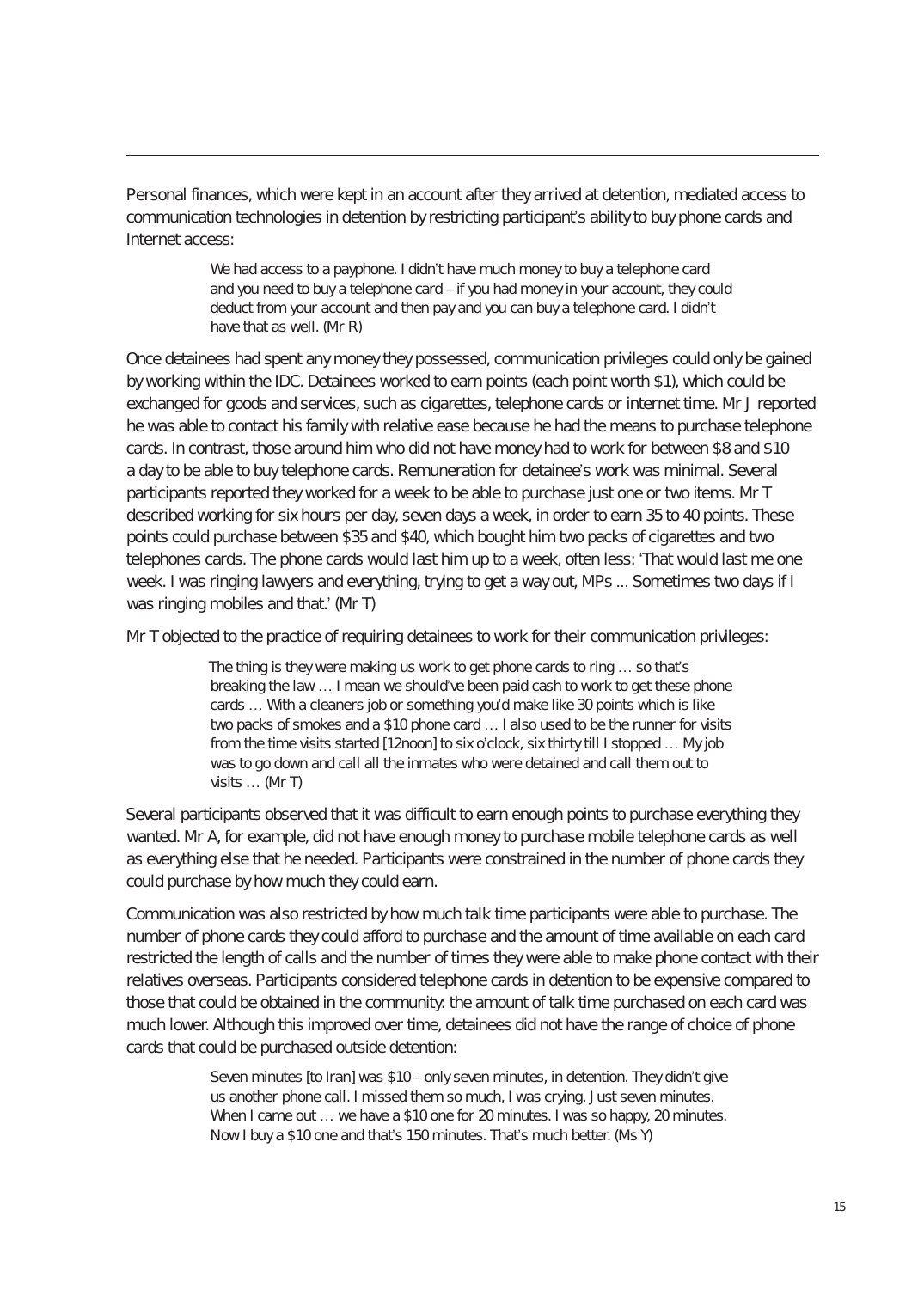Personal finances, which were kept in an account after they arrived at detention, mediated access to communication technologies in detention by restricting participant's ability to buy phone cards and Internet access:

> We had access to a payphone. I didn't have much money to buy a telephone card and you need to buy a telephone card – if you had money in your account, they could deduct from your account and then pay and you can buy a telephone card. I didn't have that as well. (Mr R)

Once detainees had spent any money they possessed, communication privileges could only be gained by working within the IDC. Detainees worked to earn points (each point worth $1), which could be exchanged for goods and services, such as cigarettes, telephone cards or internet time. Mr J reported he was able to contact his family with relative ease because he had the means to purchase telephone cards. In contrast, those around him who did not have money had to work for between $8 and $10 a day to be able to buy telephone cards. Remuneration for detainee's work was minimal. Several participants reported they worked for a week to be able to purchase just one or two items. Mr T described working for six hours per day, seven days a week, in order to earn 35 to 40 points. These points could purchase between $35 and $40, which bought him two packs of cigarettes and two telephones cards. The phone cards would last him up to a week, often less: 'That would last me one week. I was ringing lawyers and everything, trying to get a way out, MPs ... Sometimes two days if I was ringing mobiles and that.' (Mr T)

Mr T objected to the practice of requiring detainees to work for their communication privileges:

> The thing is they were making us work to get phone cards to ring … so that's breaking the law … I mean we should've been paid cash to work to get these phone cards … With a cleaners job or something you'd make like 30 points which is like two packs of smokes and a $10 phone card … I also used to be the runner for visits from the time visits started [12noon] to six o'clock, six thirty till I stopped … My job was to go down and call all the inmates who were detained and call them out to visits … (Mr T)

Several participants observed that it was difficult to earn enough points to purchase everything they wanted. Mr A, for example, did not have enough money to purchase mobile telephone cards as well as everything else that he needed. Participants were constrained in the number of phone cards they could purchase by how much they could earn.

Communication was also restricted by how much talk time participants were able to purchase. The number of phone cards they could afford to purchase and the amount of time available on each card restricted the length of calls and the number of times they were able to make phone contact with their relatives overseas. Participants considered telephone cards in detention to be expensive compared to those that could be obtained in the community: the amount of talk time purchased on each card was much lower. Although this improved over time, detainees did not have the range of choice of phone cards that could be purchased outside detention:

> Seven minutes [to Iran] was $10 – only seven minutes, in detention. They didn't give us another phone call. I missed them so much, I was crying. Just seven minutes. When I came out … we have a $10 one for 20 minutes. I was so happy, 20 minutes. Now I buy a $10 one and that's 150 minutes. That's much better. (Ms Y)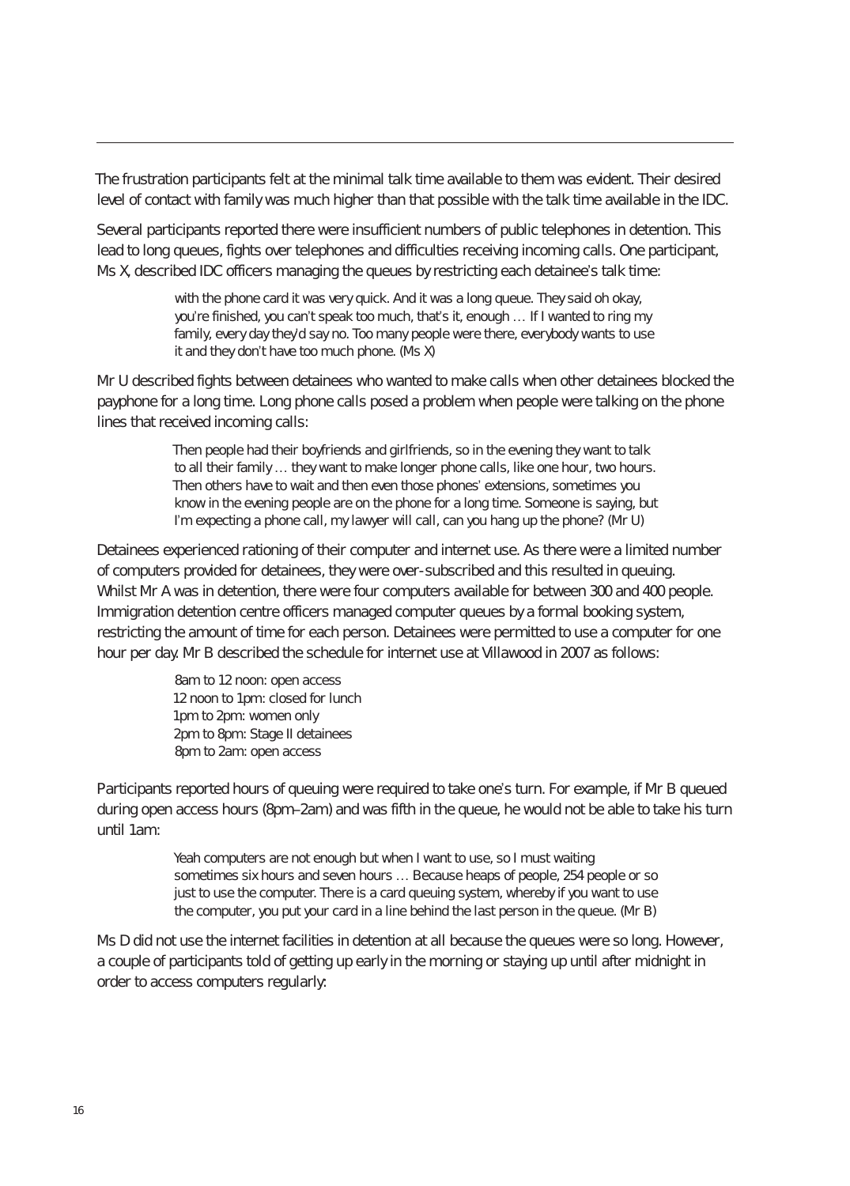The frustration participants felt at the minimal talk time available to them was evident. Their desired level of contact with family was much higher than that possible with the talk time available in the IDC.

Several participants reported there were insufficient numbers of public telephones in detention. This lead to long queues, fights over telephones and difficulties receiving incoming calls. One participant, Ms X, described IDC officers managing the queues by restricting each detainee's talk time:

> with the phone card it was very quick. And it was a long queue. They said oh okay, you're finished, you can't speak too much, that's it, enough … If I wanted to ring my family, every day they'd say no. Too many people were there, everybody wants to use it and they don't have too much phone. (Ms X)

Mr U described fights between detainees who wanted to make calls when other detainees blocked the payphone for a long time. Long phone calls posed a problem when people were talking on the phone lines that received incoming calls:

> Then people had their boyfriends and girlfriends, so in the evening they want to talk to all their family … they want to make longer phone calls, like one hour, two hours. Then others have to wait and then even those phones' extensions, sometimes you know in the evening people are on the phone for a long time. Someone is saying, but I'm expecting a phone call, my lawyer will call, can you hang up the phone? (Mr U)

Detainees experienced rationing of their computer and internet use. As there were a limited number of computers provided for detainees, they were over-subscribed and this resulted in queuing. Whilst Mr A was in detention, there were four computers available for between 300 and 400 people. Immigration detention centre officers managed computer queues by a formal booking system, restricting the amount of time for each person. Detainees were permitted to use a computer for one hour per day. Mr B described the schedule for internet use at Villawood in 2007 as follows:

> 8am to 12 noon: open access
> 12 noon to 1pm: closed for lunch
> 1pm to 2pm: women only
> 2pm to 8pm: Stage II detainees
> 8pm to 2am: open access

Participants reported hours of queuing were required to take one's turn. For example, if Mr B queued during open access hours (8pm–2am) and was fifth in the queue, he would not be able to take his turn until 1am:

> Yeah computers are not enough but when I want to use, so I must waiting sometimes six hours and seven hours … Because heaps of people, 254 people or so just to use the computer. There is a card queuing system, whereby if you want to use the computer, you put your card in a line behind the last person in the queue. (Mr B)

Ms D did not use the internet facilities in detention at all because the queues were so long. However, a couple of participants told of getting up early in the morning or staying up until after midnight in order to access computers regularly: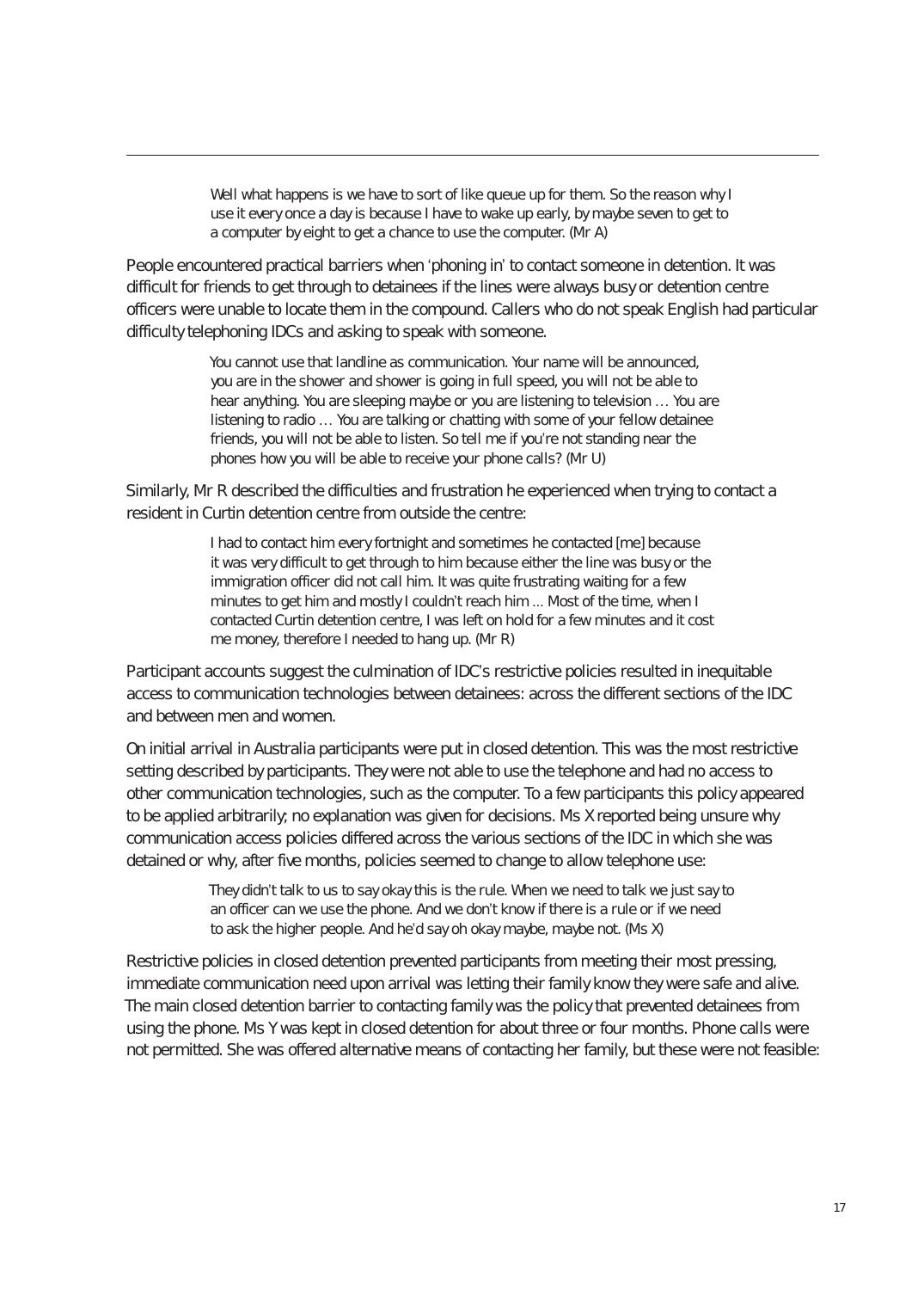> Well what happens is we have to sort of like queue up for them. So the reason why I use it every once a day is because I have to wake up early, by maybe seven to get to a computer by eight to get a chance to use the computer. (Mr A)

People encountered practical barriers when 'phoning in' to contact someone in detention. It was difficult for friends to get through to detainees if the lines were always busy or detention centre officers were unable to locate them in the compound. Callers who do not speak English had particular difficulty telephoning IDCs and asking to speak with someone.

> You cannot use that landline as communication. Your name will be announced, you are in the shower and shower is going in full speed, you will not be able to hear anything. You are sleeping maybe or you are listening to television … You are listening to radio … You are talking or chatting with some of your fellow detainee friends, you will not be able to listen. So tell me if you're not standing near the phones how you will be able to receive your phone calls? (Mr U)

Similarly, Mr R described the difficulties and frustration he experienced when trying to contact a resident in Curtin detention centre from outside the centre:

> I had to contact him every fortnight and sometimes he contacted [me] because it was very difficult to get through to him because either the line was busy or the immigration officer did not call him. It was quite frustrating waiting for a few minutes to get him and mostly I couldn't reach him ... Most of the time, when I contacted Curtin detention centre, I was left on hold for a few minutes and it cost me money, therefore I needed to hang up. (Mr R)

Participant accounts suggest the culmination of IDC's restrictive policies resulted in inequitable access to communication technologies between detainees: across the different sections of the IDC and between men and women.

On initial arrival in Australia participants were put in closed detention. This was the most restrictive setting described by participants. They were not able to use the telephone and had no access to other communication technologies, such as the computer. To a few participants this policy appeared to be applied arbitrarily; no explanation was given for decisions. Ms X reported being unsure why communication access policies differed across the various sections of the IDC in which she was detained or why, after five months, policies seemed to change to allow telephone use:

> They didn't talk to us to say okay this is the rule. When we need to talk we just say to an officer can we use the phone. And we don't know if there is a rule or if we need to ask the higher people. And he'd say oh okay maybe, maybe not. (Ms X)

Restrictive policies in closed detention prevented participants from meeting their most pressing, immediate communication need upon arrival was letting their family know they were safe and alive. The main closed detention barrier to contacting family was the policy that prevented detainees from using the phone. Ms Y was kept in closed detention for about three or four months. Phone calls were not permitted. She was offered alternative means of contacting her family, but these were not feasible: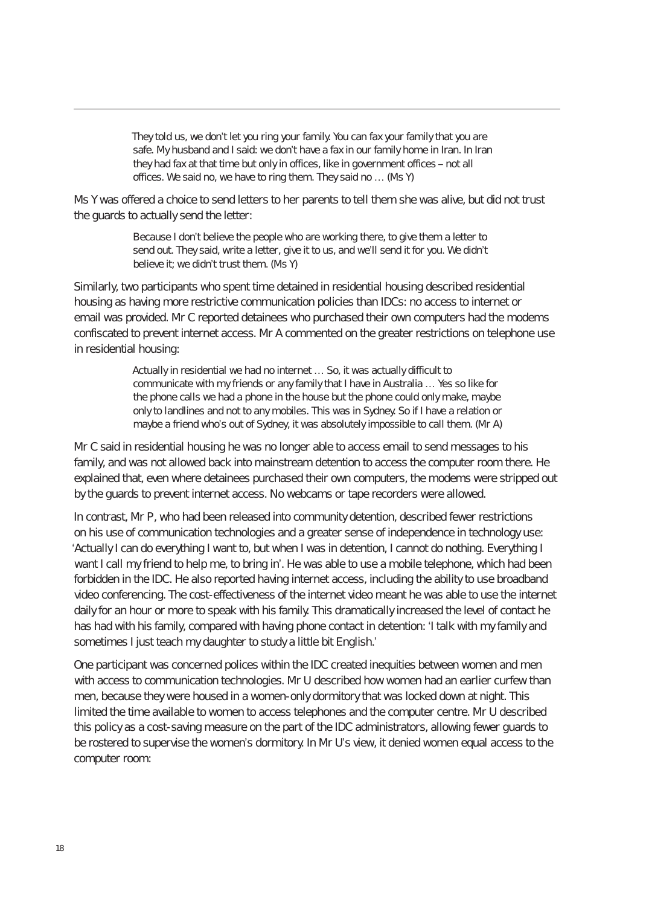> They told us, we don't let you ring your family. You can fax your family that you are safe. My husband and I said: we don't have a fax in our family home in Iran. In Iran they had fax at that time but only in offices, like in government offices – not all offices. We said no, we have to ring them. They said no … (Ms Y)

Ms Y was offered a choice to send letters to her parents to tell them she was alive, but did not trust the guards to actually send the letter:

> Because I don't believe the people who are working there, to give them a letter to send out. They said, write a letter, give it to us, and we'll send it for you. We didn't believe it; we didn't trust them. (Ms Y)

Similarly, two participants who spent time detained in residential housing described residential housing as having more restrictive communication policies than IDCs: no access to internet or email was provided. Mr C reported detainees who purchased their own computers had the modems confiscated to prevent internet access. Mr A commented on the greater restrictions on telephone use in residential housing:

> Actually in residential we had no internet … So, it was actually difficult to communicate with my friends or any family that I have in Australia … Yes so like for the phone calls we had a phone in the house but the phone could only make, maybe only to landlines and not to any mobiles. This was in Sydney. So if I have a relation or maybe a friend who's out of Sydney, it was absolutely impossible to call them. (Mr A)

Mr C said in residential housing he was no longer able to access email to send messages to his family, and was not allowed back into mainstream detention to access the computer room there. He explained that, even where detainees purchased their own computers, the modems were stripped out by the guards to prevent internet access. No webcams or tape recorders were allowed.

In contrast, Mr P, who had been released into community detention, described fewer restrictions on his use of communication technologies and a greater sense of independence in technology use: 'Actually I can do everything I want to, but when I was in detention, I cannot do nothing. Everything I want I call my friend to help me, to bring in'. He was able to use a mobile telephone, which had been forbidden in the IDC. He also reported having internet access, including the ability to use broadband video conferencing. The cost-effectiveness of the internet video meant he was able to use the internet daily for an hour or more to speak with his family. This dramatically increased the level of contact he has had with his family, compared with having phone contact in detention: 'I talk with my family and sometimes I just teach my daughter to study a little bit English.'

One participant was concerned polices within the IDC created inequities between women and men with access to communication technologies. Mr U described how women had an earlier curfew than men, because they were housed in a women-only dormitory that was locked down at night. This limited the time available to women to access telephones and the computer centre. Mr U described this policy as a cost-saving measure on the part of the IDC administrators, allowing fewer guards to be rostered to supervise the women's dormitory. In Mr U's view, it denied women equal access to the computer room: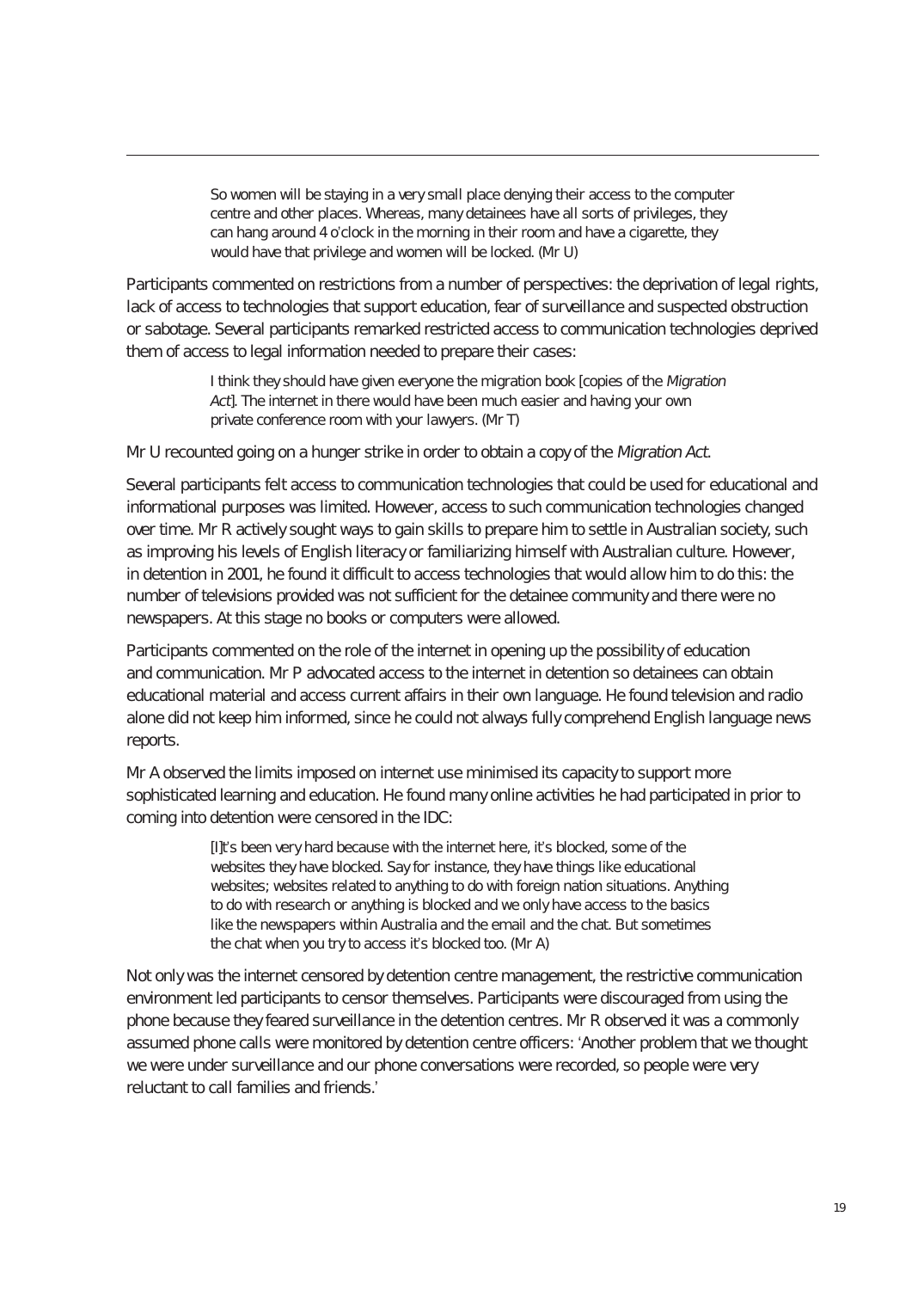> So women will be staying in a very small place denying their access to the computer centre and other places. Whereas, many detainees have all sorts of privileges, they can hang around 4 o'clock in the morning in their room and have a cigarette, they would have that privilege and women will be locked. (Mr U)

Participants commented on restrictions from a number of perspectives: the deprivation of legal rights, lack of access to technologies that support education, fear of surveillance and suspected obstruction or sabotage. Several participants remarked restricted access to communication technologies deprived them of access to legal information needed to prepare their cases:

> I think they should have given everyone the migration book [copies of the *Migration Act*]. The internet in there would have been much easier and having your own private conference room with your lawyers. (Mr T)

Mr U recounted going on a hunger strike in order to obtain a copy of the *Migration Act*.

Several participants felt access to communication technologies that could be used for educational and informational purposes was limited. However, access to such communication technologies changed over time. Mr R actively sought ways to gain skills to prepare him to settle in Australian society, such as improving his levels of English literacy or familiarizing himself with Australian culture. However, in detention in 2001, he found it difficult to access technologies that would allow him to do this: the number of televisions provided was not sufficient for the detainee community and there were no newspapers. At this stage no books or computers were allowed.

Participants commented on the role of the internet in opening up the possibility of education and communication. Mr P advocated access to the internet in detention so detainees can obtain educational material and access current affairs in their own language. He found television and radio alone did not keep him informed, since he could not always fully comprehend English language news reports.

Mr A observed the limits imposed on internet use minimised its capacity to support more sophisticated learning and education. He found many online activities he had participated in prior to coming into detention were censored in the IDC:

> [I]t's been very hard because with the internet here, it's blocked, some of the websites they have blocked. Say for instance, they have things like educational websites; websites related to anything to do with foreign nation situations. Anything to do with research or anything is blocked and we only have access to the basics like the newspapers within Australia and the email and the chat. But sometimes the chat when you try to access it's blocked too. (Mr A)

Not only was the internet censored by detention centre management, the restrictive communication environment led participants to censor themselves. Participants were discouraged from using the phone because they feared surveillance in the detention centres. Mr R observed it was a commonly assumed phone calls were monitored by detention centre officers: 'Another problem that we thought we were under surveillance and our phone conversations were recorded, so people were very reluctant to call families and friends.'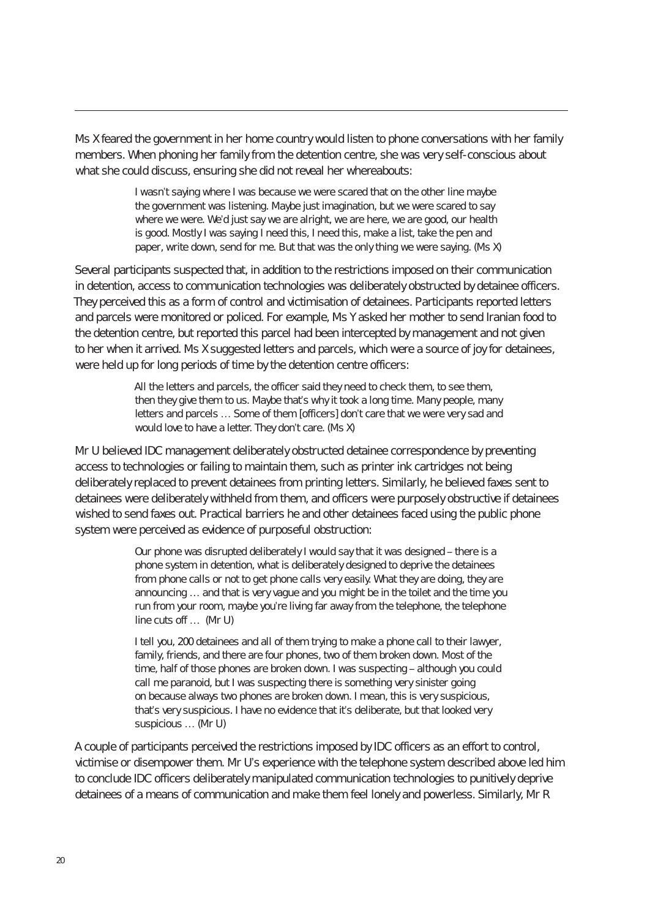Ms X feared the government in her home country would listen to phone conversations with her family members. When phoning her family from the detention centre, she was very self-conscious about what she could discuss, ensuring she did not reveal her whereabouts:

> I wasn't saying where I was because we were scared that on the other line maybe the government was listening. Maybe just imagination, but we were scared to say where we were. We'd just say we are alright, we are here, we are good, our health is good. Mostly I was saying I need this, I need this, make a list, take the pen and paper, write down, send for me. But that was the only thing we were saying. (Ms X)

Several participants suspected that, in addition to the restrictions imposed on their communication in detention, access to communication technologies was deliberately obstructed by detainee officers. They perceived this as a form of control and victimisation of detainees. Participants reported letters and parcels were monitored or policed. For example, Ms Y asked her mother to send Iranian food to the detention centre, but reported this parcel had been intercepted by management and not given to her when it arrived. Ms X suggested letters and parcels, which were a source of joy for detainees, were held up for long periods of time by the detention centre officers:

> All the letters and parcels, the officer said they need to check them, to see them, then they give them to us. Maybe that's why it took a long time. Many people, many letters and parcels … Some of them [officers] don't care that we were very sad and would love to have a letter. They don't care. (Ms X)

Mr U believed IDC management deliberately obstructed detainee correspondence by preventing access to technologies or failing to maintain them, such as printer ink cartridges not being deliberately replaced to prevent detainees from printing letters. Similarly, he believed faxes sent to detainees were deliberately withheld from them, and officers were purposely obstructive if detainees wished to send faxes out. Practical barriers he and other detainees faced using the public phone system were perceived as evidence of purposeful obstruction:

> Our phone was disrupted deliberately I would say that it was designed – there is a phone system in detention, what is deliberately designed to deprive the detainees from phone calls or not to get phone calls very easily. What they are doing, they are announcing … and that is very vague and you might be in the toilet and the time you run from your room, maybe you're living far away from the telephone, the telephone line cuts off … (Mr U)
>
> I tell you, 200 detainees and all of them trying to make a phone call to their lawyer, family, friends, and there are four phones, two of them broken down. Most of the time, half of those phones are broken down. I was suspecting – although you could call me paranoid, but I was suspecting there is something very sinister going on because always two phones are broken down. I mean, this is very suspicious, that's very suspicious. I have no evidence that it's deliberate, but that looked very suspicious … (Mr U)

A couple of participants perceived the restrictions imposed by IDC officers as an effort to control, victimise or disempower them. Mr U's experience with the telephone system described above led him to conclude IDC officers deliberately manipulated communication technologies to punitively deprive detainees of a means of communication and make them feel lonely and powerless. Similarly, Mr R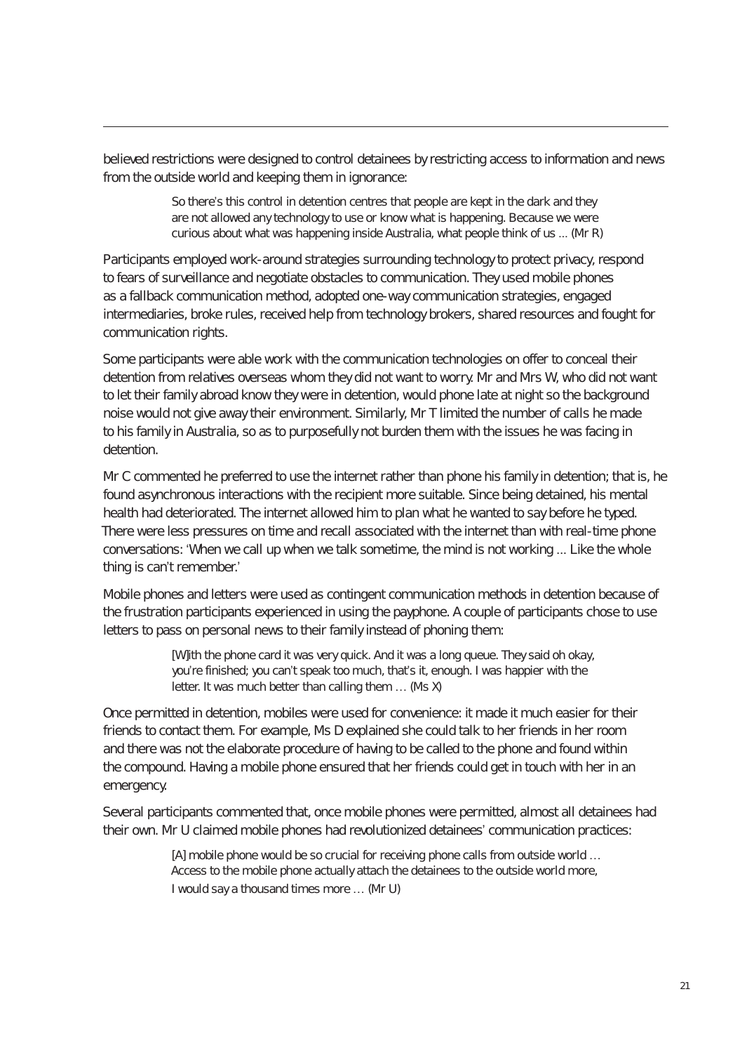believed restrictions were designed to control detainees by restricting access to information and news from the outside world and keeping them in ignorance:

> So there's this control in detention centres that people are kept in the dark and they are not allowed any technology to use or know what is happening. Because we were curious about what was happening inside Australia, what people think of us ... (Mr R)

Participants employed work-around strategies surrounding technology to protect privacy, respond to fears of surveillance and negotiate obstacles to communication. They used mobile phones as a fallback communication method, adopted one-way communication strategies, engaged intermediaries, broke rules, received help from technology brokers, shared resources and fought for communication rights.

Some participants were able work with the communication technologies on offer to conceal their detention from relatives overseas whom they did not want to worry. Mr and Mrs W, who did not want to let their family abroad know they were in detention, would phone late at night so the background noise would not give away their environment. Similarly, Mr T limited the number of calls he made to his family in Australia, so as to purposefully not burden them with the issues he was facing in detention.

Mr C commented he preferred to use the internet rather than phone his family in detention; that is, he found asynchronous interactions with the recipient more suitable. Since being detained, his mental health had deteriorated. The internet allowed him to plan what he wanted to say before he typed. There were less pressures on time and recall associated with the internet than with real-time phone conversations: 'When we call up when we talk sometime, the mind is not working ... Like the whole thing is can't remember.'

Mobile phones and letters were used as contingent communication methods in detention because of the frustration participants experienced in using the payphone. A couple of participants chose to use letters to pass on personal news to their family instead of phoning them:

> [W]ith the phone card it was very quick. And it was a long queue. They said oh okay, you're finished; you can't speak too much, that's it, enough. I was happier with the letter. It was much better than calling them … (Ms X)

Once permitted in detention, mobiles were used for convenience: it made it much easier for their friends to contact them. For example, Ms D explained she could talk to her friends in her room and there was not the elaborate procedure of having to be called to the phone and found within the compound. Having a mobile phone ensured that her friends could get in touch with her in an emergency.

Several participants commented that, once mobile phones were permitted, almost all detainees had their own. Mr U claimed mobile phones had revolutionized detainees' communication practices:

> [A] mobile phone would be so crucial for receiving phone calls from outside world … Access to the mobile phone actually attach the detainees to the outside world more, I would say a thousand times more … (Mr U)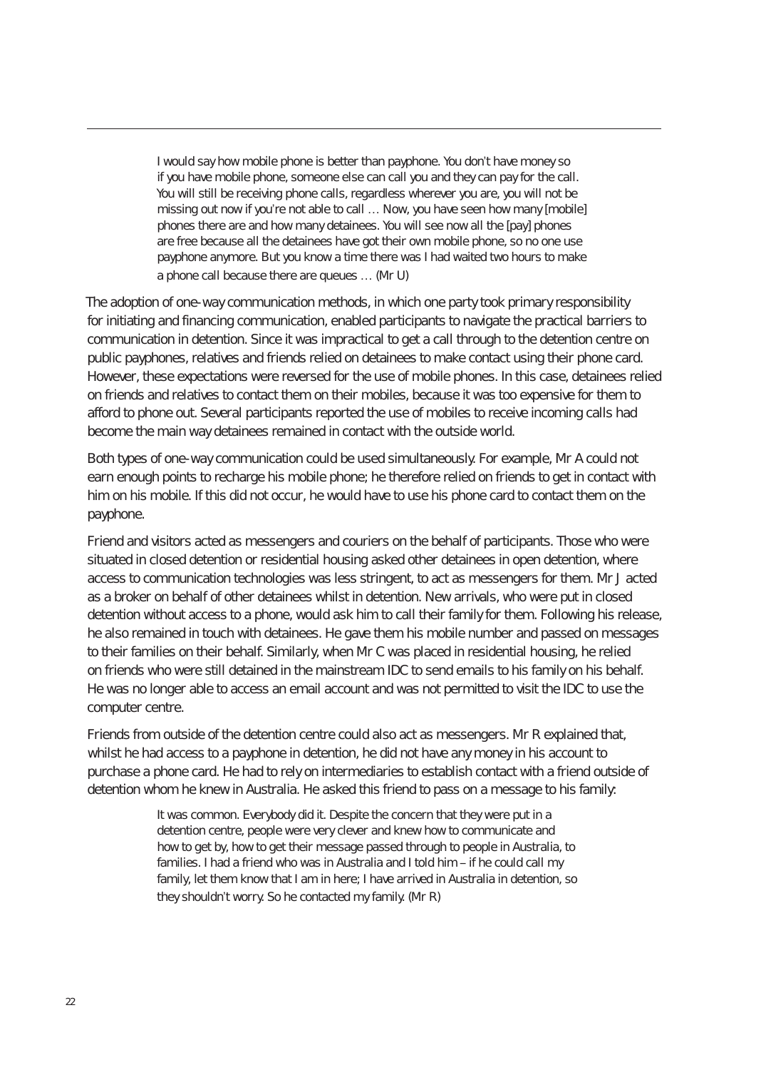> I would say how mobile phone is better than payphone. You don't have money so if you have mobile phone, someone else can call you and they can pay for the call. You will still be receiving phone calls, regardless wherever you are, you will not be missing out now if you're not able to call … Now, you have seen how many [mobile] phones there are and how many detainees. You will see now all the [pay] phones are free because all the detainees have got their own mobile phone, so no one use payphone anymore. But you know a time there was I had waited two hours to make a phone call because there are queues … (Mr U)

The adoption of one-way communication methods, in which one party took primary responsibility for initiating and financing communication, enabled participants to navigate the practical barriers to communication in detention. Since it was impractical to get a call through to the detention centre on public payphones, relatives and friends relied on detainees to make contact using their phone card. However, these expectations were reversed for the use of mobile phones. In this case, detainees relied on friends and relatives to contact them on their mobiles, because it was too expensive for them to afford to phone out. Several participants reported the use of mobiles to receive incoming calls had become the main way detainees remained in contact with the outside world.

Both types of one-way communication could be used simultaneously. For example, Mr A could not earn enough points to recharge his mobile phone; he therefore relied on friends to get in contact with him on his mobile. If this did not occur, he would have to use his phone card to contact them on the payphone.

Friend and visitors acted as messengers and couriers on the behalf of participants. Those who were situated in closed detention or residential housing asked other detainees in open detention, where access to communication technologies was less stringent, to act as messengers for them. Mr J acted as a broker on behalf of other detainees whilst in detention. New arrivals, who were put in closed detention without access to a phone, would ask him to call their family for them. Following his release, he also remained in touch with detainees. He gave them his mobile number and passed on messages to their families on their behalf. Similarly, when Mr C was placed in residential housing, he relied on friends who were still detained in the mainstream IDC to send emails to his family on his behalf. He was no longer able to access an email account and was not permitted to visit the IDC to use the computer centre.

Friends from outside of the detention centre could also act as messengers. Mr R explained that, whilst he had access to a payphone in detention, he did not have any money in his account to purchase a phone card. He had to rely on intermediaries to establish contact with a friend outside of detention whom he knew in Australia. He asked this friend to pass on a message to his family:

> It was common. Everybody did it. Despite the concern that they were put in a detention centre, people were very clever and knew how to communicate and how to get by, how to get their message passed through to people in Australia, to families. I had a friend who was in Australia and I told him – if he could call my family, let them know that I am in here; I have arrived in Australia in detention, so they shouldn't worry. So he contacted my family. (Mr R)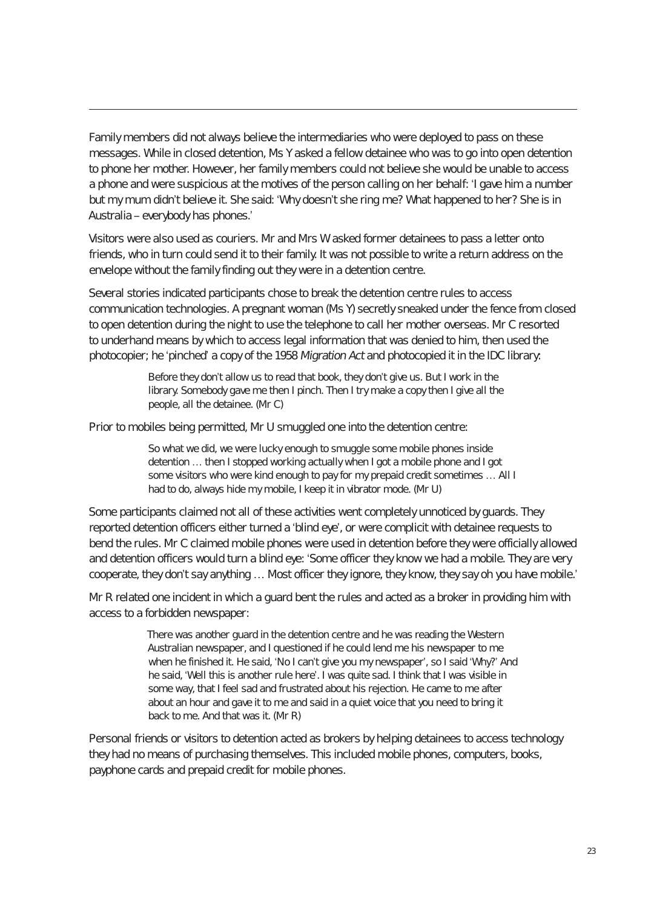Family members did not always believe the intermediaries who were deployed to pass on these messages. While in closed detention, Ms Y asked a fellow detainee who was to go into open detention to phone her mother. However, her family members could not believe she would be unable to access a phone and were suspicious at the motives of the person calling on her behalf: 'I gave him a number but my mum didn't believe it. She said: 'Why doesn't she ring me? What happened to her? She is in Australia – everybody has phones.'

Visitors were also used as couriers. Mr and Mrs W asked former detainees to pass a letter onto friends, who in turn could send it to their family. It was not possible to write a return address on the envelope without the family finding out they were in a detention centre.

Several stories indicated participants chose to break the detention centre rules to access communication technologies. A pregnant woman (Ms Y) secretly sneaked under the fence from closed to open detention during the night to use the telephone to call her mother overseas. Mr C resorted to underhand means by which to access legal information that was denied to him, then used the photocopier; he 'pinched' a copy of the 1958 *Migration Act* and photocopied it in the IDC library:

> Before they don't allow us to read that book, they don't give us. But I work in the library. Somebody gave me then I pinch. Then I try make a copy then I give all the people, all the detainee. (Mr C)

Prior to mobiles being permitted, Mr U smuggled one into the detention centre:

> So what we did, we were lucky enough to smuggle some mobile phones inside detention … then I stopped working actually when I got a mobile phone and I got some visitors who were kind enough to pay for my prepaid credit sometimes … All I had to do, always hide my mobile, I keep it in vibrator mode. (Mr U)

Some participants claimed not all of these activities went completely unnoticed by guards. They reported detention officers either turned a 'blind eye', or were complicit with detainee requests to bend the rules. Mr C claimed mobile phones were used in detention before they were officially allowed and detention officers would turn a blind eye: 'Some officer they know we had a mobile. They are very cooperate, they don't say anything … Most officer they ignore, they know, they say oh you have mobile.'

Mr R related one incident in which a guard bent the rules and acted as a broker in providing him with access to a forbidden newspaper:

> There was another guard in the detention centre and he was reading the Western Australian newspaper, and I questioned if he could lend me his newspaper to me when he finished it. He said, 'No I can't give you my newspaper', so I said 'Why?' And he said, 'Well this is another rule here'. I was quite sad. I think that I was visible in some way, that I feel sad and frustrated about his rejection. He came to me after about an hour and gave it to me and said in a quiet voice that you need to bring it back to me. And that was it. (Mr R)

Personal friends or visitors to detention acted as brokers by helping detainees to access technology they had no means of purchasing themselves. This included mobile phones, computers, books, payphone cards and prepaid credit for mobile phones.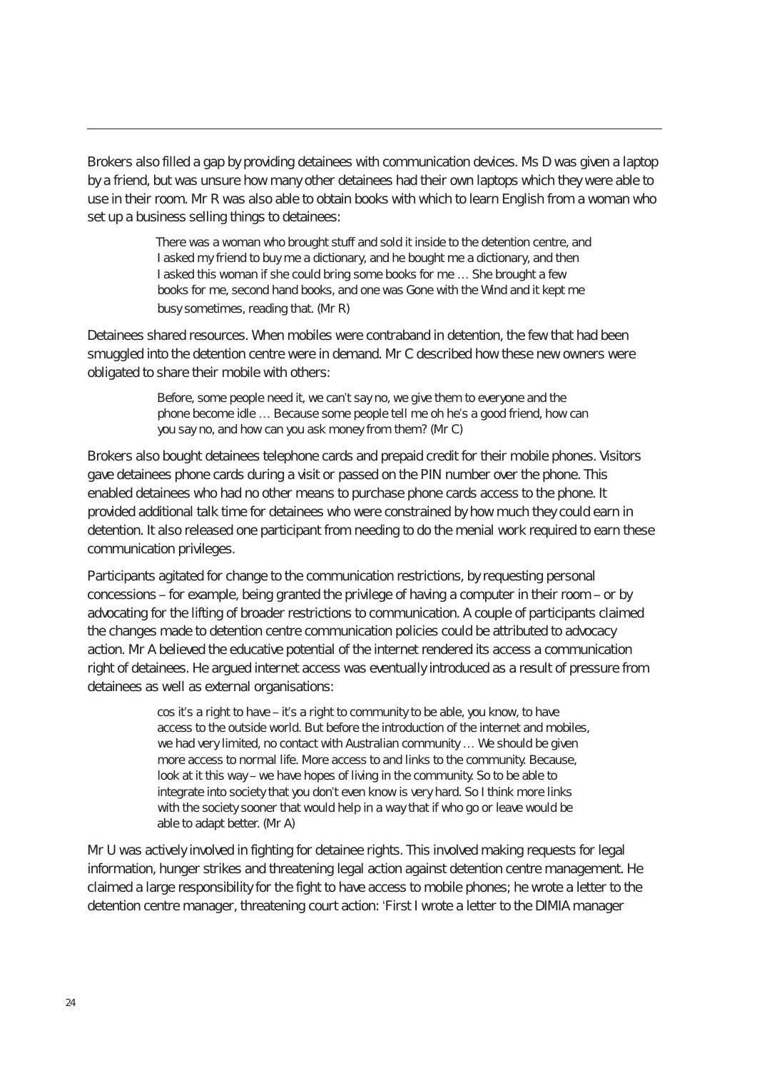Brokers also filled a gap by providing detainees with communication devices. Ms D was given a laptop by a friend, but was unsure how many other detainees had their own laptops which they were able to use in their room. Mr R was also able to obtain books with which to learn English from a woman who set up a business selling things to detainees:

> There was a woman who brought stuff and sold it inside to the detention centre, and I asked my friend to buy me a dictionary, and he bought me a dictionary, and then I asked this woman if she could bring some books for me … She brought a few books for me, second hand books, and one was Gone with the Wind and it kept me busy sometimes, reading that. (Mr R)

Detainees shared resources. When mobiles were contraband in detention, the few that had been smuggled into the detention centre were in demand. Mr C described how these new owners were obligated to share their mobile with others:

> Before, some people need it, we can't say no, we give them to everyone and the phone become idle … Because some people tell me oh he's a good friend, how can you say no, and how can you ask money from them? (Mr C)

Brokers also bought detainees telephone cards and prepaid credit for their mobile phones. Visitors gave detainees phone cards during a visit or passed on the PIN number over the phone. This enabled detainees who had no other means to purchase phone cards access to the phone. It provided additional talk time for detainees who were constrained by how much they could earn in detention. It also released one participant from needing to do the menial work required to earn these communication privileges.

Participants agitated for change to the communication restrictions, by requesting personal concessions – for example, being granted the privilege of having a computer in their room – or by advocating for the lifting of broader restrictions to communication. A couple of participants claimed the changes made to detention centre communication policies could be attributed to advocacy action. Mr A believed the educative potential of the internet rendered its access a communication right of detainees. He argued internet access was eventually introduced as a result of pressure from detainees as well as external organisations:

> cos it's a right to have – it's a right to community to be able, you know, to have access to the outside world. But before the introduction of the internet and mobiles, we had very limited, no contact with Australian community … We should be given more access to normal life. More access to and links to the community. Because, look at it this way – we have hopes of living in the community. So to be able to integrate into society that you don't even know is very hard. So I think more links with the society sooner that would help in a way that if who go or leave would be able to adapt better. (Mr A)

Mr U was actively involved in fighting for detainee rights. This involved making requests for legal information, hunger strikes and threatening legal action against detention centre management. He claimed a large responsibility for the fight to have access to mobile phones; he wrote a letter to the detention centre manager, threatening court action: 'First I wrote a letter to the DIMIA manager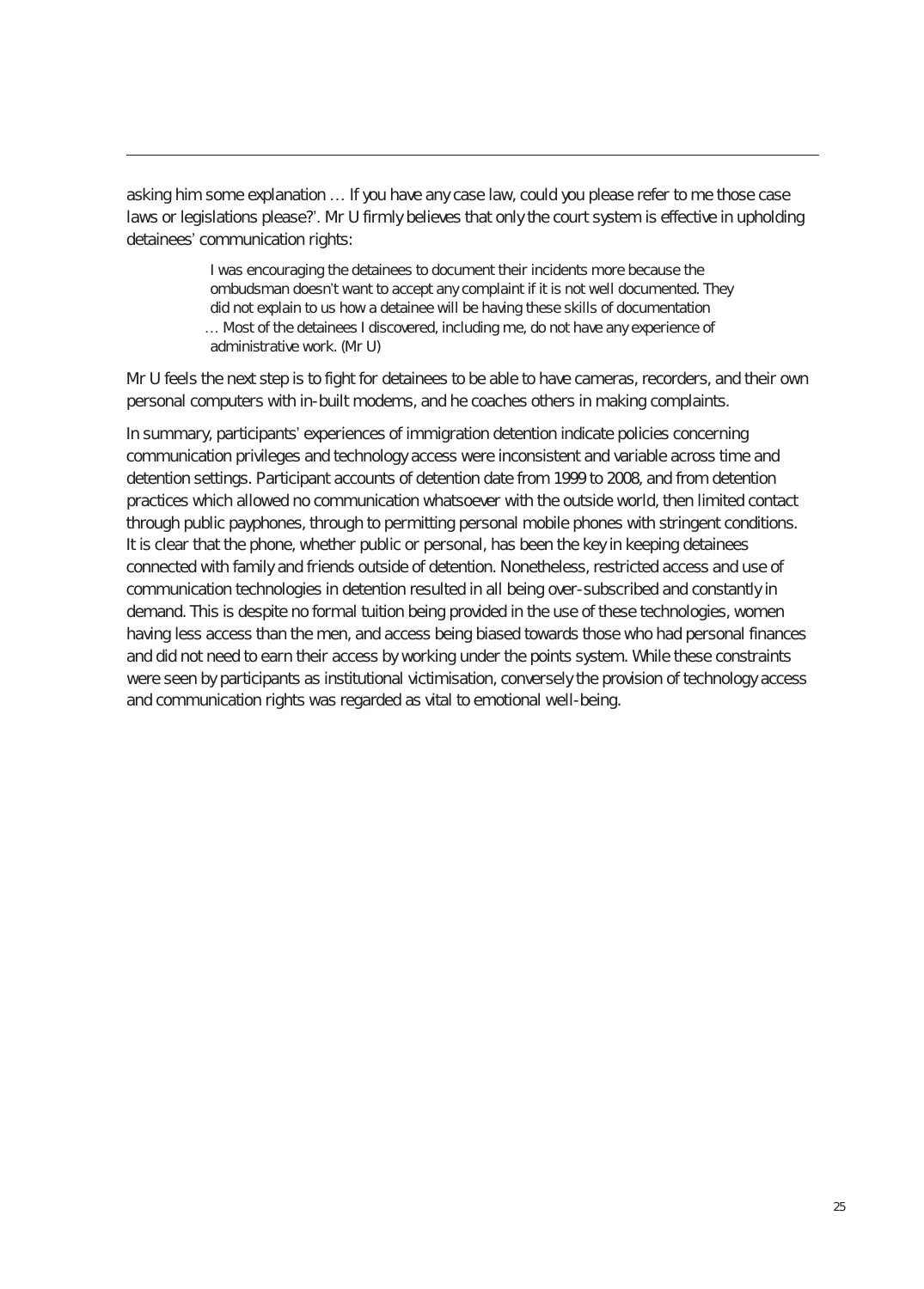asking him some explanation … If you have any case law, could you please refer to me those case laws or legislations please?'. Mr U firmly believes that only the court system is effective in upholding detainees' communication rights:

> I was encouraging the detainees to document their incidents more because the ombudsman doesn't want to accept any complaint if it is not well documented. They did not explain to us how a detainee will be having these skills of documentation … Most of the detainees I discovered, including me, do not have any experience of administrative work. (Mr U)

Mr U feels the next step is to fight for detainees to be able to have cameras, recorders, and their own personal computers with in-built modems, and he coaches others in making complaints.

In summary, participants' experiences of immigration detention indicate policies concerning communication privileges and technology access were inconsistent and variable across time and detention settings. Participant accounts of detention date from 1999 to 2008, and from detention practices which allowed no communication whatsoever with the outside world, then limited contact through public payphones, through to permitting personal mobile phones with stringent conditions. It is clear that the phone, whether public or personal, has been the key in keeping detainees connected with family and friends outside of detention. Nonetheless, restricted access and use of communication technologies in detention resulted in all being over-subscribed and constantly in demand. This is despite no formal tuition being provided in the use of these technologies, women having less access than the men, and access being biased towards those who had personal finances and did not need to earn their access by working under the points system. While these constraints were seen by participants as institutional victimisation, conversely the provision of technology access and communication rights was regarded as vital to emotional well-being.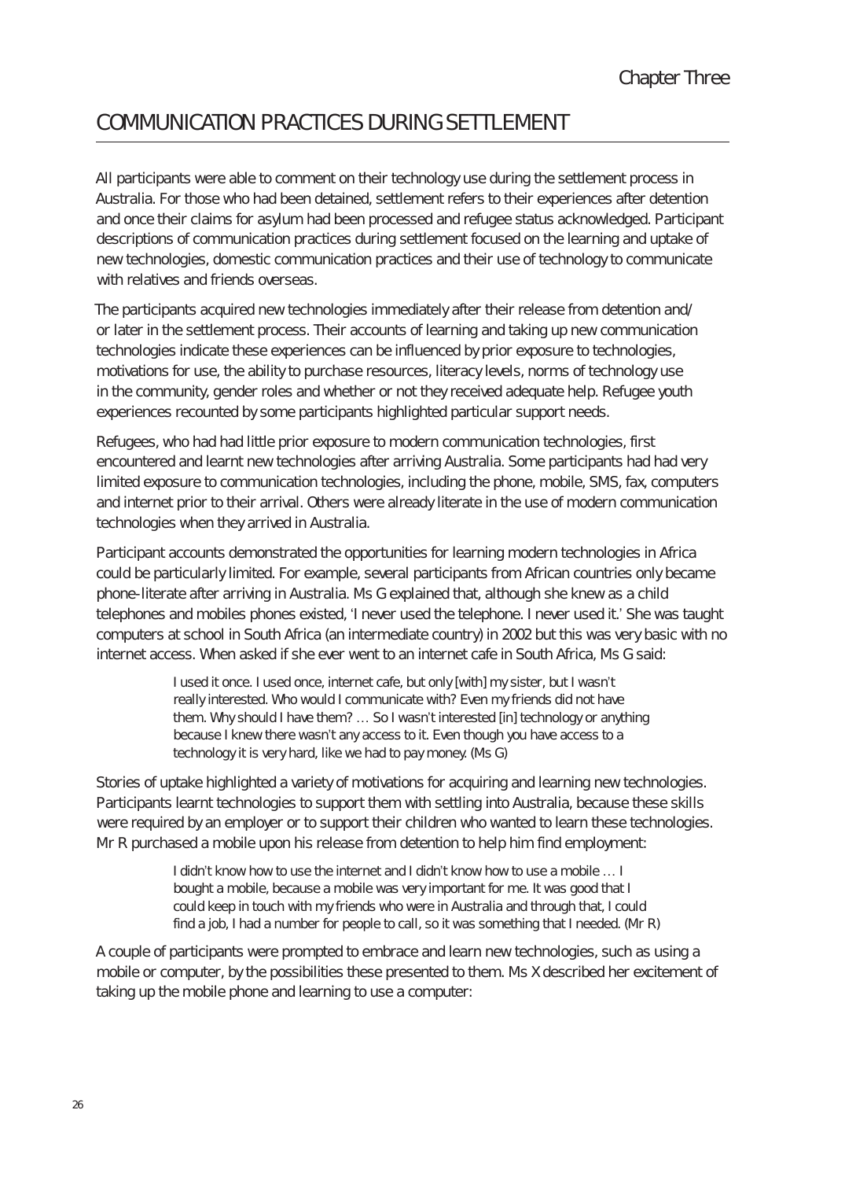# Chapter Three

## COMMUNICATION PRACTICES DURING SETTLEMENT

All participants were able to comment on their technology use during the settlement process in Australia. For those who had been detained, settlement refers to their experiences after detention and once their claims for asylum had been processed and refugee status acknowledged. Participant descriptions of communication practices during settlement focused on the learning and uptake of new technologies, domestic communication practices and their use of technology to communicate with relatives and friends overseas.

The participants acquired new technologies immediately after their release from detention and/or later in the settlement process. Their accounts of learning and taking up new communication technologies indicate these experiences can be influenced by prior exposure to technologies, motivations for use, the ability to purchase resources, literacy levels, norms of technology use in the community, gender roles and whether or not they received adequate help. Refugee youth experiences recounted by some participants highlighted particular support needs.

Refugees, who had had little prior exposure to modern communication technologies, first encountered and learnt new technologies after arriving Australia. Some participants had had very limited exposure to communication technologies, including the phone, mobile, SMS, fax, computers and internet prior to their arrival. Others were already literate in the use of modern communication technologies when they arrived in Australia.

Participant accounts demonstrated the opportunities for learning modern technologies in Africa could be particularly limited. For example, several participants from African countries only became phone-literate after arriving in Australia. Ms G explained that, although she knew as a child telephones and mobiles phones existed, 'I never used the telephone. I never used it.' She was taught computers at school in South Africa (an intermediate country) in 2002 but this was very basic with no internet access. When asked if she ever went to an internet cafe in South Africa, Ms G said:

> I used it once. I used once, internet cafe, but only [with] my sister, but I wasn't really interested. Who would I communicate with? Even my friends did not have them. Why should I have them? … So I wasn't interested [in] technology or anything because I knew there wasn't any access to it. Even though you have access to a technology it is very hard, like we had to pay money. (Ms G)

Stories of uptake highlighted a variety of motivations for acquiring and learning new technologies. Participants learnt technologies to support them with settling into Australia, because these skills were required by an employer or to support their children who wanted to learn these technologies. Mr R purchased a mobile upon his release from detention to help him find employment:

> I didn't know how to use the internet and I didn't know how to use a mobile … I bought a mobile, because a mobile was very important for me. It was good that I could keep in touch with my friends who were in Australia and through that, I could find a job, I had a number for people to call, so it was something that I needed. (Mr R)

A couple of participants were prompted to embrace and learn new technologies, such as using a mobile or computer, by the possibilities these presented to them. Ms X described her excitement of taking up the mobile phone and learning to use a computer: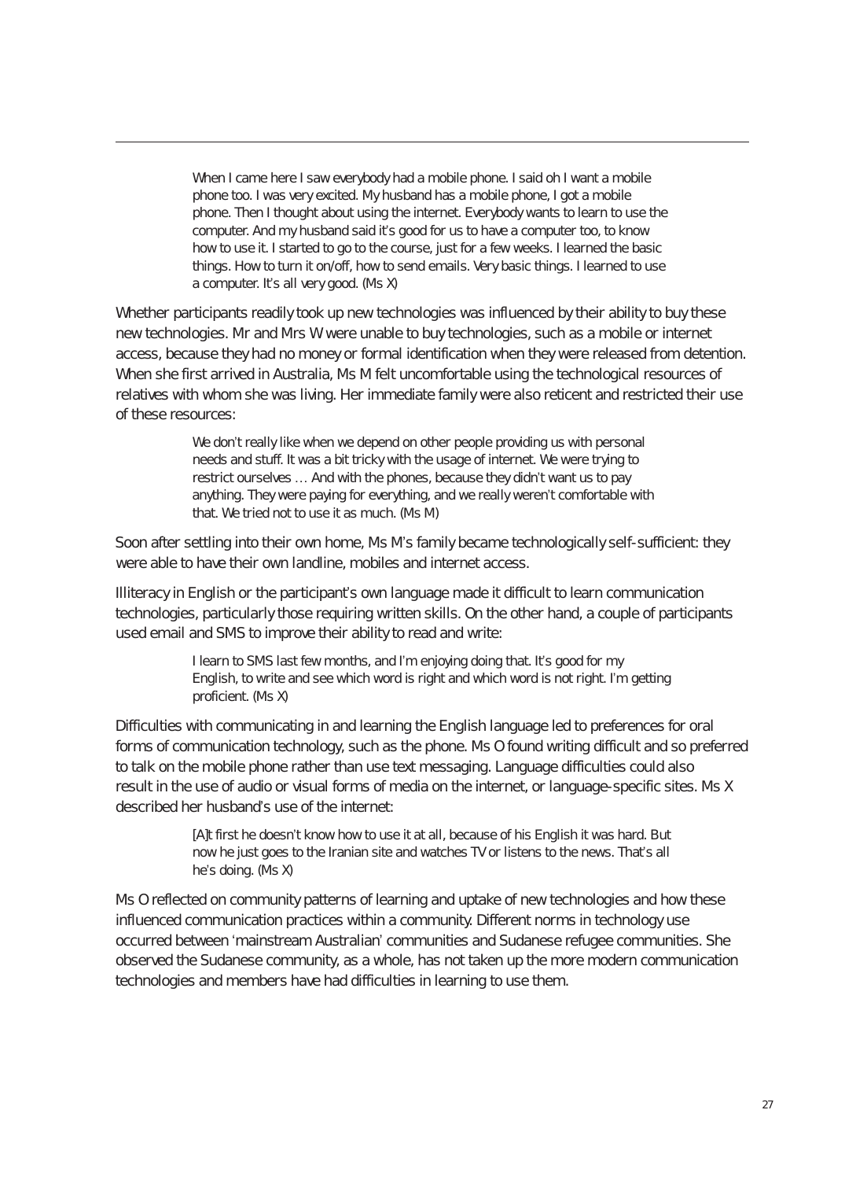> When I came here I saw everybody had a mobile phone. I said oh I want a mobile phone too. I was very excited. My husband has a mobile phone, I got a mobile phone. Then I thought about using the internet. Everybody wants to learn to use the computer. And my husband said it's good for us to have a computer too, to know how to use it. I started to go to the course, just for a few weeks. I learned the basic things. How to turn it on/off, how to send emails. Very basic things. I learned to use a computer. It's all very good. (Ms X)

Whether participants readily took up new technologies was influenced by their ability to buy these new technologies. Mr and Mrs W were unable to buy technologies, such as a mobile or internet access, because they had no money or formal identification when they were released from detention. When she first arrived in Australia, Ms M felt uncomfortable using the technological resources of relatives with whom she was living. Her immediate family were also reticent and restricted their use of these resources:

> We don't really like when we depend on other people providing us with personal needs and stuff. It was a bit tricky with the usage of internet. We were trying to restrict ourselves … And with the phones, because they didn't want us to pay anything. They were paying for everything, and we really weren't comfortable with that. We tried not to use it as much. (Ms M)

Soon after settling into their own home, Ms M's family became technologically self-sufficient: they were able to have their own landline, mobiles and internet access.

Illiteracy in English or the participant's own language made it difficult to learn communication technologies, particularly those requiring written skills. On the other hand, a couple of participants used email and SMS to improve their ability to read and write:

> I learn to SMS last few months, and I'm enjoying doing that. It's good for my English, to write and see which word is right and which word is not right. I'm getting proficient. (Ms X)

Difficulties with communicating in and learning the English language led to preferences for oral forms of communication technology, such as the phone. Ms O found writing difficult and so preferred to talk on the mobile phone rather than use text messaging. Language difficulties could also result in the use of audio or visual forms of media on the internet, or language-specific sites. Ms X described her husband's use of the internet:

> [A]t first he doesn't know how to use it at all, because of his English it was hard. But now he just goes to the Iranian site and watches TV or listens to the news. That's all he's doing. (Ms X)

Ms O reflected on community patterns of learning and uptake of new technologies and how these influenced communication practices within a community. Different norms in technology use occurred between 'mainstream Australian' communities and Sudanese refugee communities. She observed the Sudanese community, as a whole, has not taken up the more modern communication technologies and members have had difficulties in learning to use them.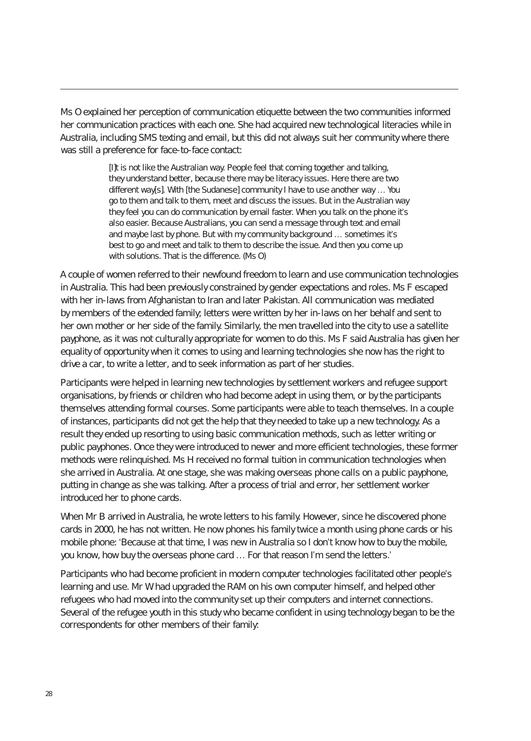Ms O explained her perception of communication etiquette between the two communities informed her communication practices with each one. She had acquired new technological literacies while in Australia, including SMS texting and email, but this did not always suit her community where there was still a preference for face-to-face contact:

> [I]t is not like the Australian way. People feel that coming together and talking, they understand better, because there may be literacy issues. Here there are two different way[s]. With [the Sudanese] community I have to use another way … You go to them and talk to them, meet and discuss the issues. But in the Australian way they feel you can do communication by email faster. When you talk on the phone it's also easier. Because Australians, you can send a message through text and email and maybe last by phone. But with my community background … sometimes it's best to go and meet and talk to them to describe the issue. And then you come up with solutions. That is the difference. (Ms O)

A couple of women referred to their newfound freedom to learn and use communication technologies in Australia. This had been previously constrained by gender expectations and roles. Ms F escaped with her in-laws from Afghanistan to Iran and later Pakistan. All communication was mediated by members of the extended family; letters were written by her in-laws on her behalf and sent to her own mother or her side of the family. Similarly, the men travelled into the city to use a satellite payphone, as it was not culturally appropriate for women to do this. Ms F said Australia has given her equality of opportunity when it comes to using and learning technologies she now has the right to drive a car, to write a letter, and to seek information as part of her studies.

Participants were helped in learning new technologies by settlement workers and refugee support organisations, by friends or children who had become adept in using them, or by the participants themselves attending formal courses. Some participants were able to teach themselves. In a couple of instances, participants did not get the help that they needed to take up a new technology. As a result they ended up resorting to using basic communication methods, such as letter writing or public payphones. Once they were introduced to newer and more efficient technologies, these former methods were relinquished. Ms H received no formal tuition in communication technologies when she arrived in Australia. At one stage, she was making overseas phone calls on a public payphone, putting in change as she was talking. After a process of trial and error, her settlement worker introduced her to phone cards.

When Mr B arrived in Australia, he wrote letters to his family. However, since he discovered phone cards in 2000, he has not written. He now phones his family twice a month using phone cards or his mobile phone: 'Because at that time, I was new in Australia so I don't know how to buy the mobile, you know, how buy the overseas phone card … For that reason I'm send the letters.'

Participants who had become proficient in modern computer technologies facilitated other people's learning and use. Mr W had upgraded the RAM on his own computer himself, and helped other refugees who had moved into the community set up their computers and internet connections. Several of the refugee youth in this study who became confident in using technology began to be the correspondents for other members of their family: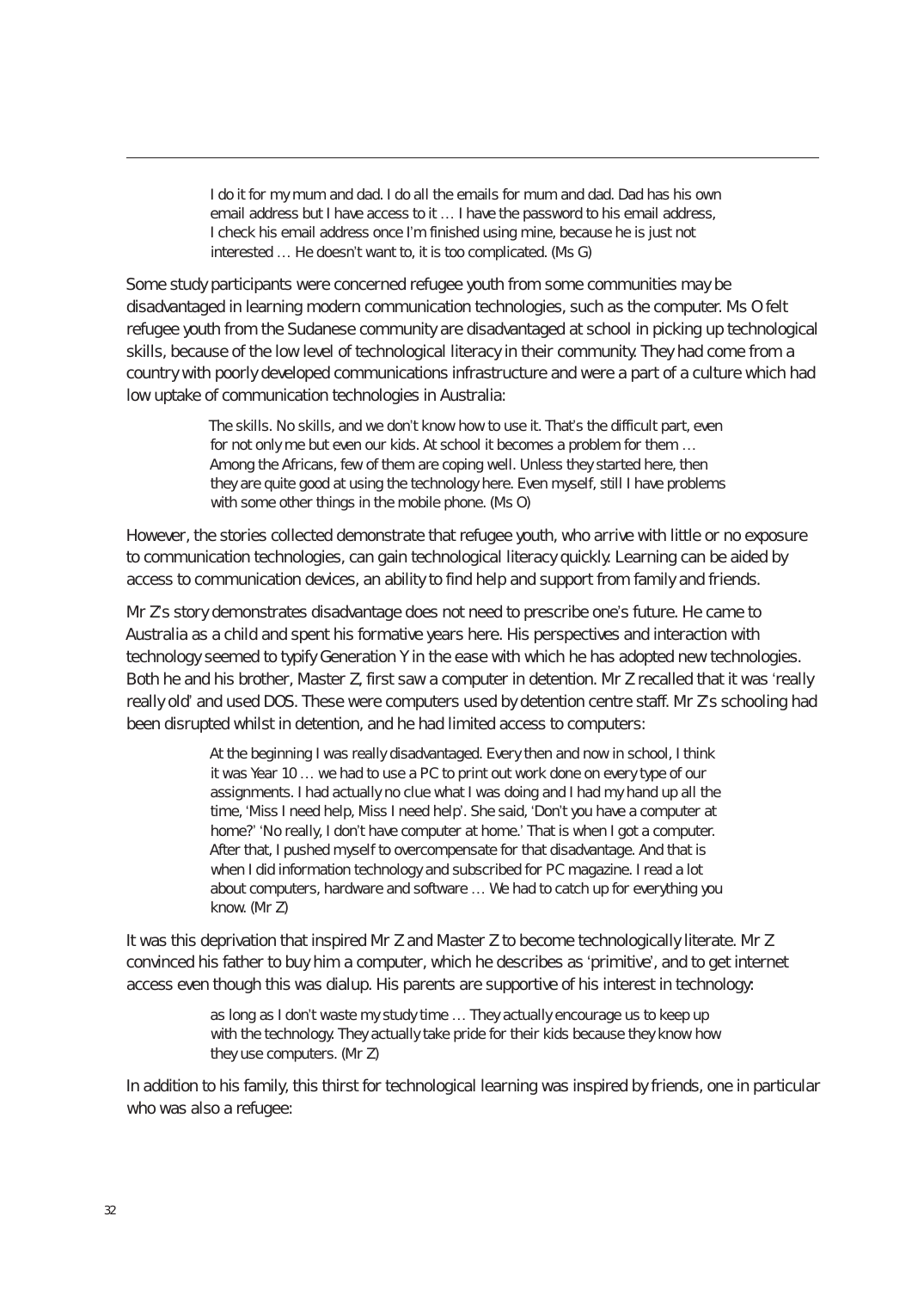> I do it for my mum and dad. I do all the emails for mum and dad. Dad has his own email address but I have access to it … I have the password to his email address, I check his email address once I'm finished using mine, because he is just not interested … He doesn't want to, it is too complicated. (Ms G)

Some study participants were concerned refugee youth from some communities may be disadvantaged in learning modern communication technologies, such as the computer. Ms O felt refugee youth from the Sudanese community are disadvantaged at school in picking up technological skills, because of the low level of technological literacy in their community. They had come from a country with poorly developed communications infrastructure and were a part of a culture which had low uptake of communication technologies in Australia:

> The skills. No skills, and we don't know how to use it. That's the difficult part, even for not only me but even our kids. At school it becomes a problem for them … Among the Africans, few of them are coping well. Unless they started here, then they are quite good at using the technology here. Even myself, still I have problems with some other things in the mobile phone. (Ms O)

However, the stories collected demonstrate that refugee youth, who arrive with little or no exposure to communication technologies, can gain technological literacy quickly. Learning can be aided by access to communication devices, an ability to find help and support from family and friends.

Mr Z's story demonstrates disadvantage does not need to prescribe one's future. He came to Australia as a child and spent his formative years here. His perspectives and interaction with technology seemed to typify Generation Y in the ease with which he has adopted new technologies. Both he and his brother, Master Z, first saw a computer in detention. Mr Z recalled that it was 'really really old' and used DOS. These were computers used by detention centre staff. Mr Z's schooling had been disrupted whilst in detention, and he had limited access to computers:

> At the beginning I was really disadvantaged. Every then and now in school, I think it was Year 10 … we had to use a PC to print out work done on every type of our assignments. I had actually no clue what I was doing and I had my hand up all the time, 'Miss I need help, Miss I need help'. She said, 'Don't you have a computer at home?' 'No really, I don't have computer at home.' That is when I got a computer. After that, I pushed myself to overcompensate for that disadvantage. And that is when I did information technology and subscribed for PC magazine. I read a lot about computers, hardware and software … We had to catch up for everything you know. (Mr Z)

It was this deprivation that inspired Mr Z and Master Z to become technologically literate. Mr Z convinced his father to buy him a computer, which he describes as 'primitive', and to get internet access even though this was dialup. His parents are supportive of his interest in technology:

> as long as I don't waste my study time … They actually encourage us to keep up with the technology. They actually take pride for their kids because they know how they use computers. (Mr Z)

In addition to his family, this thirst for technological learning was inspired by friends, one in particular who was also a refugee: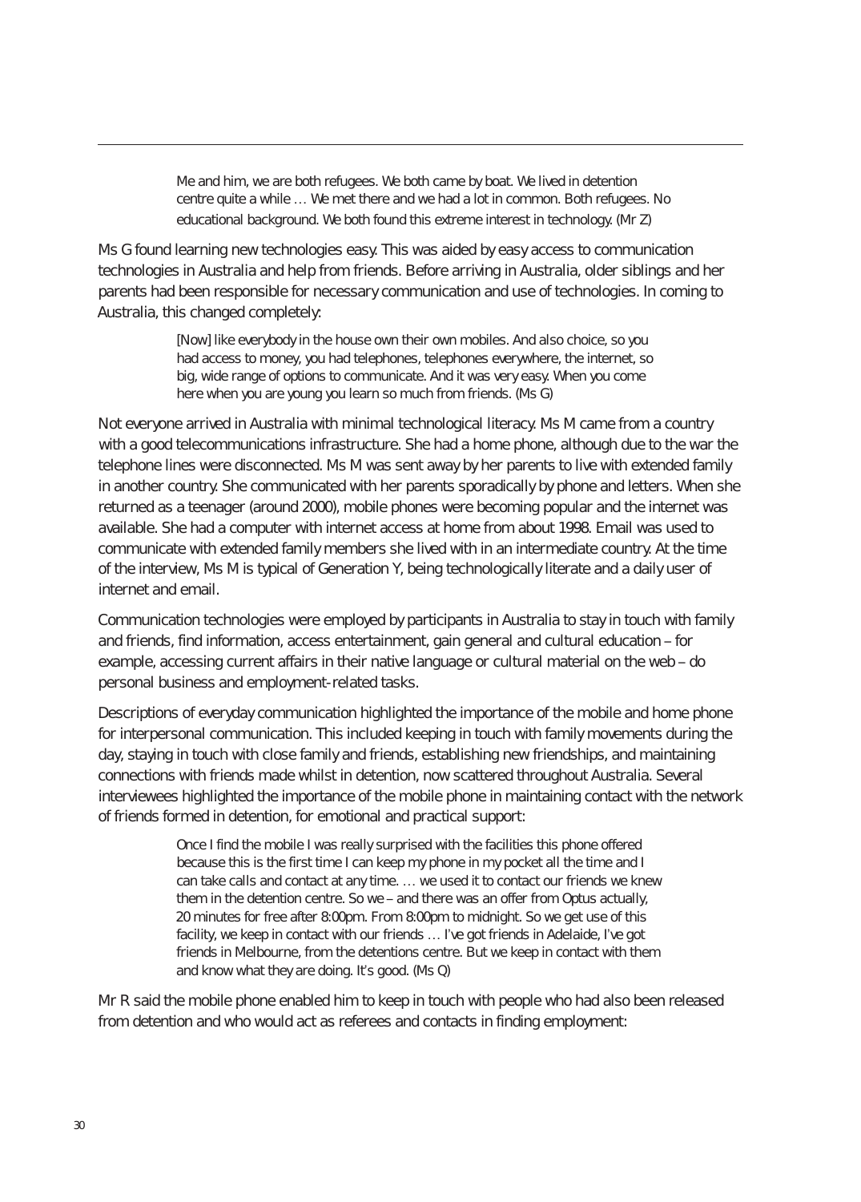> Me and him, we are both refugees. We both came by boat. We lived in detention centre quite a while … We met there and we had a lot in common. Both refugees. No educational background. We both found this extreme interest in technology. (Mr Z)

Ms G found learning new technologies easy. This was aided by easy access to communication technologies in Australia and help from friends. Before arriving in Australia, older siblings and her parents had been responsible for necessary communication and use of technologies. In coming to Australia, this changed completely:

> [Now] like everybody in the house own their own mobiles. And also choice, so you had access to money, you had telephones, telephones everywhere, the internet, so big, wide range of options to communicate. And it was very easy. When you come here when you are young you learn so much from friends. (Ms G)

Not everyone arrived in Australia with minimal technological literacy. Ms M came from a country with a good telecommunications infrastructure. She had a home phone, although due to the war the telephone lines were disconnected. Ms M was sent away by her parents to live with extended family in another country. She communicated with her parents sporadically by phone and letters. When she returned as a teenager (around 2000), mobile phones were becoming popular and the internet was available. She had a computer with internet access at home from about 1998. Email was used to communicate with extended family members she lived with in an intermediate country. At the time of the interview, Ms M is typical of Generation Y, being technologically literate and a daily user of internet and email.

Communication technologies were employed by participants in Australia to stay in touch with family and friends, find information, access entertainment, gain general and cultural education – for example, accessing current affairs in their native language or cultural material on the web – do personal business and employment-related tasks.

Descriptions of everyday communication highlighted the importance of the mobile and home phone for interpersonal communication. This included keeping in touch with family movements during the day, staying in touch with close family and friends, establishing new friendships, and maintaining connections with friends made whilst in detention, now scattered throughout Australia. Several interviewees highlighted the importance of the mobile phone in maintaining contact with the network of friends formed in detention, for emotional and practical support:

> Once I find the mobile I was really surprised with the facilities this phone offered because this is the first time I can keep my phone in my pocket all the time and I can take calls and contact at any time. … we used it to contact our friends we knew them in the detention centre. So we – and there was an offer from Optus actually, 20 minutes for free after 8:00pm. From 8:00pm to midnight. So we get use of this facility, we keep in contact with our friends … I've got friends in Adelaide, I've got friends in Melbourne, from the detentions centre. But we keep in contact with them and know what they are doing. It's good. (Ms Q)

Mr R said the mobile phone enabled him to keep in touch with people who had also been released from detention and who would act as referees and contacts in finding employment: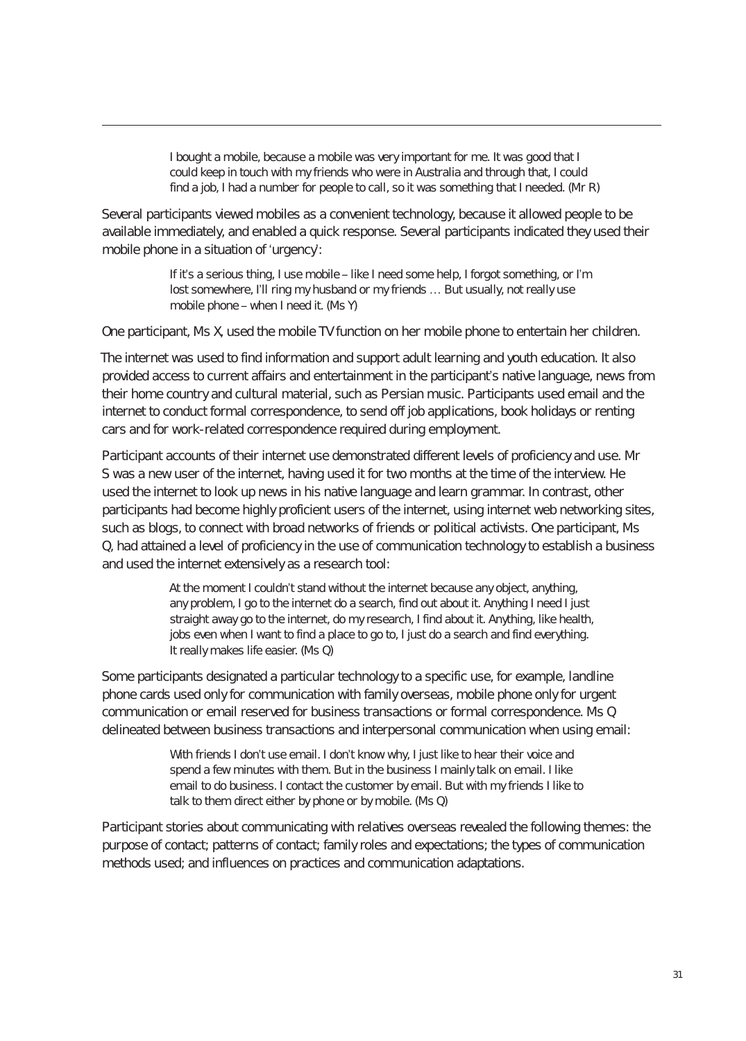> I bought a mobile, because a mobile was very important for me. It was good that I could keep in touch with my friends who were in Australia and through that, I could find a job, I had a number for people to call, so it was something that I needed. (Mr R)

Several participants viewed mobiles as a convenient technology, because it allowed people to be available immediately, and enabled a quick response. Several participants indicated they used their mobile phone in a situation of 'urgency':

> If it's a serious thing, I use mobile – like I need some help, I forgot something, or I'm lost somewhere, I'll ring my husband or my friends … But usually, not really use mobile phone – when I need it. (Ms Y)

One participant, Ms X, used the mobile TV function on her mobile phone to entertain her children.

The internet was used to find information and support adult learning and youth education. It also provided access to current affairs and entertainment in the participant's native language, news from their home country and cultural material, such as Persian music. Participants used email and the internet to conduct formal correspondence, to send off job applications, book holidays or renting cars and for work-related correspondence required during employment.

Participant accounts of their internet use demonstrated different levels of proficiency and use. Mr S was a new user of the internet, having used it for two months at the time of the interview. He used the internet to look up news in his native language and learn grammar. In contrast, other participants had become highly proficient users of the internet, using internet web networking sites, such as blogs, to connect with broad networks of friends or political activists. One participant, Ms Q, had attained a level of proficiency in the use of communication technology to establish a business and used the internet extensively as a research tool:

> At the moment I couldn't stand without the internet because any object, anything, any problem, I go to the internet do a search, find out about it. Anything I need I just straight away go to the internet, do my research, I find about it. Anything, like health, jobs even when I want to find a place to go to, I just do a search and find everything. It really makes life easier. (Ms Q)

Some participants designated a particular technology to a specific use, for example, landline phone cards used only for communication with family overseas, mobile phone only for urgent communication or email reserved for business transactions or formal correspondence. Ms Q delineated between business transactions and interpersonal communication when using email:

> With friends I don't use email. I don't know why, I just like to hear their voice and spend a few minutes with them. But in the business I mainly talk on email. I like email to do business. I contact the customer by email. But with my friends I like to talk to them direct either by phone or by mobile. (Ms Q)

Participant stories about communicating with relatives overseas revealed the following themes: the purpose of contact; patterns of contact; family roles and expectations; the types of communication methods used; and influences on practices and communication adaptations.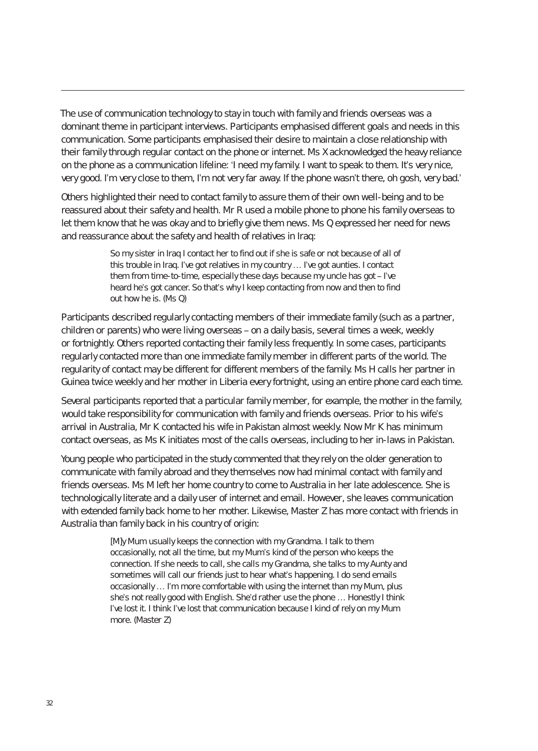The use of communication technology to stay in touch with family and friends overseas was a dominant theme in participant interviews. Participants emphasised different goals and needs in this communication. Some participants emphasised their desire to maintain a close relationship with their family through regular contact on the phone or internet. Ms X acknowledged the heavy reliance on the phone as a communication lifeline: 'I need my family. I want to speak to them. It's very nice, very good. I'm very close to them, I'm not very far away. If the phone wasn't there, oh gosh, very bad.'

Others highlighted their need to contact family to assure them of their own well-being and to be reassured about their safety and health. Mr R used a mobile phone to phone his family overseas to let them know that he was okay and to briefly give them news. Ms Q expressed her need for news and reassurance about the safety and health of relatives in Iraq:

> So my sister in Iraq I contact her to find out if she is safe or not because of all of this trouble in Iraq. I've got relatives in my country … I've got aunties. I contact them from time-to-time, especially these days because my uncle has got – I've heard he's got cancer. So that's why I keep contacting from now and then to find out how he is. (Ms Q)

Participants described regularly contacting members of their immediate family (such as a partner, children or parents) who were living overseas – on a daily basis, several times a week, weekly or fortnightly. Others reported contacting their family less frequently. In some cases, participants regularly contacted more than one immediate family member in different parts of the world. The regularity of contact may be different for different members of the family. Ms H calls her partner in Guinea twice weekly and her mother in Liberia every fortnight, using an entire phone card each time.

Several participants reported that a particular family member, for example, the mother in the family, would take responsibility for communication with family and friends overseas. Prior to his wife's arrival in Australia, Mr K contacted his wife in Pakistan almost weekly. Now Mr K has minimum contact overseas, as Ms K initiates most of the calls overseas, including to her in-laws in Pakistan.

Young people who participated in the study commented that they rely on the older generation to communicate with family abroad and they themselves now had minimal contact with family and friends overseas. Ms M left her home country to come to Australia in her late adolescence. She is technologically literate and a daily user of internet and email. However, she leaves communication with extended family back home to her mother. Likewise, Master Z has more contact with friends in Australia than family back in his country of origin:

> [M]y Mum usually keeps the connection with my Grandma. I talk to them occasionally, not all the time, but my Mum's kind of the person who keeps the connection. If she needs to call, she calls my Grandma, she talks to my Aunty and sometimes will call our friends just to hear what's happening. I do send emails occasionally … I'm more comfortable with using the internet than my Mum, plus she's not really good with English. She'd rather use the phone … Honestly I think I've lost it. I think I've lost that communication because I kind of rely on my Mum more. (Master Z)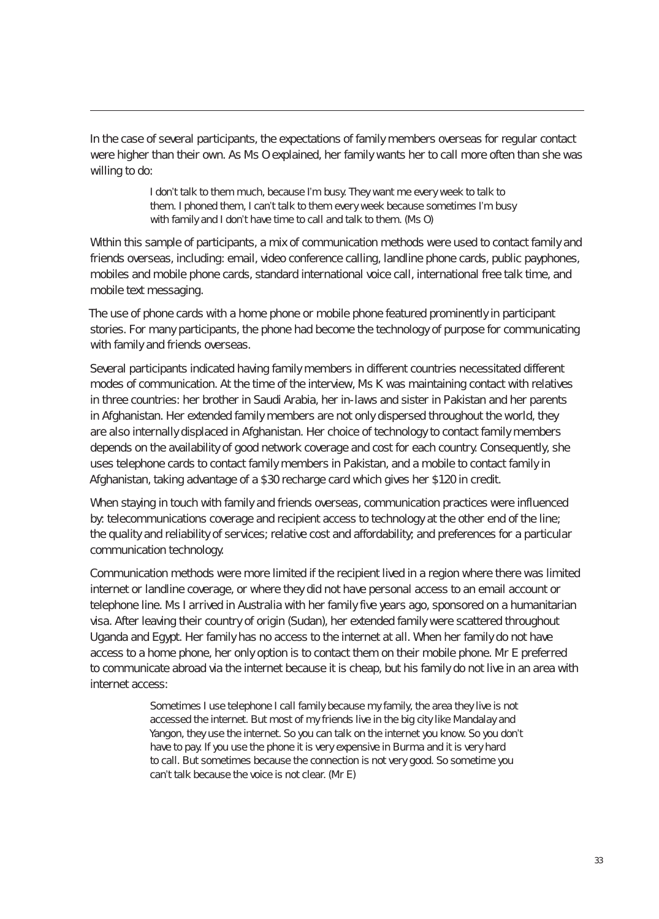In the case of several participants, the expectations of family members overseas for regular contact were higher than their own. As Ms O explained, her family wants her to call more often than she was willing to do:

> I don't talk to them much, because I'm busy. They want me every week to talk to them. I phoned them, I can't talk to them every week because sometimes I'm busy with family and I don't have time to call and talk to them. (Ms O)

Within this sample of participants, a mix of communication methods were used to contact family and friends overseas, including: email, video conference calling, landline phone cards, public payphones, mobiles and mobile phone cards, standard international voice call, international free talk time, and mobile text messaging.

The use of phone cards with a home phone or mobile phone featured prominently in participant stories. For many participants, the phone had become the technology of purpose for communicating with family and friends overseas.

Several participants indicated having family members in different countries necessitated different modes of communication. At the time of the interview, Ms K was maintaining contact with relatives in three countries: her brother in Saudi Arabia, her in-laws and sister in Pakistan and her parents in Afghanistan. Her extended family members are not only dispersed throughout the world, they are also internally displaced in Afghanistan. Her choice of technology to contact family members depends on the availability of good network coverage and cost for each country. Consequently, she uses telephone cards to contact family members in Pakistan, and a mobile to contact family in Afghanistan, taking advantage of a $30 recharge card which gives her $120 in credit.

When staying in touch with family and friends overseas, communication practices were influenced by: telecommunications coverage and recipient access to technology at the other end of the line; the quality and reliability of services; relative cost and affordability; and preferences for a particular communication technology.

Communication methods were more limited if the recipient lived in a region where there was limited internet or landline coverage, or where they did not have personal access to an email account or telephone line. Ms I arrived in Australia with her family five years ago, sponsored on a humanitarian visa. After leaving their country of origin (Sudan), her extended family were scattered throughout Uganda and Egypt. Her family has no access to the internet at all. When her family do not have access to a home phone, her only option is to contact them on their mobile phone. Mr E preferred to communicate abroad via the internet because it is cheap, but his family do not live in an area with internet access:

> Sometimes I use telephone I call family because my family, the area they live is not accessed the internet. But most of my friends live in the big city like Mandalay and Yangon, they use the internet. So you can talk on the internet you know. So you don't have to pay. If you use the phone it is very expensive in Burma and it is very hard to call. But sometimes because the connection is not very good. So sometime you can't talk because the voice is not clear. (Mr E)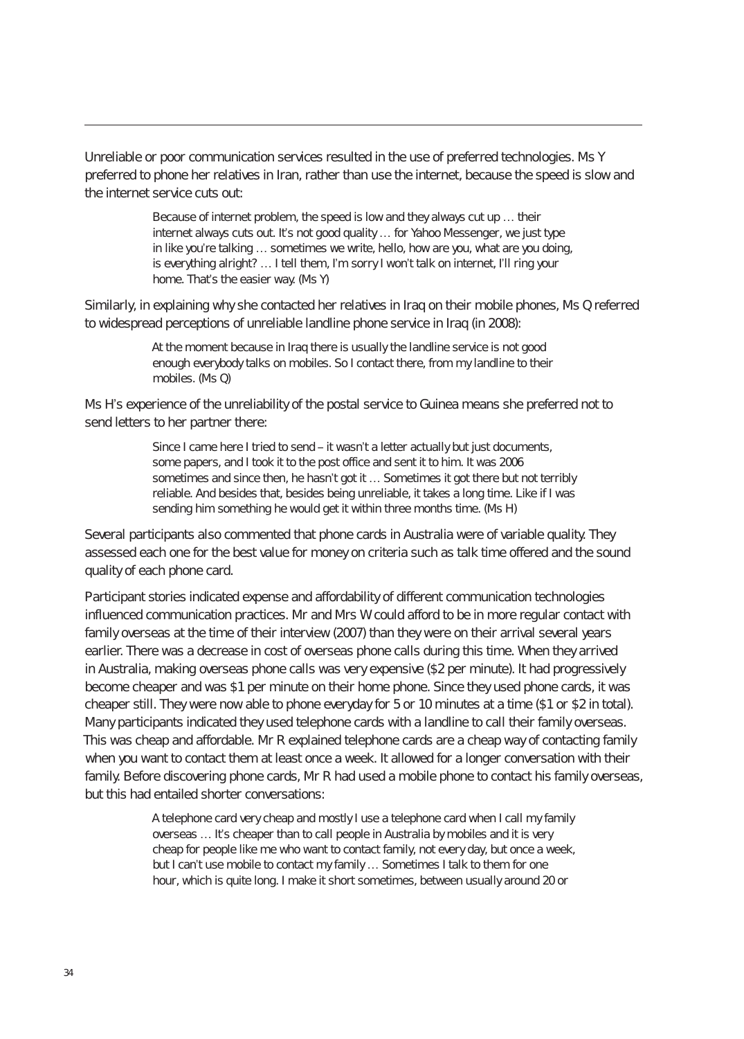Unreliable or poor communication services resulted in the use of preferred technologies. Ms Y preferred to phone her relatives in Iran, rather than use the internet, because the speed is slow and the internet service cuts out:

> Because of internet problem, the speed is low and they always cut up … their internet always cuts out. It's not good quality … for Yahoo Messenger, we just type in like you're talking … sometimes we write, hello, how are you, what are you doing, is everything alright? … I tell them, I'm sorry I won't talk on internet, I'll ring your home. That's the easier way. (Ms Y)

Similarly, in explaining why she contacted her relatives in Iraq on their mobile phones, Ms Q referred to widespread perceptions of unreliable landline phone service in Iraq (in 2008):

> At the moment because in Iraq there is usually the landline service is not good enough everybody talks on mobiles. So I contact there, from my landline to their mobiles. (Ms Q)

Ms H's experience of the unreliability of the postal service to Guinea means she preferred not to send letters to her partner there:

> Since I came here I tried to send – it wasn't a letter actually but just documents, some papers, and I took it to the post office and sent it to him. It was 2006 sometimes and since then, he hasn't got it … Sometimes it got there but not terribly reliable. And besides that, besides being unreliable, it takes a long time. Like if I was sending him something he would get it within three months time. (Ms H)

Several participants also commented that phone cards in Australia were of variable quality. They assessed each one for the best value for money on criteria such as talk time offered and the sound quality of each phone card.

Participant stories indicated expense and affordability of different communication technologies influenced communication practices. Mr and Mrs W could afford to be in more regular contact with family overseas at the time of their interview (2007) than they were on their arrival several years earlier. There was a decrease in cost of overseas phone calls during this time. When they arrived in Australia, making overseas phone calls was very expensive ($2 per minute). It had progressively become cheaper and was $1 per minute on their home phone. Since they used phone cards, it was cheaper still. They were now able to phone everyday for 5 or 10 minutes at a time ($1 or $2 in total). Many participants indicated they used telephone cards with a landline to call their family overseas. This was cheap and affordable. Mr R explained telephone cards are a cheap way of contacting family when you want to contact them at least once a week. It allowed for a longer conversation with their family. Before discovering phone cards, Mr R had used a mobile phone to contact his family overseas, but this had entailed shorter conversations:

> A telephone card very cheap and mostly I use a telephone card when I call my family overseas … It's cheaper than to call people in Australia by mobiles and it is very cheap for people like me who want to contact family, not every day, but once a week, but I can't use mobile to contact my family … Sometimes I talk to them for one hour, which is quite long. I make it short sometimes, between usually around 20 or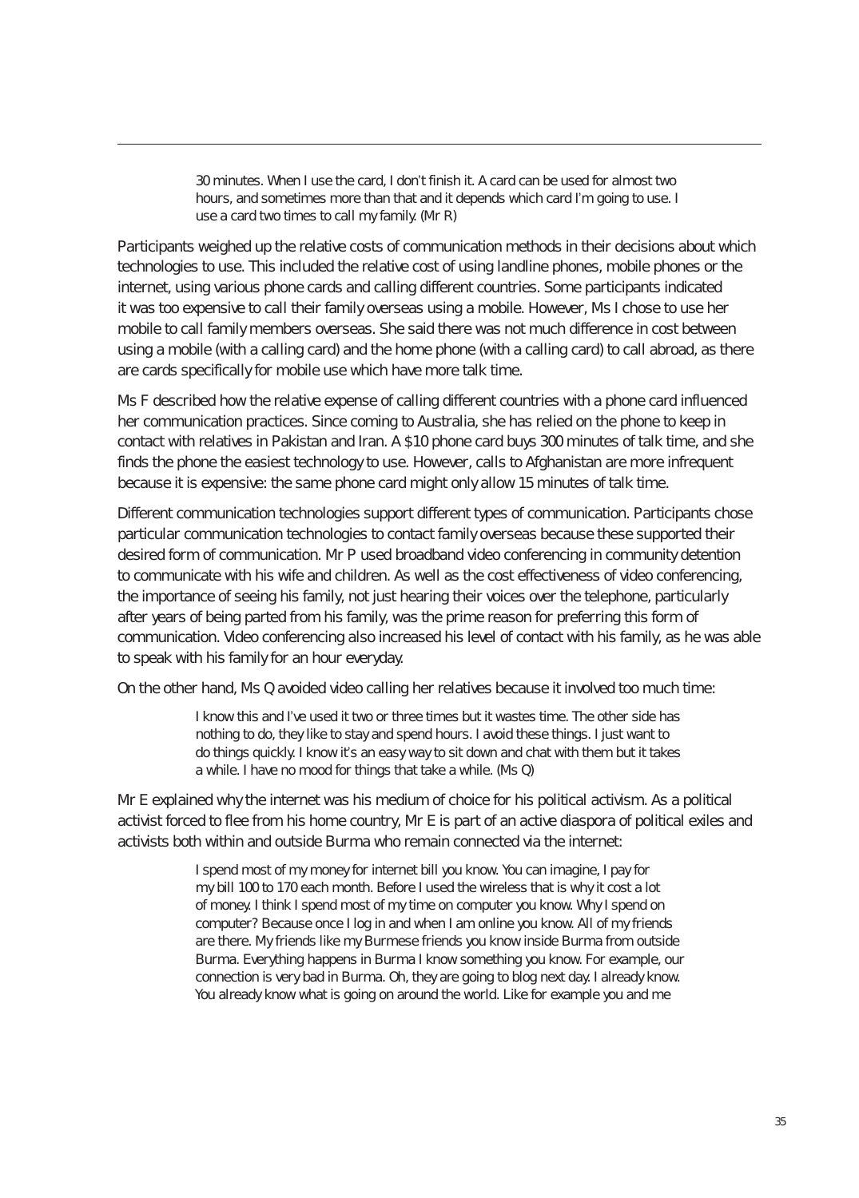> 30 minutes. When I use the card, I don't finish it. A card can be used for almost two hours, and sometimes more than that and it depends which card I'm going to use. I use a card two times to call my family. (Mr R)

Participants weighed up the relative costs of communication methods in their decisions about which technologies to use. This included the relative cost of using landline phones, mobile phones or the internet, using various phone cards and calling different countries. Some participants indicated it was too expensive to call their family overseas using a mobile. However, Ms I chose to use her mobile to call family members overseas. She said there was not much difference in cost between using a mobile (with a calling card) and the home phone (with a calling card) to call abroad, as there are cards specifically for mobile use which have more talk time.

Ms F described how the relative expense of calling different countries with a phone card influenced her communication practices. Since coming to Australia, she has relied on the phone to keep in contact with relatives in Pakistan and Iran. A $10 phone card buys 300 minutes of talk time, and she finds the phone the easiest technology to use. However, calls to Afghanistan are more infrequent because it is expensive: the same phone card might only allow 15 minutes of talk time.

Different communication technologies support different types of communication. Participants chose particular communication technologies to contact family overseas because these supported their desired form of communication. Mr P used broadband video conferencing in community detention to communicate with his wife and children. As well as the cost effectiveness of video conferencing, the importance of seeing his family, not just hearing their voices over the telephone, particularly after years of being parted from his family, was the prime reason for preferring this form of communication. Video conferencing also increased his level of contact with his family, as he was able to speak with his family for an hour everyday.

On the other hand, Ms Q avoided video calling her relatives because it involved too much time:

> I know this and I've used it two or three times but it wastes time. The other side has nothing to do, they like to stay and spend hours. I avoid these things. I just want to do things quickly. I know it's an easy way to sit down and chat with them but it takes a while. I have no mood for things that take a while. (Ms Q)

Mr E explained why the internet was his medium of choice for his political activism. As a political activist forced to flee from his home country, Mr E is part of an active diaspora of political exiles and activists both within and outside Burma who remain connected via the internet:

> I spend most of my money for internet bill you know. You can imagine, I pay for my bill 100 to 170 each month. Before I used the wireless that is why it cost a lot of money. I think I spend most of my time on computer you know. Why I spend on computer? Because once I log in and when I am online you know. All of my friends are there. My friends like my Burmese friends you know inside Burma from outside Burma. Everything happens in Burma I know something you know. For example, our connection is very bad in Burma. Oh, they are going to blog next day. I already know. You already know what is going on around the world. Like for example you and me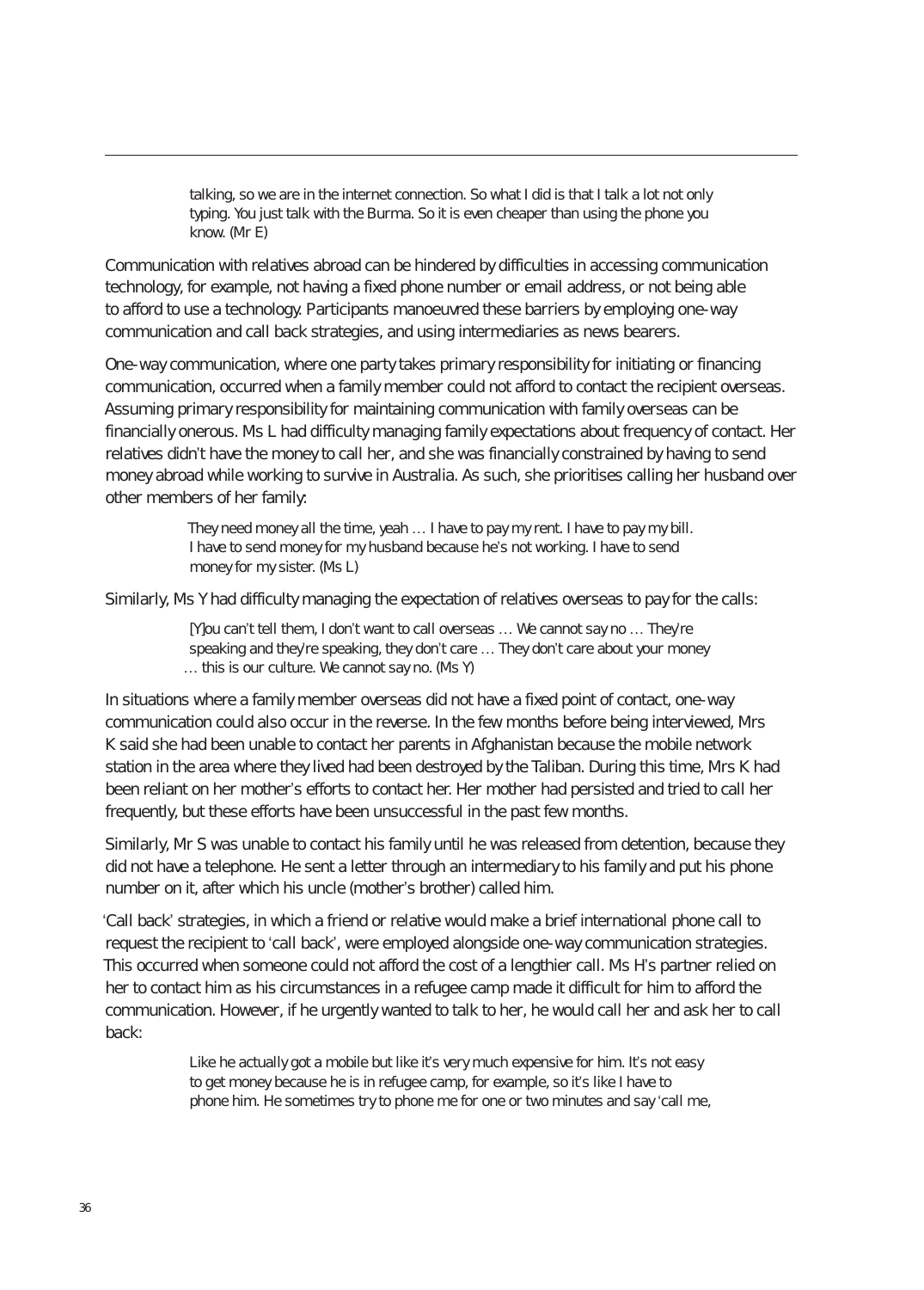> talking, so we are in the internet connection. So what I did is that I talk a lot not only typing. You just talk with the Burma. So it is even cheaper than using the phone you know. (Mr E)

Communication with relatives abroad can be hindered by difficulties in accessing communication technology, for example, not having a fixed phone number or email address, or not being able to afford to use a technology. Participants manoeuvred these barriers by employing one-way communication and call back strategies, and using intermediaries as news bearers.

One-way communication, where one party takes primary responsibility for initiating or financing communication, occurred when a family member could not afford to contact the recipient overseas. Assuming primary responsibility for maintaining communication with family overseas can be financially onerous. Ms L had difficulty managing family expectations about frequency of contact. Her relatives didn't have the money to call her, and she was financially constrained by having to send money abroad while working to survive in Australia. As such, she prioritises calling her husband over other members of her family:

> They need money all the time, yeah … I have to pay my rent. I have to pay my bill. I have to send money for my husband because he's not working. I have to send money for my sister. (Ms L)

Similarly, Ms Y had difficulty managing the expectation of relatives overseas to pay for the calls:

> [Y]ou can't tell them, I don't want to call overseas … We cannot say no … They're speaking and they're speaking, they don't care … They don't care about your money … this is our culture. We cannot say no. (Ms Y)

In situations where a family member overseas did not have a fixed point of contact, one-way communication could also occur in the reverse. In the few months before being interviewed, Mrs K said she had been unable to contact her parents in Afghanistan because the mobile network station in the area where they lived had been destroyed by the Taliban. During this time, Mrs K had been reliant on her mother's efforts to contact her. Her mother had persisted and tried to call her frequently, but these efforts have been unsuccessful in the past few months.

Similarly, Mr S was unable to contact his family until he was released from detention, because they did not have a telephone. He sent a letter through an intermediary to his family and put his phone number on it, after which his uncle (mother's brother) called him.

'Call back' strategies, in which a friend or relative would make a brief international phone call to request the recipient to 'call back', were employed alongside one-way communication strategies. This occurred when someone could not afford the cost of a lengthier call. Ms H's partner relied on her to contact him as his circumstances in a refugee camp made it difficult for him to afford the communication. However, if he urgently wanted to talk to her, he would call her and ask her to call back:

> Like he actually got a mobile but like it's very much expensive for him. It's not easy to get money because he is in refugee camp, for example, so it's like I have to phone him. He sometimes try to phone me for one or two minutes and say 'call me,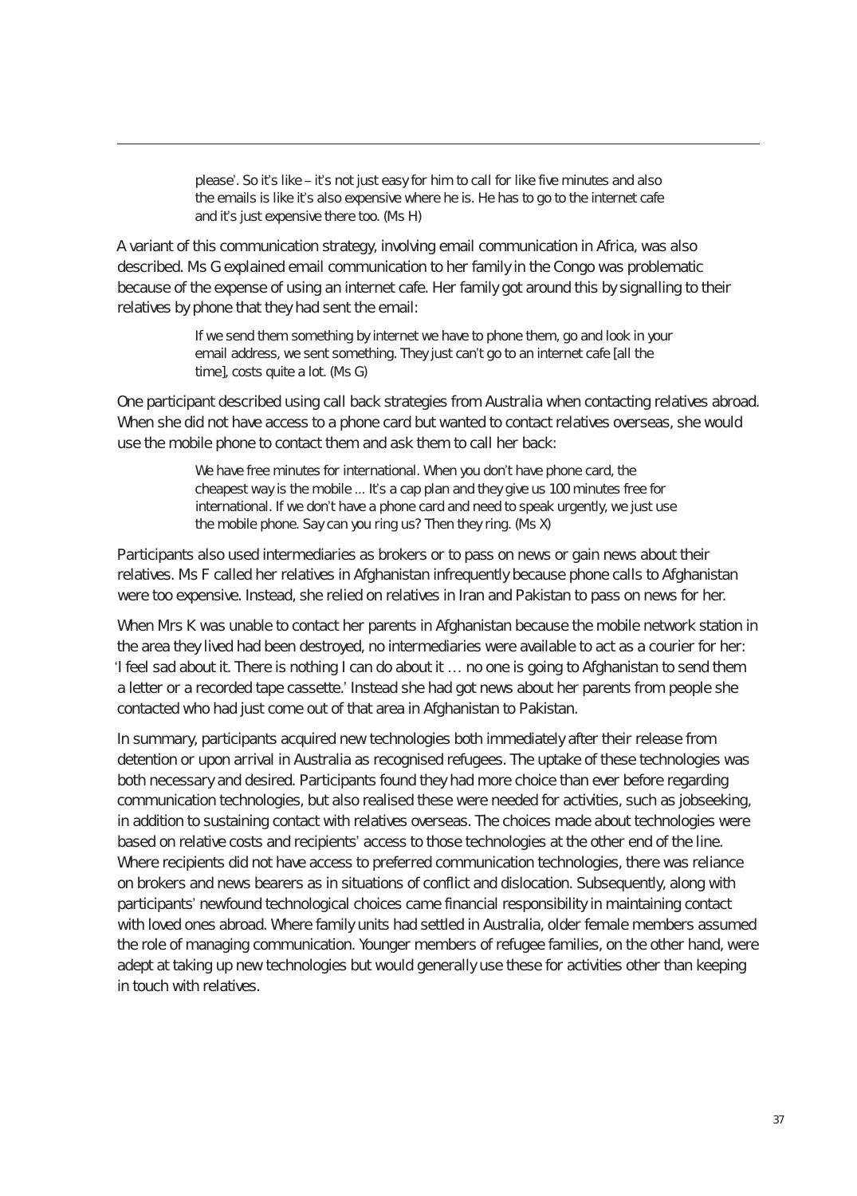> please'. So it's like – it's not just easy for him to call for like five minutes and also the emails is like it's also expensive where he is. He has to go to the internet cafe and it's just expensive there too. (Ms H)

A variant of this communication strategy, involving email communication in Africa, was also described. Ms G explained email communication to her family in the Congo was problematic because of the expense of using an internet cafe. Her family got around this by signalling to their relatives by phone that they had sent the email:

> If we send them something by internet we have to phone them, go and look in your email address, we sent something. They just can't go to an internet cafe [all the time], costs quite a lot. (Ms G)

One participant described using call back strategies from Australia when contacting relatives abroad. When she did not have access to a phone card but wanted to contact relatives overseas, she would use the mobile phone to contact them and ask them to call her back:

> We have free minutes for international. When you don't have phone card, the cheapest way is the mobile ... It's a cap plan and they give us 100 minutes free for international. If we don't have a phone card and need to speak urgently, we just use the mobile phone. Say can you ring us? Then they ring. (Ms X)

Participants also used intermediaries as brokers or to pass on news or gain news about their relatives. Ms F called her relatives in Afghanistan infrequently because phone calls to Afghanistan were too expensive. Instead, she relied on relatives in Iran and Pakistan to pass on news for her.

When Mrs K was unable to contact her parents in Afghanistan because the mobile network station in the area they lived had been destroyed, no intermediaries were available to act as a courier for her: 'I feel sad about it. There is nothing I can do about it … no one is going to Afghanistan to send them a letter or a recorded tape cassette.' Instead she had got news about her parents from people she contacted who had just come out of that area in Afghanistan to Pakistan.

In summary, participants acquired new technologies both immediately after their release from detention or upon arrival in Australia as recognised refugees. The uptake of these technologies was both necessary and desired. Participants found they had more choice than ever before regarding communication technologies, but also realised these were needed for activities, such as jobseeking, in addition to sustaining contact with relatives overseas. The choices made about technologies were based on relative costs and recipients' access to those technologies at the other end of the line. Where recipients did not have access to preferred communication technologies, there was reliance on brokers and news bearers as in situations of conflict and dislocation. Subsequently, along with participants' newfound technological choices came financial responsibility in maintaining contact with loved ones abroad. Where family units had settled in Australia, older female members assumed the role of managing communication. Younger members of refugee families, on the other hand, were adept at taking up new technologies but would generally use these for activities other than keeping in touch with relatives.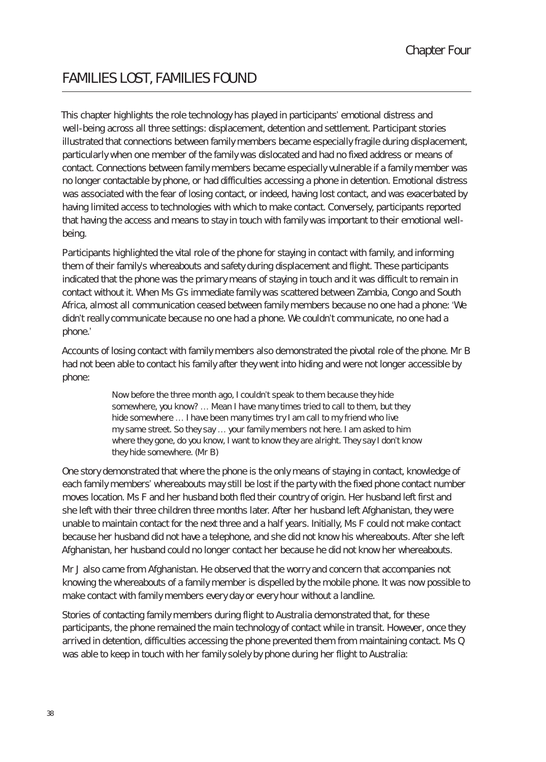Chapter Four

# FAMILIES LOST, FAMILIES FOUND

This chapter highlights the role technology has played in participants' emotional distress and well-being across all three settings: displacement, detention and settlement. Participant stories illustrated that connections between family members became especially fragile during displacement, particularly when one member of the family was dislocated and had no fixed address or means of contact. Connections between family members became especially vulnerable if a family member was no longer contactable by phone, or had difficulties accessing a phone in detention. Emotional distress was associated with the fear of losing contact, or indeed, having lost contact, and was exacerbated by having limited access to technologies with which to make contact. Conversely, participants reported that having the access and means to stay in touch with family was important to their emotional well-being.

Participants highlighted the vital role of the phone for staying in contact with family, and informing them of their family's whereabouts and safety during displacement and flight. These participants indicated that the phone was the primary means of staying in touch and it was difficult to remain in contact without it. When Ms G's immediate family was scattered between Zambia, Congo and South Africa, almost all communication ceased between family members because no one had a phone: 'We didn't really communicate because no one had a phone. We couldn't communicate, no one had a phone.'

Accounts of losing contact with family members also demonstrated the pivotal role of the phone. Mr B had not been able to contact his family after they went into hiding and were not longer accessible by phone:

> Now before the three month ago, I couldn't speak to them because they hide somewhere, you know? … Mean I have many times tried to call to them, but they hide somewhere … I have been many times try I am call to my friend who live my same street. So they say … your family members not here. I am asked to him where they gone, do you know, I want to know they are alright. They say I don't know they hide somewhere. (Mr B)

One story demonstrated that where the phone is the only means of staying in contact, knowledge of each family members' whereabouts may still be lost if the party with the fixed phone contact number moves location. Ms F and her husband both fled their country of origin. Her husband left first and she left with their three children three months later. After her husband left Afghanistan, they were unable to maintain contact for the next three and a half years. Initially, Ms F could not make contact because her husband did not have a telephone, and she did not know his whereabouts. After she left Afghanistan, her husband could no longer contact her because he did not know her whereabouts.

Mr J also came from Afghanistan. He observed that the worry and concern that accompanies not knowing the whereabouts of a family member is dispelled by the mobile phone. It was now possible to make contact with family members every day or every hour without a landline.

Stories of contacting family members during flight to Australia demonstrated that, for these participants, the phone remained the main technology of contact while in transit. However, once they arrived in detention, difficulties accessing the phone prevented them from maintaining contact. Ms Q was able to keep in touch with her family solely by phone during her flight to Australia: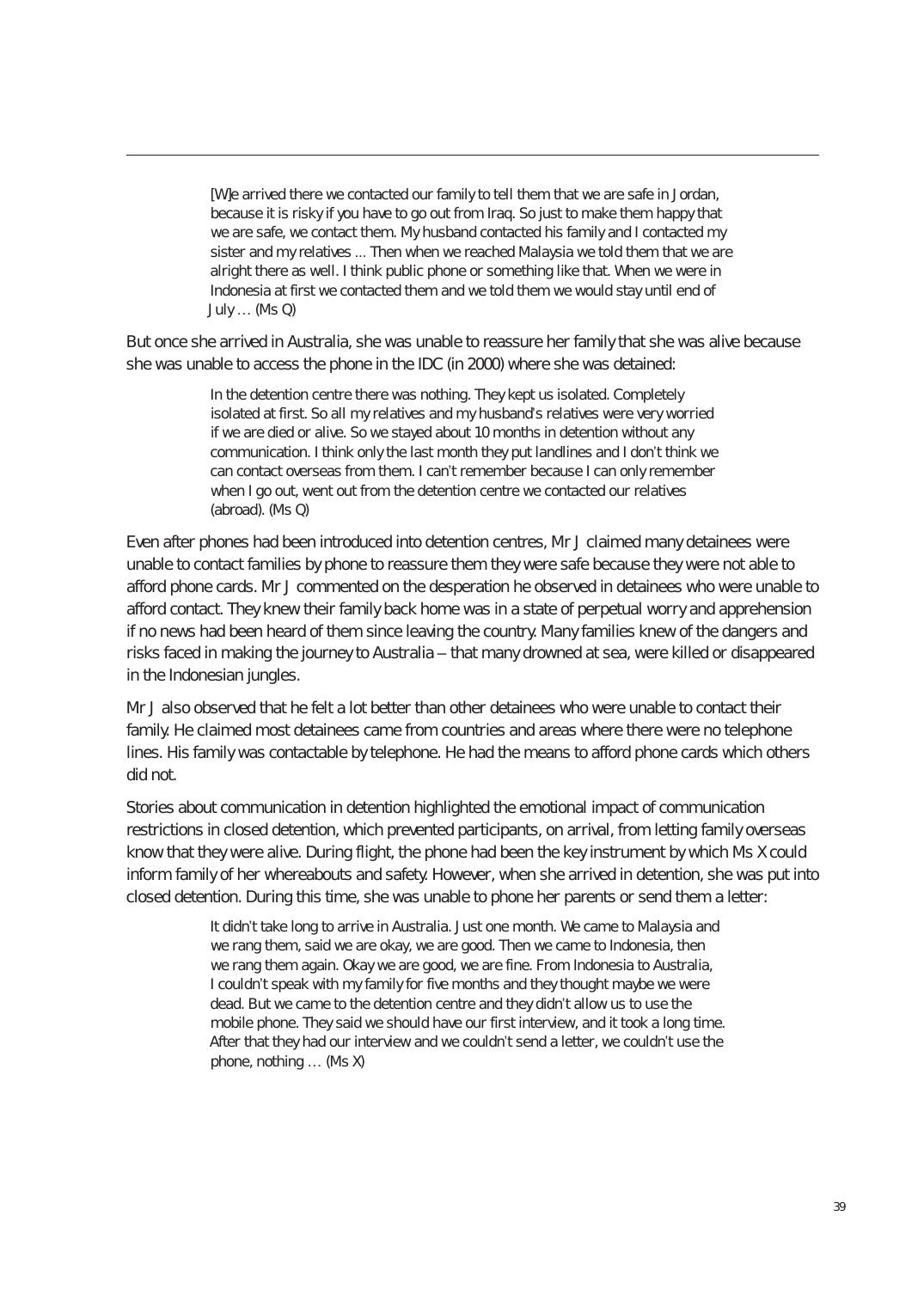> [W]e arrived there we contacted our family to tell them that we are safe in Jordan, because it is risky if you have to go out from Iraq. So just to make them happy that we are safe, we contact them. My husband contacted his family and I contacted my sister and my relatives ... Then when we reached Malaysia we told them that we are alright there as well. I think public phone or something like that. When we were in Indonesia at first we contacted them and we told them we would stay until end of July … (Ms Q)

But once she arrived in Australia, she was unable to reassure her family that she was alive because she was unable to access the phone in the IDC (in 2000) where she was detained:

> In the detention centre there was nothing. They kept us isolated. Completely isolated at first. So all my relatives and my husband's relatives were very worried if we are died or alive. So we stayed about 10 months in detention without any communication. I think only the last month they put landlines and I don't think we can contact overseas from them. I can't remember because I can only remember when I go out, went out from the detention centre we contacted our relatives (abroad). (Ms Q)

Even after phones had been introduced into detention centres, Mr J claimed many detainees were unable to contact families by phone to reassure them they were safe because they were not able to afford phone cards. Mr J commented on the desperation he observed in detainees who were unable to afford contact. They knew their family back home was in a state of perpetual worry and apprehension if no news had been heard of them since leaving the country. Many families knew of the dangers and risks faced in making the journey to Australia – that many drowned at sea, were killed or disappeared in the Indonesian jungles.

Mr J also observed that he felt a lot better than other detainees who were unable to contact their family. He claimed most detainees came from countries and areas where there were no telephone lines. His family was contactable by telephone. He had the means to afford phone cards which others did not.

Stories about communication in detention highlighted the emotional impact of communication restrictions in closed detention, which prevented participants, on arrival, from letting family overseas know that they were alive. During flight, the phone had been the key instrument by which Ms X could inform family of her whereabouts and safety. However, when she arrived in detention, she was put into closed detention. During this time, she was unable to phone her parents or send them a letter:

> It didn't take long to arrive in Australia. Just one month. We came to Malaysia and we rang them, said we are okay, we are good. Then we came to Indonesia, then we rang them again. Okay we are good, we are fine. From Indonesia to Australia, I couldn't speak with my family for five months and they thought maybe we were dead. But we came to the detention centre and they didn't allow us to use the mobile phone. They said we should have our first interview, and it took a long time. After that they had our interview and we couldn't send a letter, we couldn't use the phone, nothing … (Ms X)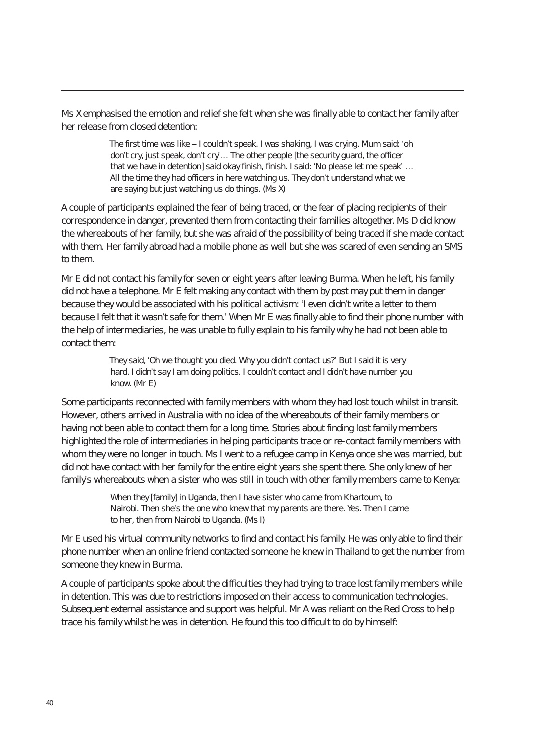Ms X emphasised the emotion and relief she felt when she was finally able to contact her family after her release from closed detention:

> The first time was like – I couldn't speak. I was shaking, I was crying. Mum said: 'oh don't cry, just speak, don't cry'… The other people [the security guard, the officer that we have in detention] said okay finish, finish. I said: 'No please let me speak' … All the time they had officers in here watching us. They don't understand what we are saying but just watching us do things. (Ms X)

A couple of participants explained the fear of being traced, or the fear of placing recipients of their correspondence in danger, prevented them from contacting their families altogether. Ms D did know the whereabouts of her family, but she was afraid of the possibility of being traced if she made contact with them. Her family abroad had a mobile phone as well but she was scared of even sending an SMS to them.

Mr E did not contact his family for seven or eight years after leaving Burma. When he left, his family did not have a telephone. Mr E felt making any contact with them by post may put them in danger because they would be associated with his political activism: 'I even didn't write a letter to them because I felt that it wasn't safe for them.' When Mr E was finally able to find their phone number with the help of intermediaries, he was unable to fully explain to his family why he had not been able to contact them:

> They said, 'Oh we thought you died. Why you didn't contact us?' But I said it is very hard. I didn't say I am doing politics. I couldn't contact and I didn't have number you know. (Mr E)

Some participants reconnected with family members with whom they had lost touch whilst in transit. However, others arrived in Australia with no idea of the whereabouts of their family members or having not been able to contact them for a long time. Stories about finding lost family members highlighted the role of intermediaries in helping participants trace or re-contact family members with whom they were no longer in touch. Ms I went to a refugee camp in Kenya once she was married, but did not have contact with her family for the entire eight years she spent there. She only knew of her family's whereabouts when a sister who was still in touch with other family members came to Kenya:

> When they [family] in Uganda, then I have sister who came from Khartoum, to Nairobi. Then she's the one who knew that my parents are there. Yes. Then I came to her, then from Nairobi to Uganda. (Ms I)

Mr E used his virtual community networks to find and contact his family. He was only able to find their phone number when an online friend contacted someone he knew in Thailand to get the number from someone they knew in Burma.

A couple of participants spoke about the difficulties they had trying to trace lost family members while in detention. This was due to restrictions imposed on their access to communication technologies. Subsequent external assistance and support was helpful. Mr A was reliant on the Red Cross to help trace his family whilst he was in detention. He found this too difficult to do by himself: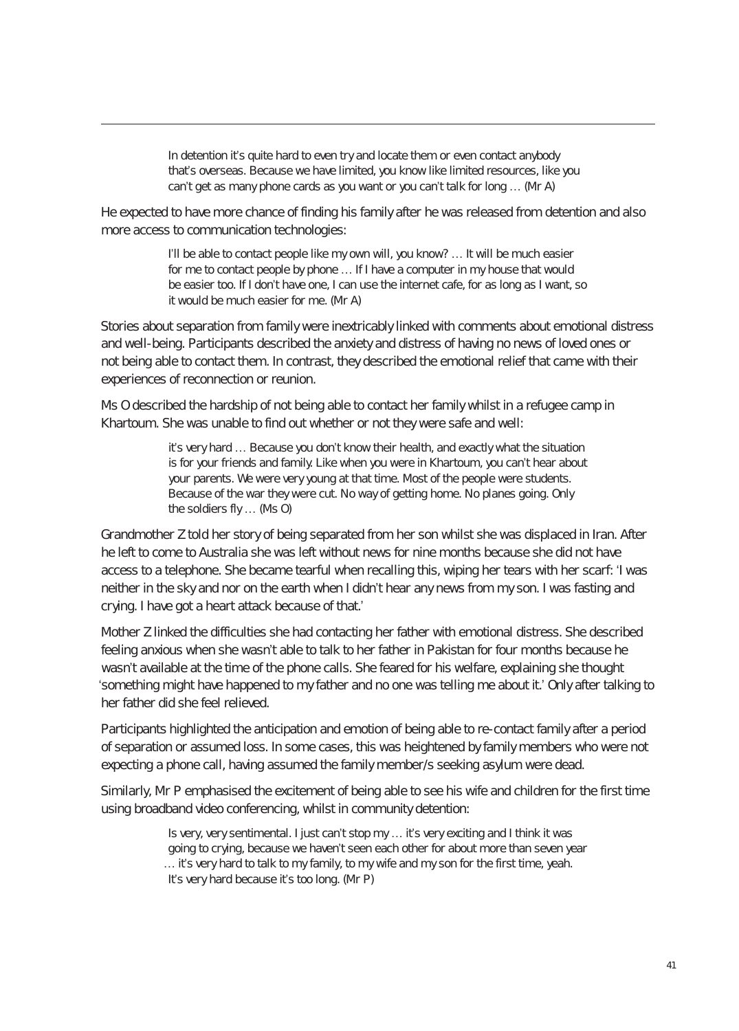> In detention it's quite hard to even try and locate them or even contact anybody that's overseas. Because we have limited, you know like limited resources, like you can't get as many phone cards as you want or you can't talk for long … (Mr A)

He expected to have more chance of finding his family after he was released from detention and also more access to communication technologies:

> I'll be able to contact people like my own will, you know? … It will be much easier for me to contact people by phone … If I have a computer in my house that would be easier too. If I don't have one, I can use the internet cafe, for as long as I want, so it would be much easier for me. (Mr A)

Stories about separation from family were inextricably linked with comments about emotional distress and well-being. Participants described the anxiety and distress of having no news of loved ones or not being able to contact them. In contrast, they described the emotional relief that came with their experiences of reconnection or reunion.

Ms O described the hardship of not being able to contact her family whilst in a refugee camp in Khartoum. She was unable to find out whether or not they were safe and well:

> it's very hard … Because you don't know their health, and exactly what the situation is for your friends and family. Like when you were in Khartoum, you can't hear about your parents. We were very young at that time. Most of the people were students. Because of the war they were cut. No way of getting home. No planes going. Only the soldiers fly … (Ms O)

Grandmother Z told her story of being separated from her son whilst she was displaced in Iran. After he left to come to Australia she was left without news for nine months because she did not have access to a telephone. She became tearful when recalling this, wiping her tears with her scarf: 'I was neither in the sky and nor on the earth when I didn't hear any news from my son. I was fasting and crying. I have got a heart attack because of that.'

Mother Z linked the difficulties she had contacting her father with emotional distress. She described feeling anxious when she wasn't able to talk to her father in Pakistan for four months because he wasn't available at the time of the phone calls. She feared for his welfare, explaining she thought 'something might have happened to my father and no one was telling me about it.' Only after talking to her father did she feel relieved.

Participants highlighted the anticipation and emotion of being able to re-contact family after a period of separation or assumed loss. In some cases, this was heightened by family members who were not expecting a phone call, having assumed the family member/s seeking asylum were dead.

Similarly, Mr P emphasised the excitement of being able to see his wife and children for the first time using broadband video conferencing, whilst in community detention:

> Is very, very sentimental. I just can't stop my … it's very exciting and I think it was going to crying, because we haven't seen each other for about more than seven year … it's very hard to talk to my family, to my wife and my son for the first time, yeah. It's very hard because it's too long. (Mr P)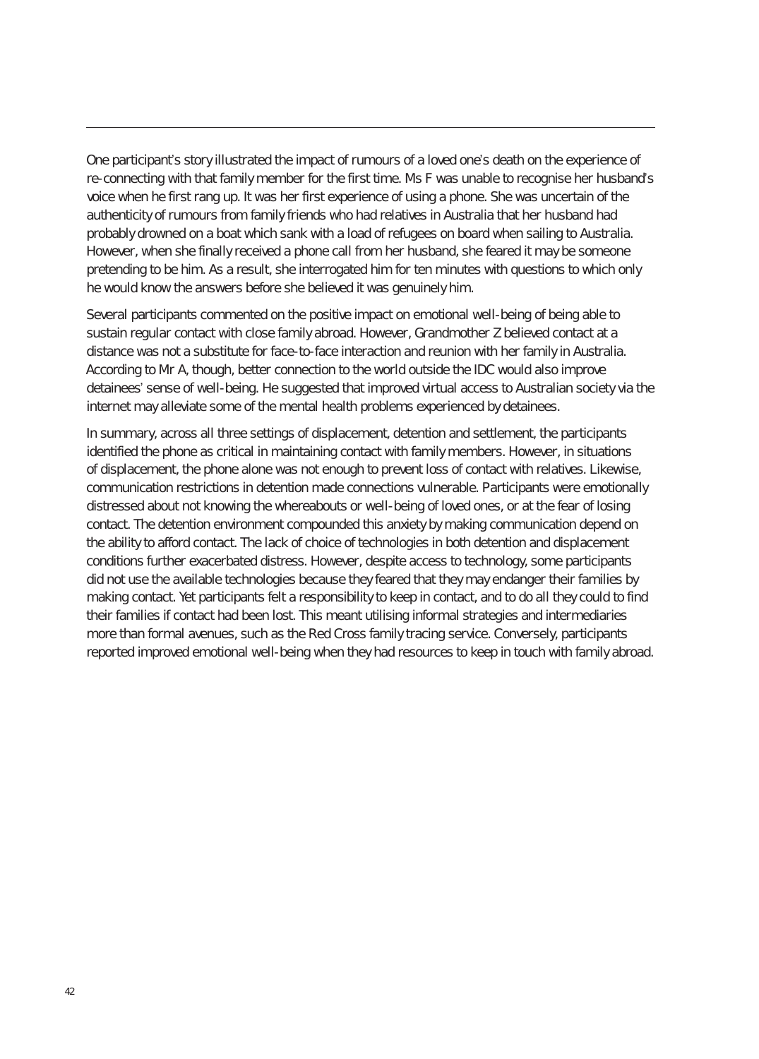One participant's story illustrated the impact of rumours of a loved one's death on the experience of re-connecting with that family member for the first time. Ms F was unable to recognise her husband's voice when he first rang up. It was her first experience of using a phone. She was uncertain of the authenticity of rumours from family friends who had relatives in Australia that her husband had probably drowned on a boat which sank with a load of refugees on board when sailing to Australia. However, when she finally received a phone call from her husband, she feared it may be someone pretending to be him. As a result, she interrogated him for ten minutes with questions to which only he would know the answers before she believed it was genuinely him.

Several participants commented on the positive impact on emotional well-being of being able to sustain regular contact with close family abroad. However, Grandmother Z believed contact at a distance was not a substitute for face-to-face interaction and reunion with her family in Australia. According to Mr A, though, better connection to the world outside the IDC would also improve detainees' sense of well-being. He suggested that improved virtual access to Australian society via the internet may alleviate some of the mental health problems experienced by detainees.

In summary, across all three settings of displacement, detention and settlement, the participants identified the phone as critical in maintaining contact with family members. However, in situations of displacement, the phone alone was not enough to prevent loss of contact with relatives. Likewise, communication restrictions in detention made connections vulnerable. Participants were emotionally distressed about not knowing the whereabouts or well-being of loved ones, or at the fear of losing contact. The detention environment compounded this anxiety by making communication depend on the ability to afford contact. The lack of choice of technologies in both detention and displacement conditions further exacerbated distress. However, despite access to technology, some participants did not use the available technologies because they feared that they may endanger their families by making contact. Yet participants felt a responsibility to keep in contact, and to do all they could to find their families if contact had been lost. This meant utilising informal strategies and intermediaries more than formal avenues, such as the Red Cross family tracing service. Conversely, participants reported improved emotional well-being when they had resources to keep in touch with family abroad.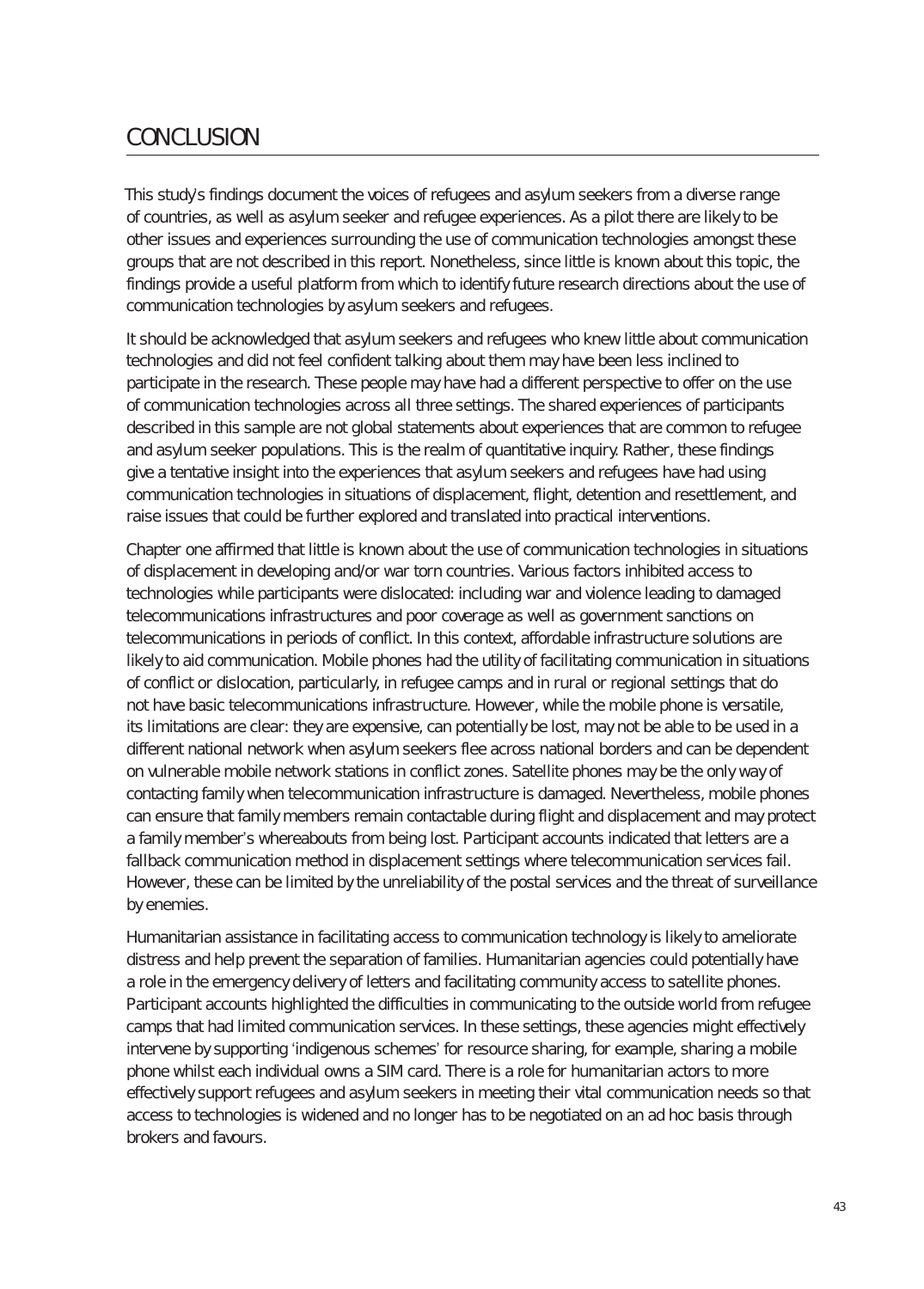# CONCLUSION

This study's findings document the voices of refugees and asylum seekers from a diverse range of countries, as well as asylum seeker and refugee experiences. As a pilot there are likely to be other issues and experiences surrounding the use of communication technologies amongst these groups that are not described in this report. Nonetheless, since little is known about this topic, the findings provide a useful platform from which to identify future research directions about the use of communication technologies by asylum seekers and refugees.

It should be acknowledged that asylum seekers and refugees who knew little about communication technologies and did not feel confident talking about them may have been less inclined to participate in the research. These people may have had a different perspective to offer on the use of communication technologies across all three settings. The shared experiences of participants described in this sample are not global statements about experiences that are common to refugee and asylum seeker populations. This is the realm of quantitative inquiry. Rather, these findings give a tentative insight into the experiences that asylum seekers and refugees have had using communication technologies in situations of displacement, flight, detention and resettlement, and raise issues that could be further explored and translated into practical interventions.

Chapter one affirmed that little is known about the use of communication technologies in situations of displacement in developing and/or war torn countries. Various factors inhibited access to technologies while participants were dislocated: including war and violence leading to damaged telecommunications infrastructures and poor coverage as well as government sanctions on telecommunications in periods of conflict. In this context, affordable infrastructure solutions are likely to aid communication. Mobile phones had the utility of facilitating communication in situations of conflict or dislocation, particularly, in refugee camps and in rural or regional settings that do not have basic telecommunications infrastructure. However, while the mobile phone is versatile, its limitations are clear: they are expensive, can potentially be lost, may not be able to be used in a different national network when asylum seekers flee across national borders and can be dependent on vulnerable mobile network stations in conflict zones. Satellite phones may be the only way of contacting family when telecommunication infrastructure is damaged. Nevertheless, mobile phones can ensure that family members remain contactable during flight and displacement and may protect a family member's whereabouts from being lost. Participant accounts indicated that letters are a fallback communication method in displacement settings where telecommunication services fail. However, these can be limited by the unreliability of the postal services and the threat of surveillance by enemies.

Humanitarian assistance in facilitating access to communication technology is likely to ameliorate distress and help prevent the separation of families. Humanitarian agencies could potentially have a role in the emergency delivery of letters and facilitating community access to satellite phones. Participant accounts highlighted the difficulties in communicating to the outside world from refugee camps that had limited communication services. In these settings, these agencies might effectively intervene by supporting 'indigenous schemes' for resource sharing, for example, sharing a mobile phone whilst each individual owns a SIM card. There is a role for humanitarian actors to more effectively support refugees and asylum seekers in meeting their vital communication needs so that access to technologies is widened and no longer has to be negotiated on an ad hoc basis through brokers and favours.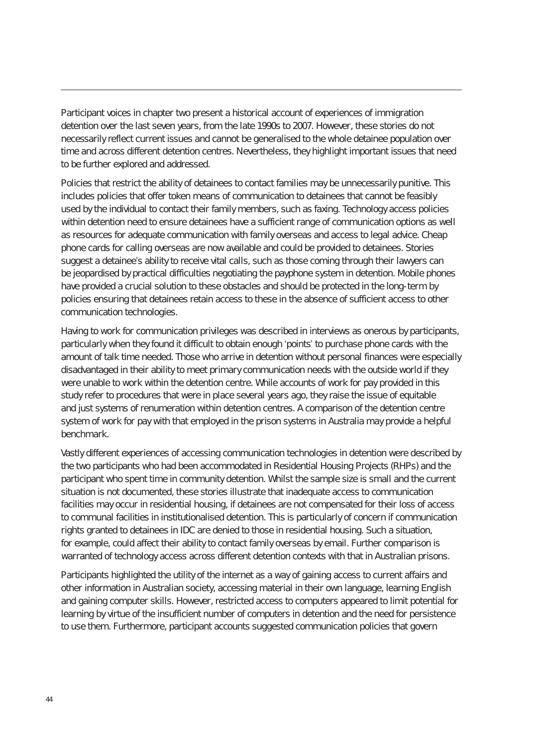Participant voices in chapter two present a historical account of experiences of immigration detention over the last seven years, from the late 1990s to 2007. However, these stories do not necessarily reflect current issues and cannot be generalised to the whole detainee population over time and across different detention centres. Nevertheless, they highlight important issues that need to be further explored and addressed.

Policies that restrict the ability of detainees to contact families may be unnecessarily punitive. This includes policies that offer token means of communication to detainees that cannot be feasibly used by the individual to contact their family members, such as faxing. Technology access policies within detention need to ensure detainees have a sufficient range of communication options as well as resources for adequate communication with family overseas and access to legal advice. Cheap phone cards for calling overseas are now available and could be provided to detainees. Stories suggest a detainee's ability to receive vital calls, such as those coming through their lawyers can be jeopardised by practical difficulties negotiating the payphone system in detention. Mobile phones have provided a crucial solution to these obstacles and should be protected in the long-term by policies ensuring that detainees retain access to these in the absence of sufficient access to other communication technologies.

Having to work for communication privileges was described in interviews as onerous by participants, particularly when they found it difficult to obtain enough 'points' to purchase phone cards with the amount of talk time needed. Those who arrive in detention without personal finances were especially disadvantaged in their ability to meet primary communication needs with the outside world if they were unable to work within the detention centre. While accounts of work for pay provided in this study refer to procedures that were in place several years ago, they raise the issue of equitable and just systems of renumeration within detention centres. A comparison of the detention centre system of work for pay with that employed in the prison systems in Australia may provide a helpful benchmark.

Vastly different experiences of accessing communication technologies in detention were described by the two participants who had been accommodated in Residential Housing Projects (RHPs) and the participant who spent time in community detention. Whilst the sample size is small and the current situation is not documented, these stories illustrate that inadequate access to communication facilities may occur in residential housing, if detainees are not compensated for their loss of access to communal facilities in institutionalised detention. This is particularly of concern if communication rights granted to detainees in IDC are denied to those in residential housing. Such a situation, for example, could affect their ability to contact family overseas by email. Further comparison is warranted of technology access across different detention contexts with that in Australian prisons.

Participants highlighted the utility of the internet as a way of gaining access to current affairs and other information in Australian society, accessing material in their own language, learning English and gaining computer skills. However, restricted access to computers appeared to limit potential for learning by virtue of the insufficient number of computers in detention and the need for persistence to use them. Furthermore, participant accounts suggested communication policies that govern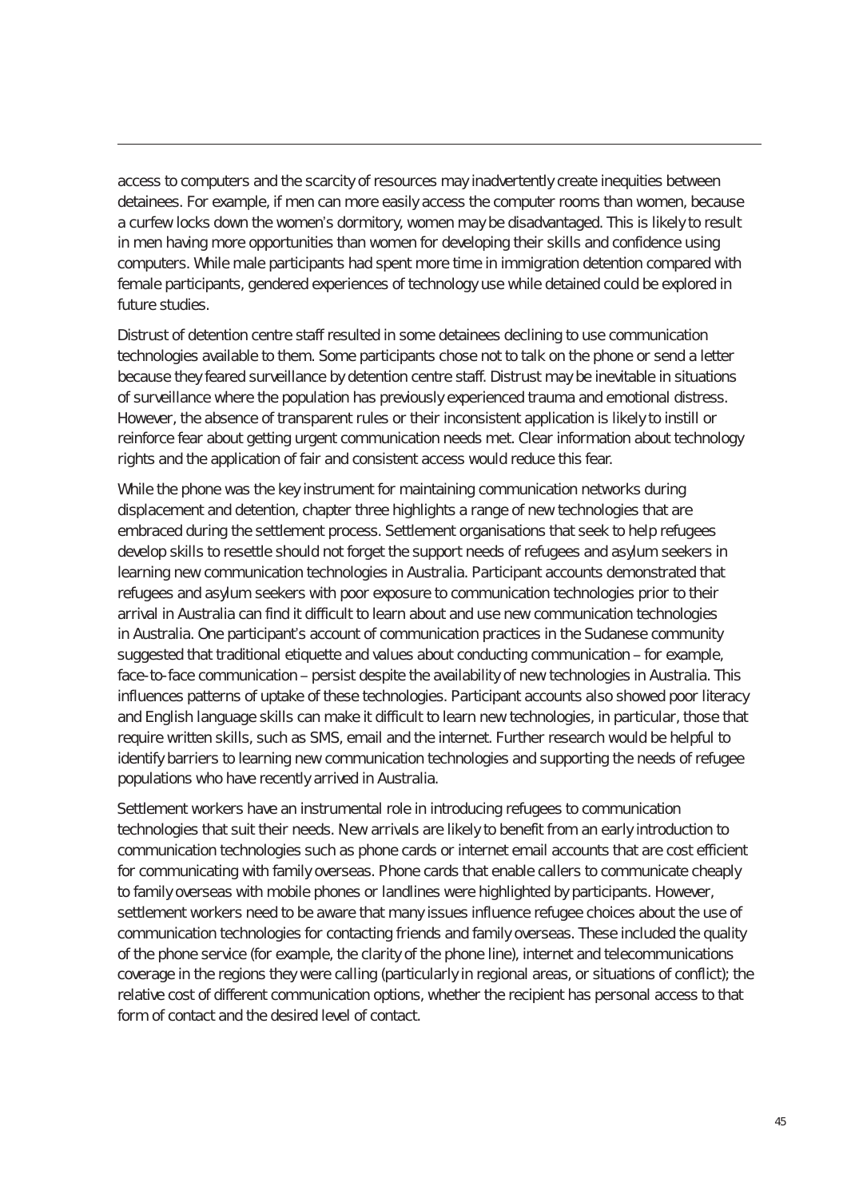access to computers and the scarcity of resources may inadvertently create inequities between detainees. For example, if men can more easily access the computer rooms than women, because a curfew locks down the women's dormitory, women may be disadvantaged. This is likely to result in men having more opportunities than women for developing their skills and confidence using computers. While male participants had spent more time in immigration detention compared with female participants, gendered experiences of technology use while detained could be explored in future studies.

Distrust of detention centre staff resulted in some detainees declining to use communication technologies available to them. Some participants chose not to talk on the phone or send a letter because they feared surveillance by detention centre staff. Distrust may be inevitable in situations of surveillance where the population has previously experienced trauma and emotional distress. However, the absence of transparent rules or their inconsistent application is likely to instill or reinforce fear about getting urgent communication needs met. Clear information about technology rights and the application of fair and consistent access would reduce this fear.

While the phone was the key instrument for maintaining communication networks during displacement and detention, chapter three highlights a range of new technologies that are embraced during the settlement process. Settlement organisations that seek to help refugees develop skills to resettle should not forget the support needs of refugees and asylum seekers in learning new communication technologies in Australia. Participant accounts demonstrated that refugees and asylum seekers with poor exposure to communication technologies prior to their arrival in Australia can find it difficult to learn about and use new communication technologies in Australia. One participant's account of communication practices in the Sudanese community suggested that traditional etiquette and values about conducting communication – for example, face-to-face communication – persist despite the availability of new technologies in Australia. This influences patterns of uptake of these technologies. Participant accounts also showed poor literacy and English language skills can make it difficult to learn new technologies, in particular, those that require written skills, such as SMS, email and the internet. Further research would be helpful to identify barriers to learning new communication technologies and supporting the needs of refugee populations who have recently arrived in Australia.

Settlement workers have an instrumental role in introducing refugees to communication technologies that suit their needs. New arrivals are likely to benefit from an early introduction to communication technologies such as phone cards or internet email accounts that are cost efficient for communicating with family overseas. Phone cards that enable callers to communicate cheaply to family overseas with mobile phones or landlines were highlighted by participants. However, settlement workers need to be aware that many issues influence refugee choices about the use of communication technologies for contacting friends and family overseas. These included the quality of the phone service (for example, the clarity of the phone line), internet and telecommunications coverage in the regions they were calling (particularly in regional areas, or situations of conflict); the relative cost of different communication options, whether the recipient has personal access to that form of contact and the desired level of contact.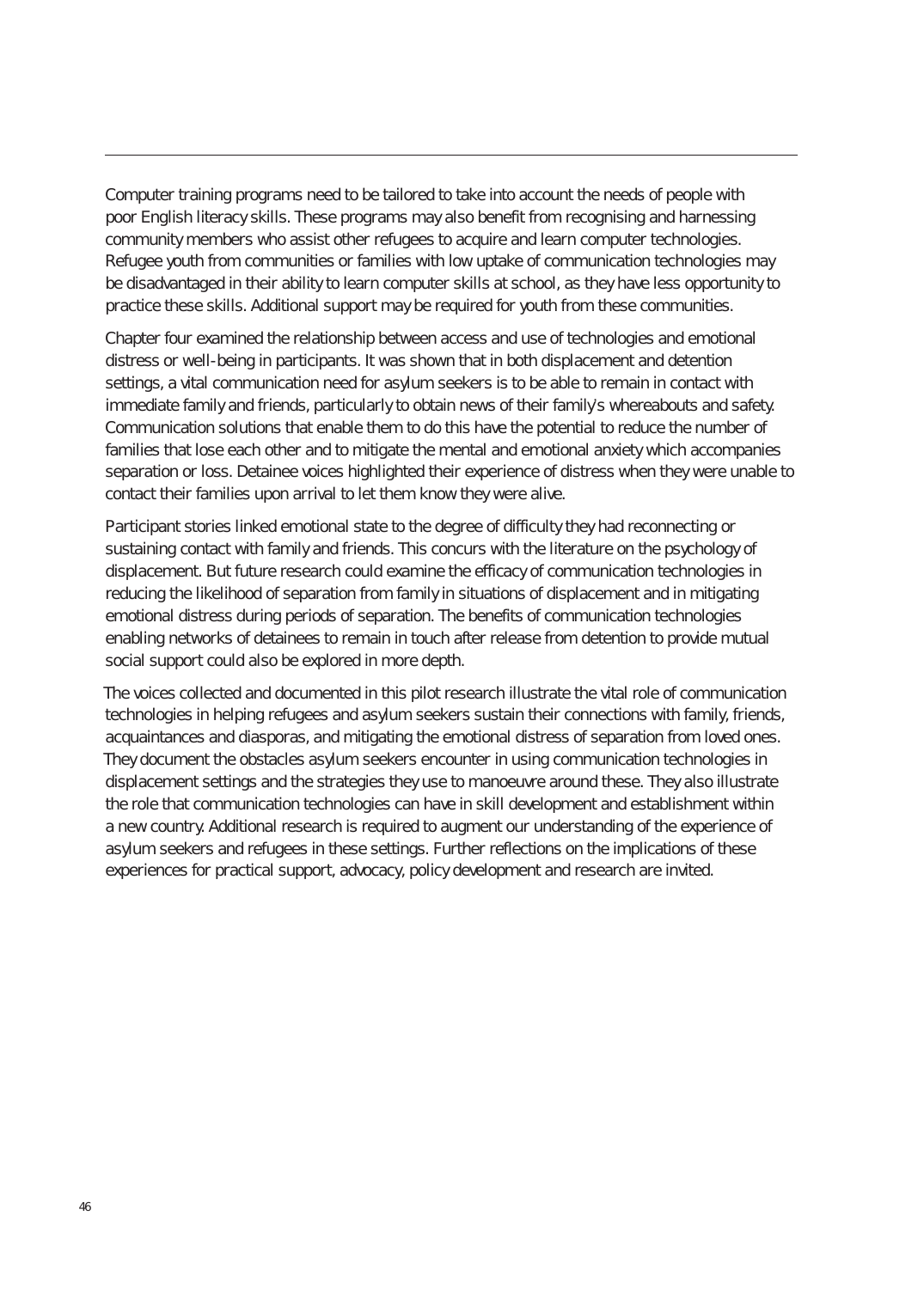Computer training programs need to be tailored to take into account the needs of people with poor English literacy skills. These programs may also benefit from recognising and harnessing community members who assist other refugees to acquire and learn computer technologies. Refugee youth from communities or families with low uptake of communication technologies may be disadvantaged in their ability to learn computer skills at school, as they have less opportunity to practice these skills. Additional support may be required for youth from these communities.

Chapter four examined the relationship between access and use of technologies and emotional distress or well-being in participants. It was shown that in both displacement and detention settings, a vital communication need for asylum seekers is to be able to remain in contact with immediate family and friends, particularly to obtain news of their family's whereabouts and safety. Communication solutions that enable them to do this have the potential to reduce the number of families that lose each other and to mitigate the mental and emotional anxiety which accompanies separation or loss. Detainee voices highlighted their experience of distress when they were unable to contact their families upon arrival to let them know they were alive.

Participant stories linked emotional state to the degree of difficulty they had reconnecting or sustaining contact with family and friends. This concurs with the literature on the psychology of displacement. But future research could examine the efficacy of communication technologies in reducing the likelihood of separation from family in situations of displacement and in mitigating emotional distress during periods of separation. The benefits of communication technologies enabling networks of detainees to remain in touch after release from detention to provide mutual social support could also be explored in more depth.

The voices collected and documented in this pilot research illustrate the vital role of communication technologies in helping refugees and asylum seekers sustain their connections with family, friends, acquaintances and diasporas, and mitigating the emotional distress of separation from loved ones. They document the obstacles asylum seekers encounter in using communication technologies in displacement settings and the strategies they use to manoeuvre around these. They also illustrate the role that communication technologies can have in skill development and establishment within a new country. Additional research is required to augment our understanding of the experience of asylum seekers and refugees in these settings. Further reflections on the implications of these experiences for practical support, advocacy, policy development and research are invited.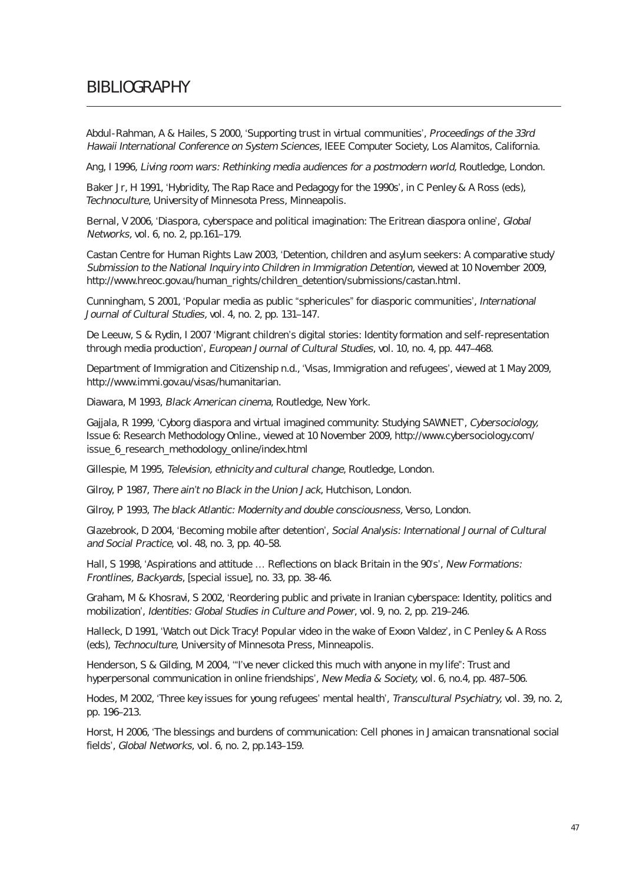# BIBLIOGRAPHY

Abdul-Rahman, A & Hailes, S 2000, 'Supporting trust in virtual communities', *Proceedings of the 33rd Hawaii International Conference on System Sciences*, IEEE Computer Society, Los Alamitos, California.

Ang, I 1996, *Living room wars: Rethinking media audiences for a postmodern world*, Routledge, London.

Baker Jr, H 1991, 'Hybridity, The Rap Race and Pedagogy for the 1990s', in C Penley & A Ross (eds), *Technoculture*, University of Minnesota Press, Minneapolis.

Bernal, V 2006, 'Diaspora, cyberspace and political imagination: The Eritrean diaspora online', *Global Networks*, vol. 6, no. 2, pp.161–179.

Castan Centre for Human Rights Law 2003, 'Detention, children and asylum seekers: A comparative study' *Submission to the National Inquiry into Children in Immigration Detention*, viewed at 10 November 2009, http://www.hreoc.gov.au/human_rights/children_detention/submissions/castan.html.

Cunningham, S 2001, 'Popular media as public "sphericules" for diasporic communities', *International Journal of Cultural Studies*, vol. 4, no. 2, pp. 131–147.

De Leeuw, S & Rydin, I 2007 'Migrant children's digital stories: Identity formation and self-representation through media production', *European Journal of Cultural Studies*, vol. 10, no. 4, pp. 447–468.

Department of Immigration and Citizenship n.d., 'Visas, Immigration and refugees', viewed at 1 May 2009, http://www.immi.gov.au/visas/humanitarian.

Diawara, M 1993, *Black American cinema*, Routledge, New York.

Gajjala, R 1999, 'Cyborg diaspora and virtual imagined community: Studying SAWNET', *Cybersociology*, Issue 6: Research Methodology Online., viewed at 10 November 2009, http://www.cybersociology.com/issue_6_research_methodology_online/index.html

Gillespie, M 1995, *Television, ethnicity and cultural change*, Routledge, London.

Gilroy, P 1987, *There ain't no Black in the Union Jack*, Hutchison, London.

Gilroy, P 1993, *The black Atlantic: Modernity and double consciousness*, Verso, London.

Glazebrook, D 2004, 'Becoming mobile after detention', *Social Analysis: International Journal of Cultural and Social Practice*, vol. 48, no. 3, pp. 40–58.

Hall, S 1998, 'Aspirations and attitude … Reflections on black Britain in the 90's', *New Formations: Frontlines, Backyards*, [special issue], no. 33, pp. 38-46.

Graham, M & Khosravi, S 2002, 'Reordering public and private in Iranian cyberspace: Identity, politics and mobilization', *Identities: Global Studies in Culture and Power*, vol. 9, no. 2, pp. 219–246.

Halleck, D 1991, 'Watch out Dick Tracy! Popular video in the wake of Exxon Valdez', in C Penley & A Ross (eds), *Technoculture*, University of Minnesota Press, Minneapolis.

Henderson, S & Gilding, M 2004, '"I've never clicked this much with anyone in my life": Trust and hyperpersonal communication in online friendships', *New Media & Society*, vol. 6, no.4, pp. 487–506.

Hodes, M 2002, 'Three key issues for young refugees' mental health', *Transcultural Psychiatry*, vol. 39, no. 2, pp. 196–213.

Horst, H 2006, 'The blessings and burdens of communication: Cell phones in Jamaican transnational social fields', *Global Networks*, vol. 6, no. 2, pp.143–159.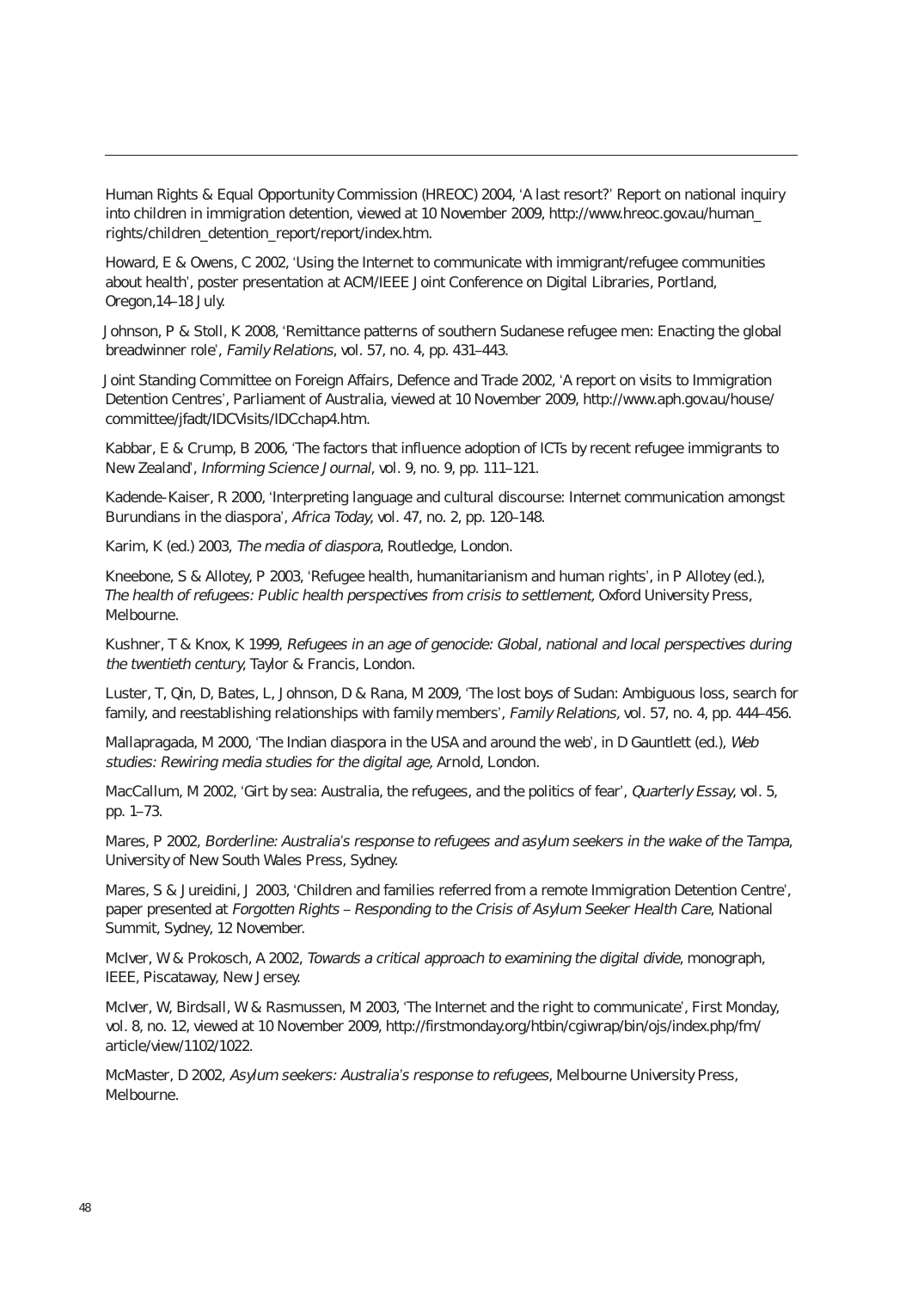Human Rights & Equal Opportunity Commission (HREOC) 2004, 'A last resort?' Report on national inquiry into children in immigration detention, viewed at 10 November 2009, http://www.hreoc.gov.au/human_rights/children_detention_report/report/index.htm.

Howard, E & Owens, C 2002, 'Using the Internet to communicate with immigrant/refugee communities about health', poster presentation at ACM/IEEE Joint Conference on Digital Libraries, Portland, Oregon,14–18 July.

Johnson, P & Stoll, K 2008, 'Remittance patterns of southern Sudanese refugee men: Enacting the global breadwinner role', *Family Relations*, vol. 57, no. 4, pp. 431–443.

Joint Standing Committee on Foreign Affairs, Defence and Trade 2002, 'A report on visits to Immigration Detention Centres', Parliament of Australia, viewed at 10 November 2009, http://www.aph.gov.au/house/committee/jfadt/IDCVisits/IDCchap4.htm.

Kabbar, E & Crump, B 2006, 'The factors that influence adoption of ICTs by recent refugee immigrants to New Zealand', *Informing Science Journal*, vol. 9, no. 9, pp. 111–121.

Kadende-Kaiser, R 2000, 'Interpreting language and cultural discourse: Internet communication amongst Burundians in the diaspora', *Africa Today*, vol. 47, no. 2, pp. 120–148.

Karim, K (ed.) 2003, *The media of diaspora*, Routledge, London.

Kneebone, S & Allotey, P 2003, 'Refugee health, humanitarianism and human rights', in P Allotey (ed.), *The health of refugees: Public health perspectives from crisis to settlement,* Oxford University Press, Melbourne.

Kushner, T & Knox, K 1999, *Refugees in an age of genocide: Global, national and local perspectives during the twentieth century*, Taylor & Francis, London.

Luster, T, Qin, D, Bates, L, Johnson, D & Rana, M 2009, 'The lost boys of Sudan: Ambiguous loss, search for family, and reestablishing relationships with family members', *Family Relations,* vol. 57, no. 4, pp. 444–456.

Mallapragada, M 2000, 'The Indian diaspora in the USA and around the web', in D Gauntlett (ed.), *Web studies: Rewiring media studies for the digital age,* Arnold, London.

MacCallum, M 2002, 'Girt by sea: Australia, the refugees, and the politics of fear', *Quarterly Essay*, vol. 5, pp. 1–73.

Mares, P 2002, *Borderline: Australia's response to refugees and asylum seekers in the wake of the Tampa*, University of New South Wales Press, Sydney.

Mares, S & Jureidini, J 2003, 'Children and families referred from a remote Immigration Detention Centre', paper presented at *Forgotten Rights – Responding to the Crisis of Asylum Seeker Health Care*, National Summit, Sydney, 12 November.

McIver, W & Prokosch, A 2002, *Towards a critical approach to examining the digital divide*, monograph, IEEE, Piscataway, New Jersey.

McIver, W, Birdsall, W & Rasmussen, M 2003, 'The Internet and the right to communicate', First Monday, vol. 8, no. 12, viewed at 10 November 2009, http://firstmonday.org/htbin/cgiwrap/bin/ojs/index.php/fm/article/view/1102/1022.

McMaster, D 2002, *Asylum seekers: Australia's response to refugees*, Melbourne University Press, Melbourne.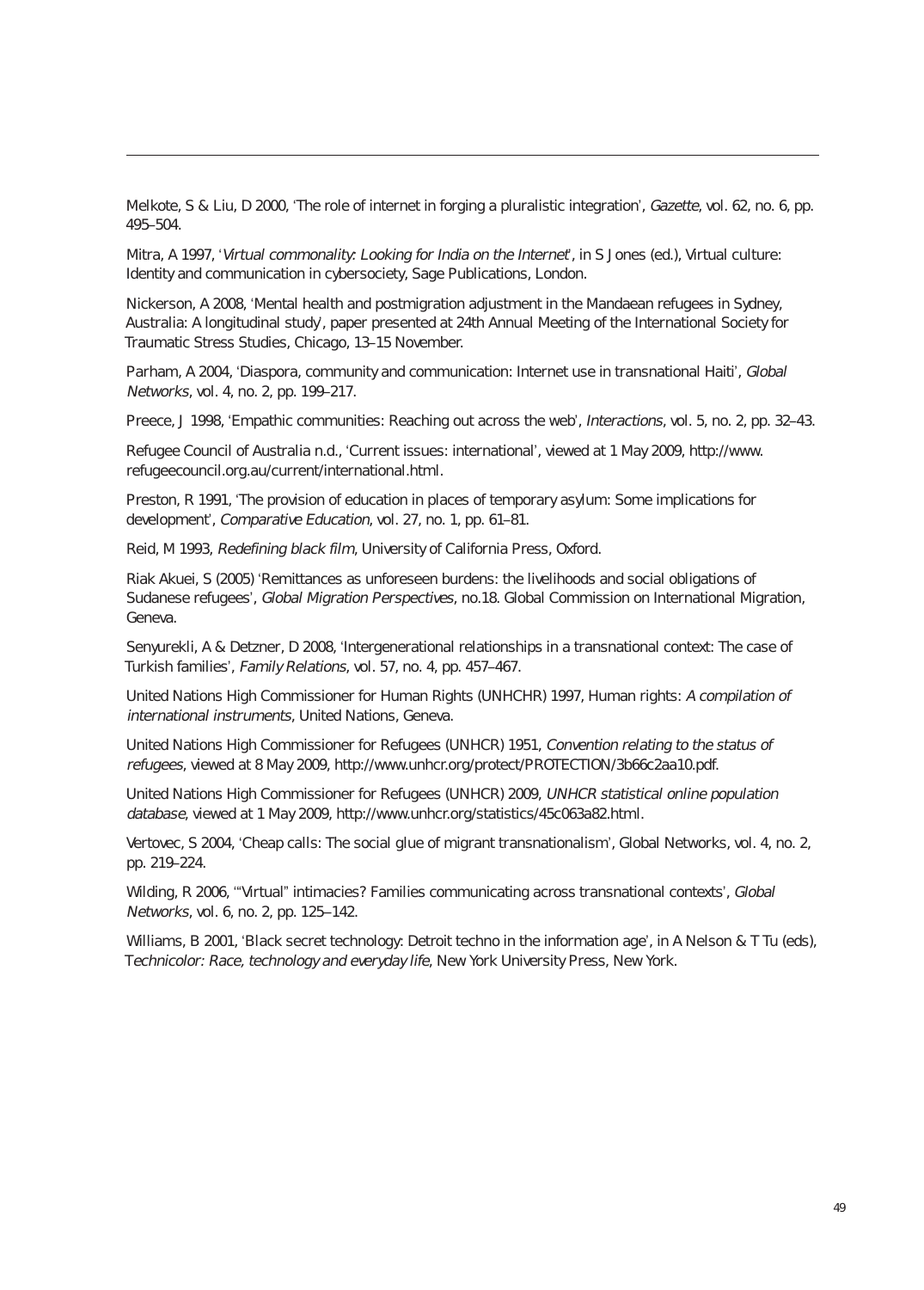Melkote, S & Liu, D 2000, 'The role of internet in forging a pluralistic integration', *Gazette*, vol. 62, no. 6, pp. 495–504.

Mitra, A 1997, '*Virtual commonality: Looking for India on the Internet*', in S Jones (ed.), Virtual culture: Identity and communication in cybersociety, Sage Publications, London.

Nickerson, A 2008, 'Mental health and postmigration adjustment in the Mandaean refugees in Sydney, Australia: A longitudinal study', paper presented at 24th Annual Meeting of the International Society for Traumatic Stress Studies, Chicago, 13–15 November.

Parham, A 2004, 'Diaspora, community and communication: Internet use in transnational Haiti', *Global Networks*, vol. 4, no. 2, pp. 199–217.

Preece, J 1998, 'Empathic communities: Reaching out across the web', *Interactions*, vol. 5, no. 2, pp. 32–43.

Refugee Council of Australia n.d., 'Current issues: international', viewed at 1 May 2009, http://www.refugeecouncil.org.au/current/international.html.

Preston, R 1991, 'The provision of education in places of temporary asylum: Some implications for development', *Comparative Education*, vol. 27, no. 1, pp. 61–81.

Reid, M 1993, *Redefining black film*, University of California Press, Oxford.

Riak Akuei, S (2005) 'Remittances as unforeseen burdens: the livelihoods and social obligations of Sudanese refugees', *Global Migration Perspectives*, no.18. Global Commission on International Migration, Geneva.

Senyurekli, A & Detzner, D 2008, 'Intergenerational relationships in a transnational context: The case of Turkish families', *Family Relations*, vol. 57, no. 4, pp. 457–467.

United Nations High Commissioner for Human Rights (UNHCHR) 1997, Human rights: *A compilation of international instruments*, United Nations, Geneva.

United Nations High Commissioner for Refugees (UNHCR) 1951, *Convention relating to the status of refugees*, viewed at 8 May 2009, http://www.unhcr.org/protect/PROTECTION/3b66c2aa10.pdf.

United Nations High Commissioner for Refugees (UNHCR) 2009, *UNHCR statistical online population database*, viewed at 1 May 2009, http://www.unhcr.org/statistics/45c063a82.html.

Vertovec, S 2004, 'Cheap calls: The social glue of migrant transnationalism', Global Networks, vol. 4, no. 2, pp. 219–224.

Wilding, R 2006, '"Virtual" intimacies? Families communicating across transnational contexts', *Global Networks*, vol. 6, no. 2, pp. 125–142.

Williams, B 2001, 'Black secret technology: Detroit techno in the information age', in A Nelson & T Tu (eds), *Technicolor: Race, technology and everyday life*, New York University Press, New York.